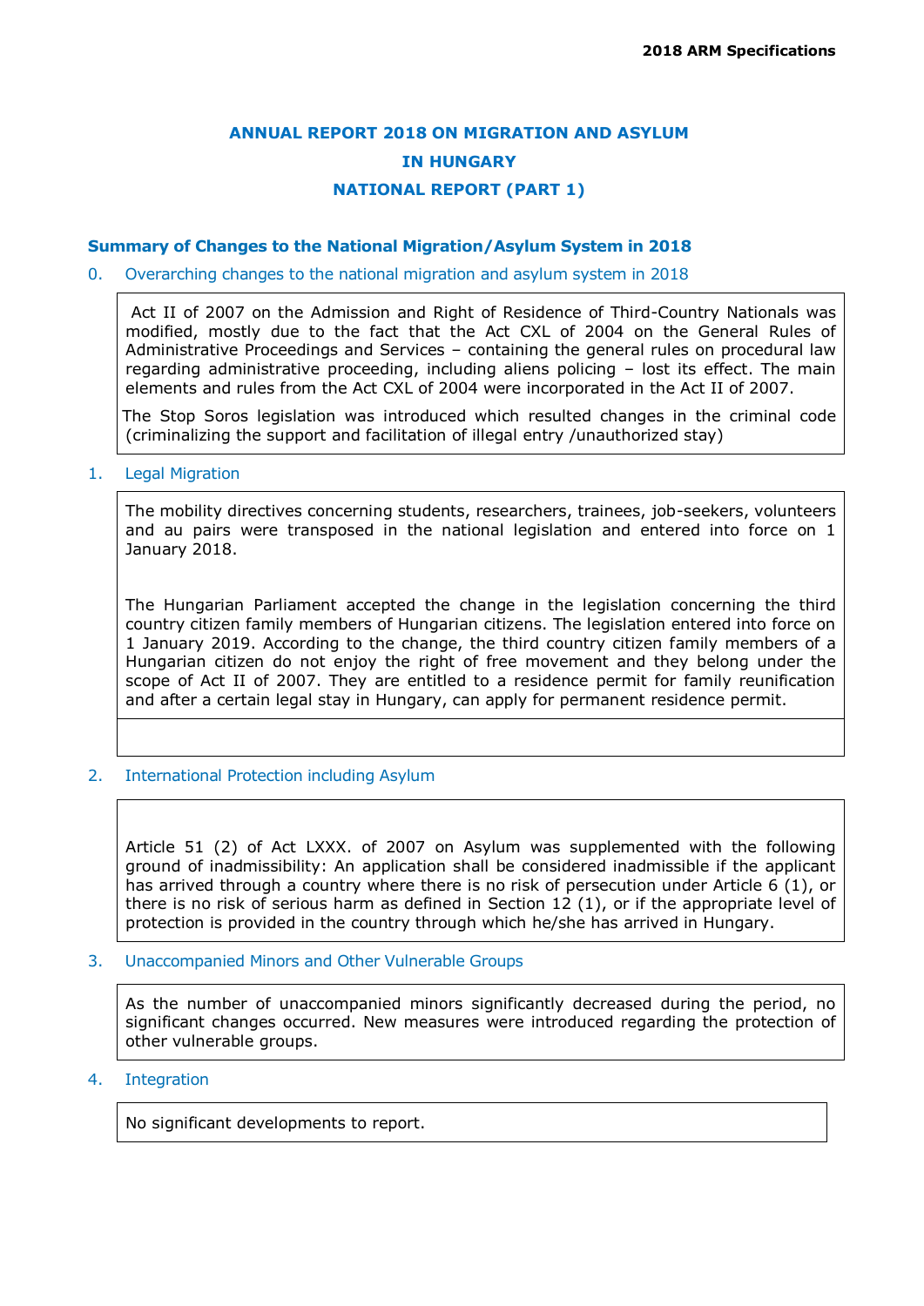# ANNUAL REPORT 2018 ON MIGRATION AND ASYLUM IN HUNGARY

# NATIONAL REPORT (PART 1)

## Summary of Changes to the National Migration/Asylum System in 2018

### 0. Overarching changes to the national migration and asylum system in 2018

Act II of 2007 on the Admission and Right of Residence of Third-Country Nationals was modified, mostly due to the fact that the Act CXL of 2004 on the General Rules of Administrative Proceedings and Services – containing the general rules on procedural law regarding administrative proceeding, including aliens policing – lost its effect. The main elements and rules from the Act CXL of 2004 were incorporated in the Act II of 2007.

The Stop Soros legislation was introduced which resulted changes in the criminal code (criminalizing the support and facilitation of illegal entry /unauthorized stay)

### 1. Legal Migration

The mobility directives concerning students, researchers, trainees, job-seekers, volunteers and au pairs were transposed in the national legislation and entered into force on 1 January 2018.

The Hungarian Parliament accepted the change in the legislation concerning the third country citizen family members of Hungarian citizens. The legislation entered into force on 1 January 2019. According to the change, the third country citizen family members of a Hungarian citizen do not enjoy the right of free movement and they belong under the scope of Act II of 2007. They are entitled to a residence permit for family reunification and after a certain legal stay in Hungary, can apply for permanent residence permit.

### 2. International Protection including Asylum

Article 51 (2) of Act LXXX. of 2007 on Asylum was supplemented with the following ground of inadmissibility: An application shall be considered inadmissible if the applicant has arrived through a country where there is no risk of persecution under Article 6 (1), or there is no risk of serious harm as defined in Section 12 (1), or if the appropriate level of protection is provided in the country through which he/she has arrived in Hungary.

### 3. Unaccompanied Minors and Other Vulnerable Groups

As the number of unaccompanied minors significantly decreased during the period, no significant changes occurred. New measures were introduced regarding the protection of other vulnerable groups.

### 4. Integration

No significant developments to report.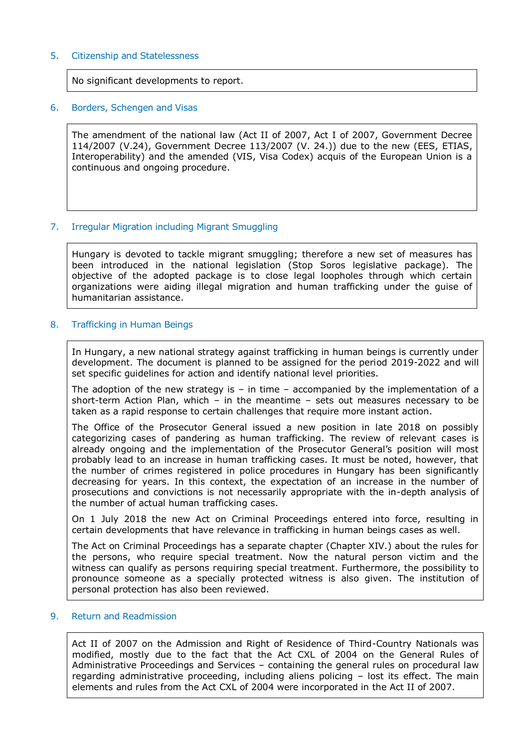## 5. Citizenship and Statelessness

No significant developments to report.

## 6. Borders, Schengen and Visas

The amendment of the national law (Act II of 2007, Act I of 2007, Government Decree 114/2007 (V.24), Government Decree 113/2007 (V. 24.)) due to the new (EES, ETIAS, Interoperability) and the amended (VIS, Visa Codex) acquis of the European Union is a continuous and ongoing procedure.

## 7. Irregular Migration including Migrant Smuggling

Hungary is devoted to tackle migrant smuggling; therefore a new set of measures has been introduced in the national legislation (Stop Soros legislative package). The objective of the adopted package is to close legal loopholes through which certain organizations were aiding illegal migration and human trafficking under the guise of humanitarian assistance.

## 8. Trafficking in Human Beings

In Hungary, a new national strategy against trafficking in human beings is currently under development. The document is planned to be assigned for the period 2019-2022 and will set specific guidelines for action and identify national level priorities.

The adoption of the new strategy is – in time – accompanied by the implementation of a short-term Action Plan, which – in the meantime – sets out measures necessary to be taken as a rapid response to certain challenges that require more instant action.

The Office of the Prosecutor General issued a new position in late 2018 on possibly categorizing cases of pandering as human trafficking. The review of relevant cases is already ongoing and the implementation of the Prosecutor General's position will most probably lead to an increase in human trafficking cases. It must be noted, however, that the number of crimes registered in police procedures in Hungary has been significantly decreasing for years. In this context, the expectation of an increase in the number of prosecutions and convictions is not necessarily appropriate with the in-depth analysis of the number of actual human trafficking cases.

On 1 July 2018 the new Act on Criminal Proceedings entered into force, resulting in certain developments that have relevance in trafficking in human beings cases as well.

The Act on Criminal Proceedings has a separate chapter (Chapter XIV.) about the rules for the persons, who require special treatment. Now the natural person victim and the witness can qualify as persons requiring special treatment. Furthermore, the possibility to pronounce someone as a specially protected witness is also given. The institution of personal protection has also been reviewed.

## 9. Return and Readmission

Act II of 2007 on the Admission and Right of Residence of Third-Country Nationals was modified, mostly due to the fact that the Act CXL of 2004 on the General Rules of Administrative Proceedings and Services – containing the general rules on procedural law regarding administrative proceeding, including aliens policing – lost its effect. The main elements and rules from the Act CXL of 2004 were incorporated in the Act II of 2007.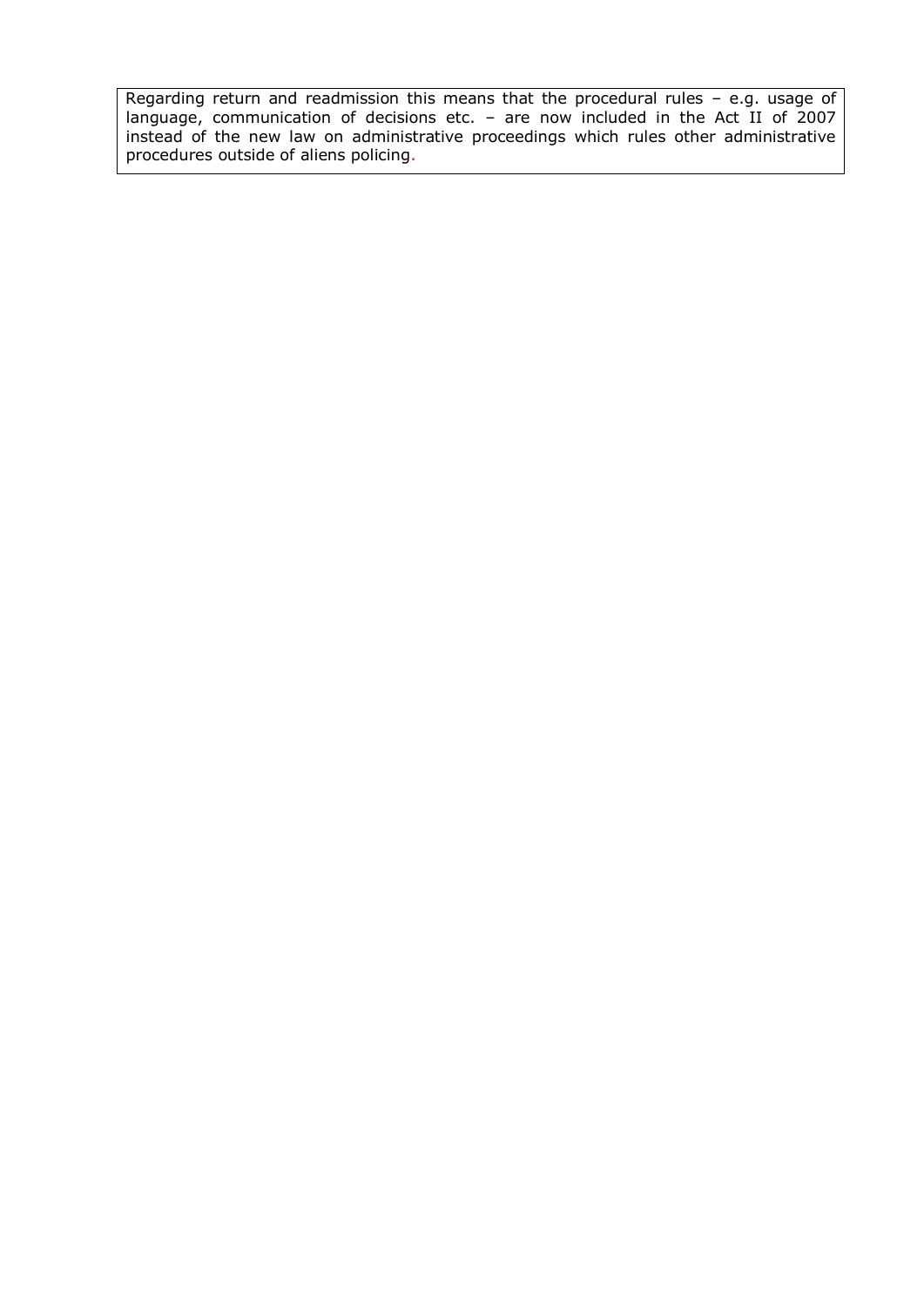Regarding return and readmission this means that the procedural rules – e.g. usage of language, communication of decisions etc. – are now included in the Act II of 2007 instead of the new law on administrative proceedings which rules other administrative procedures outside of aliens policing.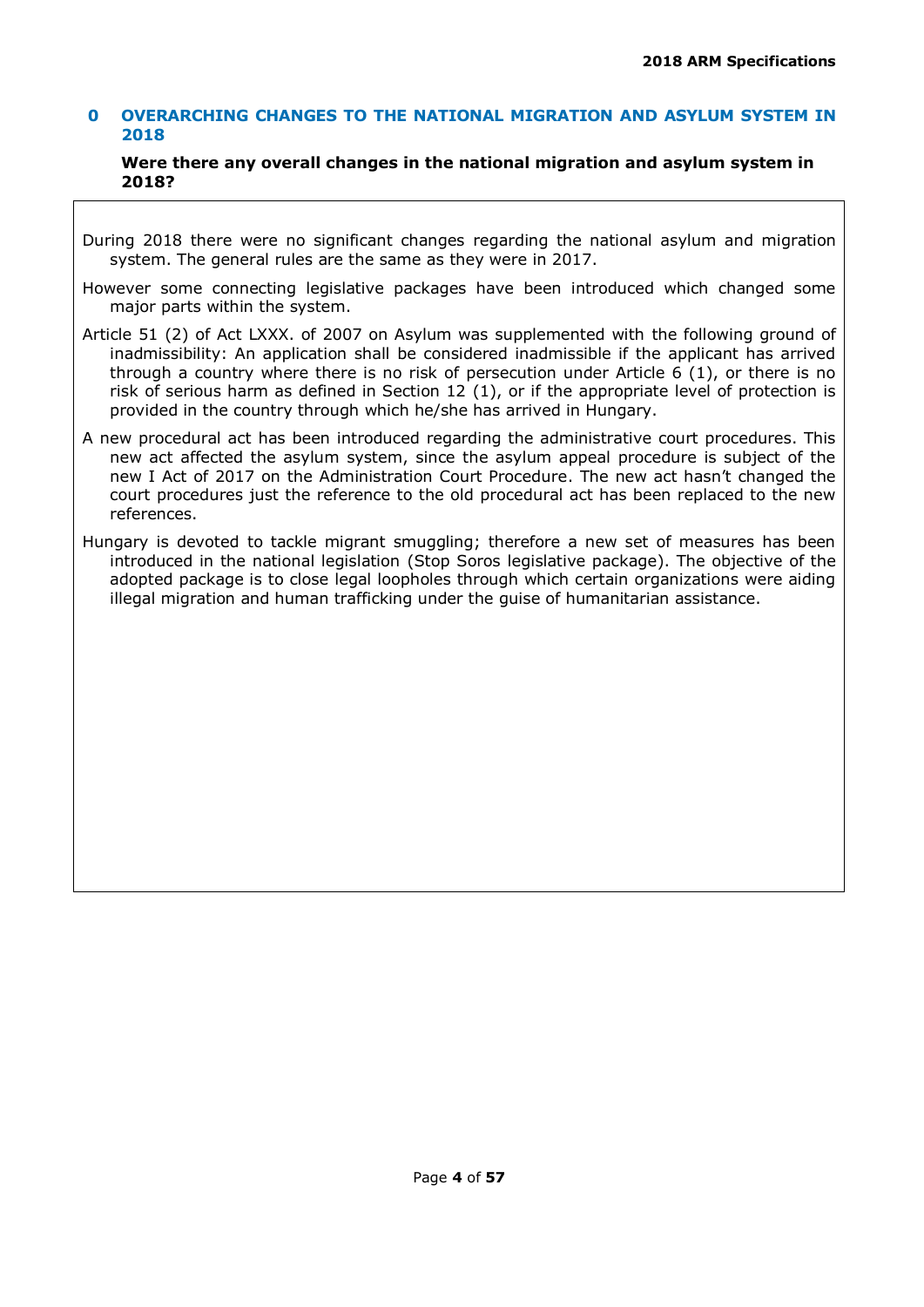## 0 OVERARCHING CHANGES TO THE NATIONAL MIGRATION AND ASYLUM SYSTEM IN 2018

**Were there any overall changes in the national migration and asylum system in 2018?**

During 2018 there were no significant changes regarding the national asylum and migration system. The general rules are the same as they were in 2017.

However some connecting legislative packages have been introduced which changed some major parts within the system.

Article 51 (2) of Act LXXX. of 2007 on Asylum was supplemented with the following ground of inadmissibility: An application shall be considered inadmissible if the applicant has arrived through a country where there is no risk of persecution under Article 6 (1), or there is no risk of serious harm as defined in Section 12 (1), or if the appropriate level of protection is provided in the country through which he/she has arrived in Hungary.

A new procedural act has been introduced regarding the administrative court procedures. This new act affected the asylum system, since the asylum appeal procedure is subject of the new I Act of 2017 on the Administration Court Procedure. The new act hasn't changed the court procedures just the reference to the old procedural act has been replaced to the new references.

Hungary is devoted to tackle migrant smuggling; therefore a new set of measures has been introduced in the national legislation (Stop Soros legislative package). The objective of the adopted package is to close legal loopholes through which certain organizations were aiding illegal migration and human trafficking under the guise of humanitarian assistance.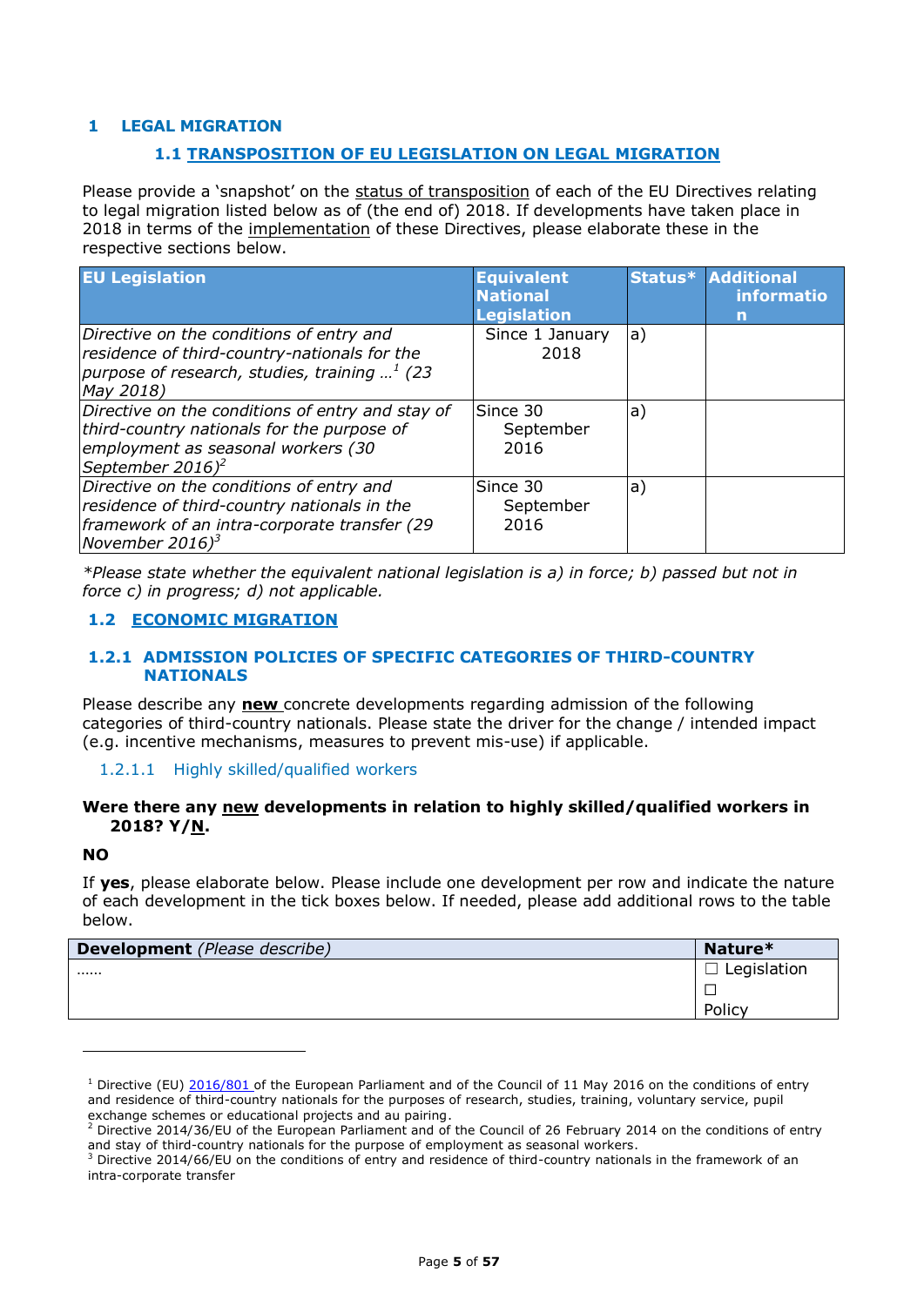# 1 LEGAL MIGRATION

## 1.1 TRANSPOSITION OF EU LEGISLATION ON LEGAL MIGRATION

Please provide a 'snapshot' on the status of transposition of each of the EU Directives relating to legal migration listed below as of (the end of) 2018. If developments have taken place in 2018 in terms of the implementation of these Directives, please elaborate these in the respective sections below.

| EU Legislation | Equivalent National Legislation | Status* | Additional information |
|---|---|---|---|
| *Directive on the conditions of entry and residence of third-country-nationals for the purpose of research, studies, training …[1] (23 May 2018)* | Since 1 January 2018 | a) | |
| *Directive on the conditions of entry and stay of third-country nationals for the purpose of employment as seasonal workers (30 September 2016)[2]* | Since 30 September 2016 | a) | |
| *Directive on the conditions of entry and residence of third-country nationals in the framework of an intra-corporate transfer (29 November 2016)[3]* | Since 30 September 2016 | a) | |

*\*Please state whether the equivalent national legislation is a) in force; b) passed but not in force c) in progress; d) not applicable.*

## 1.2 ECONOMIC MIGRATION

### 1.2.1 ADMISSION POLICIES OF SPECIFIC CATEGORIES OF THIRD-COUNTRY NATIONALS

Please describe any **new** concrete developments regarding admission of the following categories of third-country nationals. Please state the driver for the change / intended impact (e.g. incentive mechanisms, measures to prevent mis-use) if applicable.

#### 1.2.1.1 Highly skilled/qualified workers

**Were there any new developments in relation to highly skilled/qualified workers in 2018? Y/N.**

**NO**

If **yes**, please elaborate below. Please include one development per row and indicate the nature of each development in the tick boxes below. If needed, please add additional rows to the table below.

| **Development** *(Please describe)* | **Nature\*** |
|---|---|
| …… | ☐ Legislation<br>☐ Policy |

---

[1] Directive (EU) 2016/801 of the European Parliament and of the Council of 11 May 2016 on the conditions of entry and residence of third-country nationals for the purposes of research, studies, training, voluntary service, pupil exchange schemes or educational projects and au pairing.

[2] Directive 2014/36/EU of the European Parliament and of the Council of 26 February 2014 on the conditions of entry and stay of third-country nationals for the purpose of employment as seasonal workers.

[3] Directive 2014/66/EU on the conditions of entry and residence of third-country nationals in the framework of an intra-corporate transfer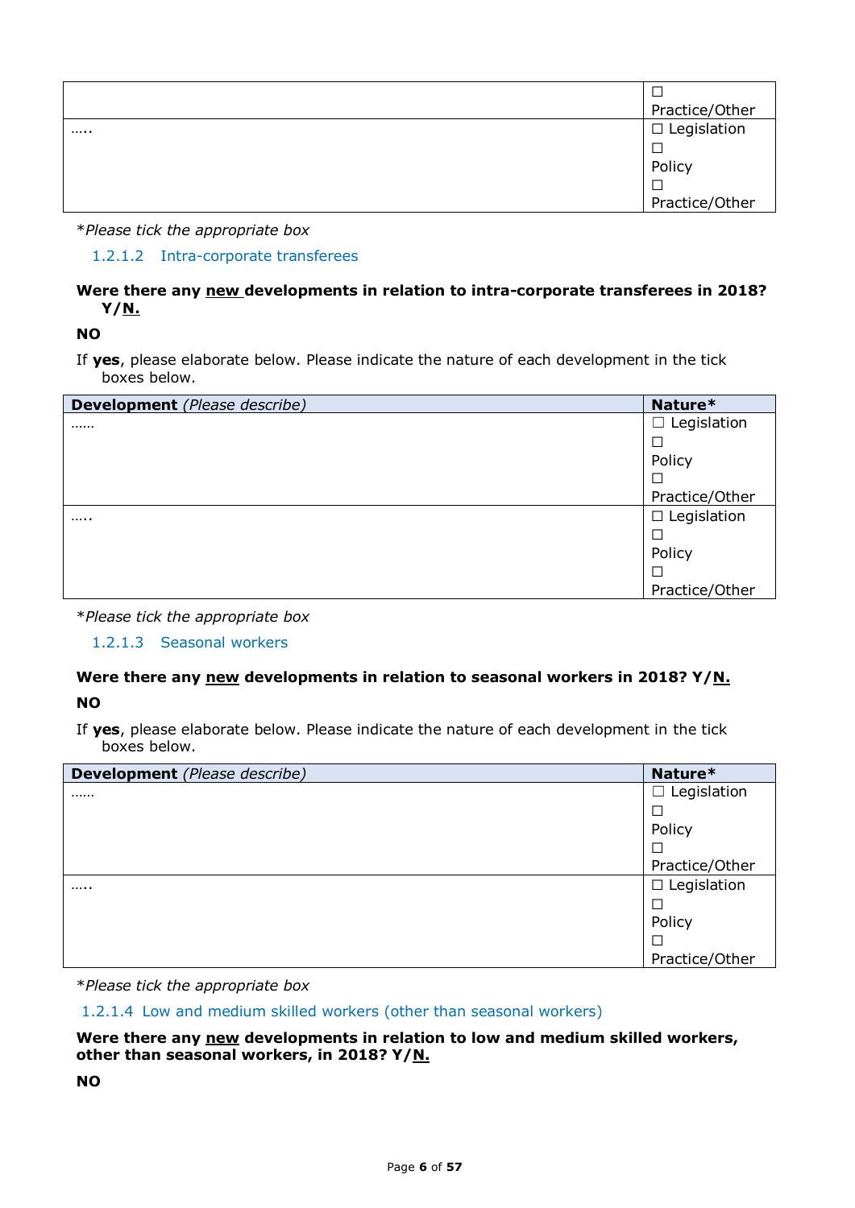| | |
|---|---|
| | ☐ Practice/Other |
| ….. | ☐ Legislation<br>☐ Policy<br>☐ Practice/Other |

*\*Please tick the appropriate box*

#### 1.2.1.2 Intra-corporate transferees

**Were there any <u>new</u> developments in relation to intra-corporate transferees in 2018? Y/<u>N.</u>**

**NO**

If **yes**, please elaborate below. Please indicate the nature of each development in the tick boxes below.

| **Development** *(Please describe)* | **Nature\*** |
|---|---|
| …… | ☐ Legislation<br>☐ Policy<br>☐ Practice/Other |
| ….. | ☐ Legislation<br>☐ Policy<br>☐ Practice/Other |

*\*Please tick the appropriate box*

#### 1.2.1.3 Seasonal workers

**Were there any <u>new</u> developments in relation to seasonal workers in 2018? Y/<u>N.</u>**

**NO**

If **yes**, please elaborate below. Please indicate the nature of each development in the tick boxes below.

| **Development** *(Please describe)* | **Nature\*** |
|---|---|
| …… | ☐ Legislation<br>☐ Policy<br>☐ Practice/Other |
| ….. | ☐ Legislation<br>☐ Policy<br>☐ Practice/Other |

*\*Please tick the appropriate box*

#### 1.2.1.4 Low and medium skilled workers (other than seasonal workers)

**Were there any <u>new</u> developments in relation to low and medium skilled workers, other than seasonal workers, in 2018? Y/<u>N.</u>**

**NO**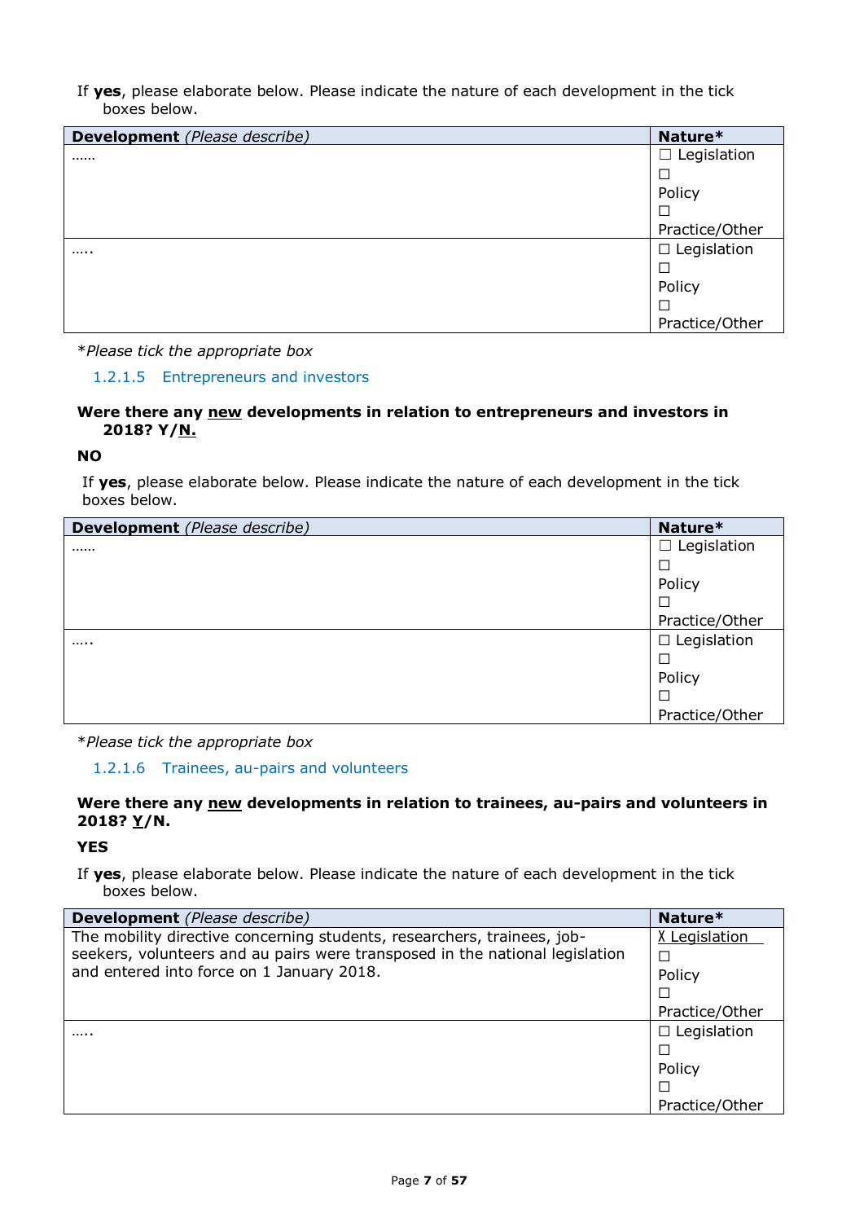If **yes**, please elaborate below. Please indicate the nature of each development in the tick boxes below.

| **Development** *(Please describe)* | **Nature*** |
|---|---|
| …… | ☐ Legislation ☐ Policy ☐ Practice/Other |
| ….. | ☐ Legislation ☐ Policy ☐ Practice/Other |

**Please tick the appropriate box*

### 1.2.1.5 Entrepreneurs and investors

**Were there any <u>new</u> developments in relation to entrepreneurs and investors in 2018? Y/<u>N.</u>**

**NO**

If **yes**, please elaborate below. Please indicate the nature of each development in the tick boxes below.

| **Development** *(Please describe)* | **Nature*** |
|---|---|
| …… | ☐ Legislation ☐ Policy ☐ Practice/Other |
| ….. | ☐ Legislation ☐ Policy ☐ Practice/Other |

**Please tick the appropriate box*

### 1.2.1.6 Trainees, au-pairs and volunteers

**Were there any <u>new</u> developments in relation to trainees, au-pairs and volunteers in 2018? <u>Y</u>/N.**

**YES**

If **yes**, please elaborate below. Please indicate the nature of each development in the tick boxes below.

| **Development** *(Please describe)* | **Nature*** |
|---|---|
| The mobility directive concerning students, researchers, trainees, job-seekers, volunteers and au pairs were transposed in the national legislation and entered into force on 1 January 2018. | <u>X Legislation</u> ☐ Policy ☐ Practice/Other |
| ….. | ☐ Legislation ☐ Policy ☐ Practice/Other |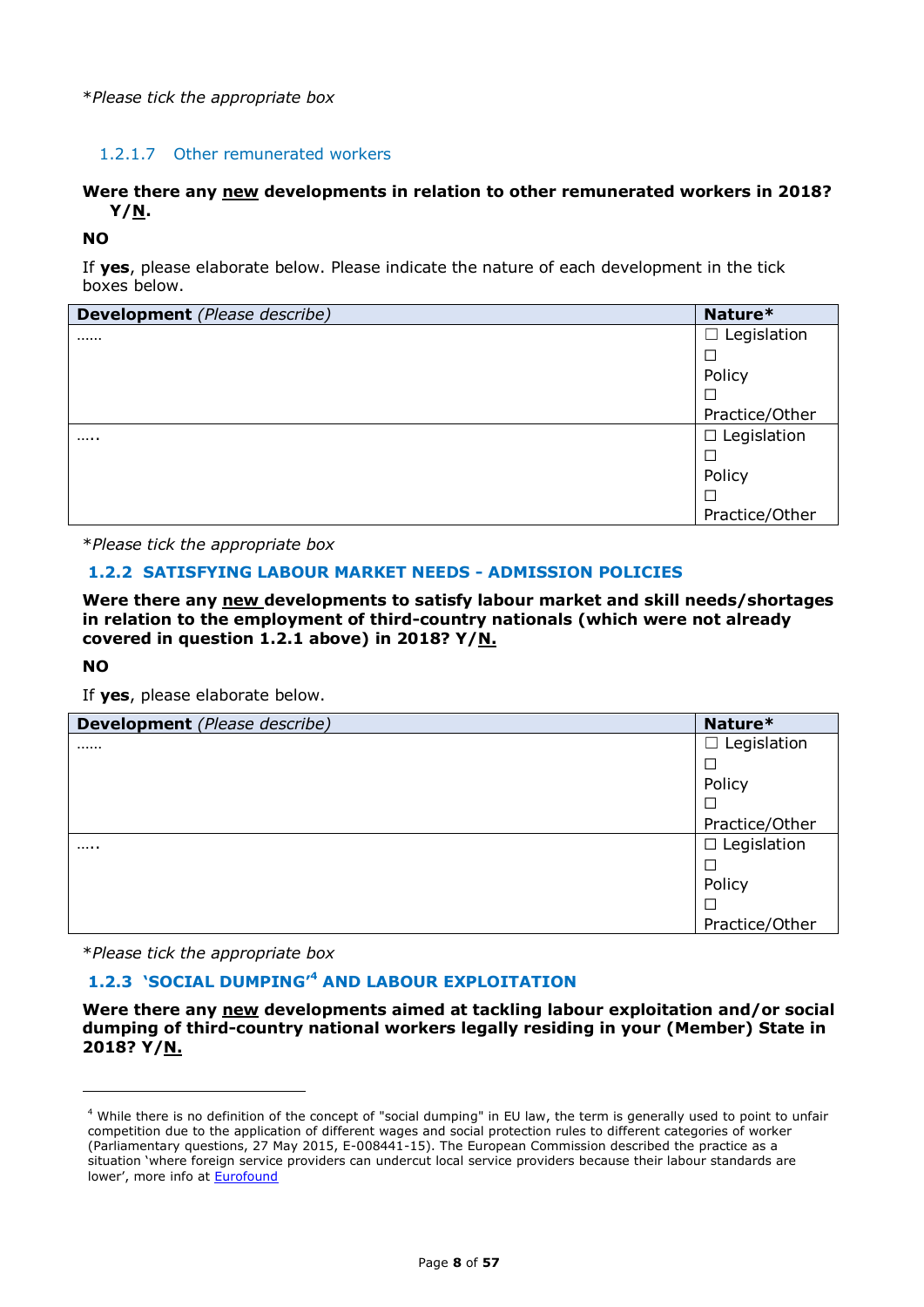*Please tick the appropriate box

#### 1.2.1.7 Other remunerated workers

**Were there any <u>new</u> developments in relation to other remunerated workers in 2018? Y/<u>N</u>.**

**NO**

If **yes**, please elaborate below. Please indicate the nature of each development in the tick boxes below.

| **Development** *(Please describe)* | **Nature*** |
|---|---|
| …… | ☐ Legislation ☐ Policy ☐ Practice/Other |
| ….. | ☐ Legislation ☐ Policy ☐ Practice/Other |

*Please tick the appropriate box

### 1.2.2 SATISFYING LABOUR MARKET NEEDS - ADMISSION POLICIES

**Were there any <u>new</u> developments to satisfy labour market and skill needs/shortages in relation to the employment of third-country nationals (which were not already covered in question 1.2.1 above) in 2018? Y/<u>N.</u>**

**NO**

If **yes**, please elaborate below.

| **Development** *(Please describe)* | **Nature*** |
|---|---|
| …… | ☐ Legislation ☐ Policy ☐ Practice/Other |
| ….. | ☐ Legislation ☐ Policy ☐ Practice/Other |

*Please tick the appropriate box

### 1.2.3 'SOCIAL DUMPING'[4] AND LABOUR EXPLOITATION

**Were there any <u>new</u> developments aimed at tackling labour exploitation and/or social dumping of third-country national workers legally residing in your (Member) State in 2018? Y/<u>N.</u>**

[4] While there is no definition of the concept of "social dumping" in EU law, the term is generally used to point to unfair competition due to the application of different wages and social protection rules to different categories of worker (Parliamentary questions, 27 May 2015, E-008441-15). The European Commission described the practice as a situation 'where foreign service providers can undercut local service providers because their labour standards are lower', more info at [Eurofound](Eurofound)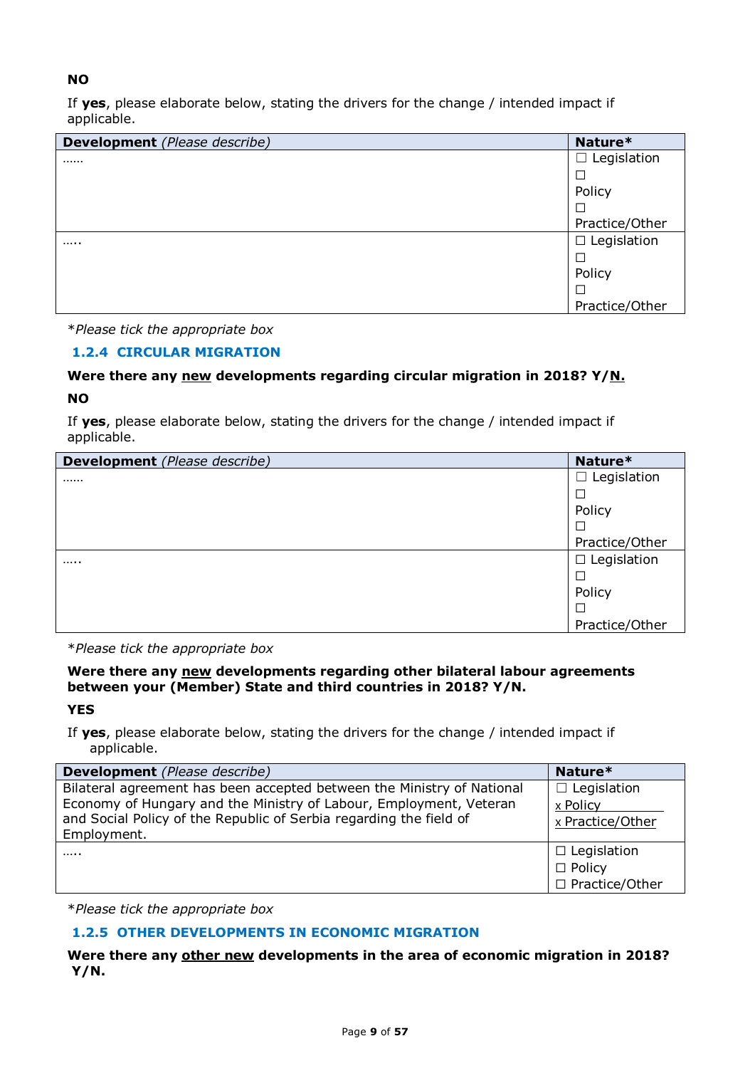**NO**

If **yes**, please elaborate below, stating the drivers for the change / intended impact if applicable.

| **Development** *(Please describe)* | **Nature*** |
|---|---|
| …… | ☐ Legislation ☐ Policy ☐ Practice/Other |
| ….. | ☐ Legislation ☐ Policy ☐ Practice/Other |

**Please tick the appropriate box*

### 1.2.4 CIRCULAR MIGRATION

**Were there any <u>new</u> developments regarding circular migration in 2018? Y/<u>N.</u>**

**NO**

If **yes**, please elaborate below, stating the drivers for the change / intended impact if applicable.

| **Development** *(Please describe)* | **Nature*** |
|---|---|
| …… | ☐ Legislation ☐ Policy ☐ Practice/Other |
| ….. | ☐ Legislation ☐ Policy ☐ Practice/Other |

**Please tick the appropriate box*

**Were there any <u>new</u> developments regarding other bilateral labour agreements between your (Member) State and third countries in 2018? Y/N.**

**YES**

If **yes**, please elaborate below, stating the drivers for the change / intended impact if applicable.

| **Development** *(Please describe)* | **Nature*** |
|---|---|
| Bilateral agreement has been accepted between the Ministry of National Economy of Hungary and the Ministry of Labour, Employment, Veteran and Social Policy of the Republic of Serbia regarding the field of Employment. | ☐ Legislation x Policy x Practice/Other |
| ….. | ☐ Legislation ☐ Policy ☐ Practice/Other |

**Please tick the appropriate box*

### 1.2.5 OTHER DEVELOPMENTS IN ECONOMIC MIGRATION

**Were there any <u>other new</u> developments in the area of economic migration in 2018? Y/N.**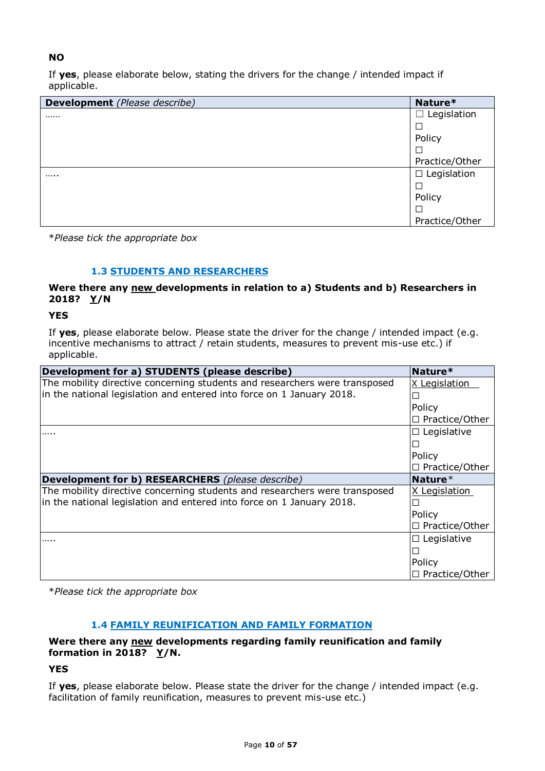**NO**

If **yes**, please elaborate below, stating the drivers for the change / intended impact if applicable.

| **Development** *(Please describe)* | **Nature*** |
|---|---|
| …… | ☐ Legislation ☐ Policy ☐ Practice/Other |
| ….. | ☐ Legislation ☐ Policy ☐ Practice/Other |

**Please tick the appropriate box*

### 1.3 STUDENTS AND RESEARCHERS

**Were there any new developments in relation to a) Students and b) Researchers in 2018? Y/N**

**YES**

If **yes**, please elaborate below. Please state the driver for the change / intended impact (e.g. incentive mechanisms to attract / retain students, measures to prevent mis-use etc.) if applicable.

| **Development for a) STUDENTS (please describe)** | **Nature*** |
|---|---|
| The mobility directive concerning students and researchers were transposed in the national legislation and entered into force on 1 January 2018. | X Legislation ☐ Policy ☐ Practice/Other |
| ….. | ☐ Legislative ☐ Policy ☐ Practice/Other |
| **Development for b) RESEARCHERS** *(please describe)* | **Nature*** |
| The mobility directive concerning students and researchers were transposed in the national legislation and entered into force on 1 January 2018. | X Legislation ☐ Policy ☐ Practice/Other |
| ….. | ☐ Legislative ☐ Policy ☐ Practice/Other |

**Please tick the appropriate box*

### 1.4 FAMILY REUNIFICATION AND FAMILY FORMATION

**Were there any new developments regarding family reunification and family formation in 2018? Y/N.**

**YES**

If **yes**, please elaborate below. Please state the driver for the change / intended impact (e.g. facilitation of family reunification, measures to prevent mis-use etc.)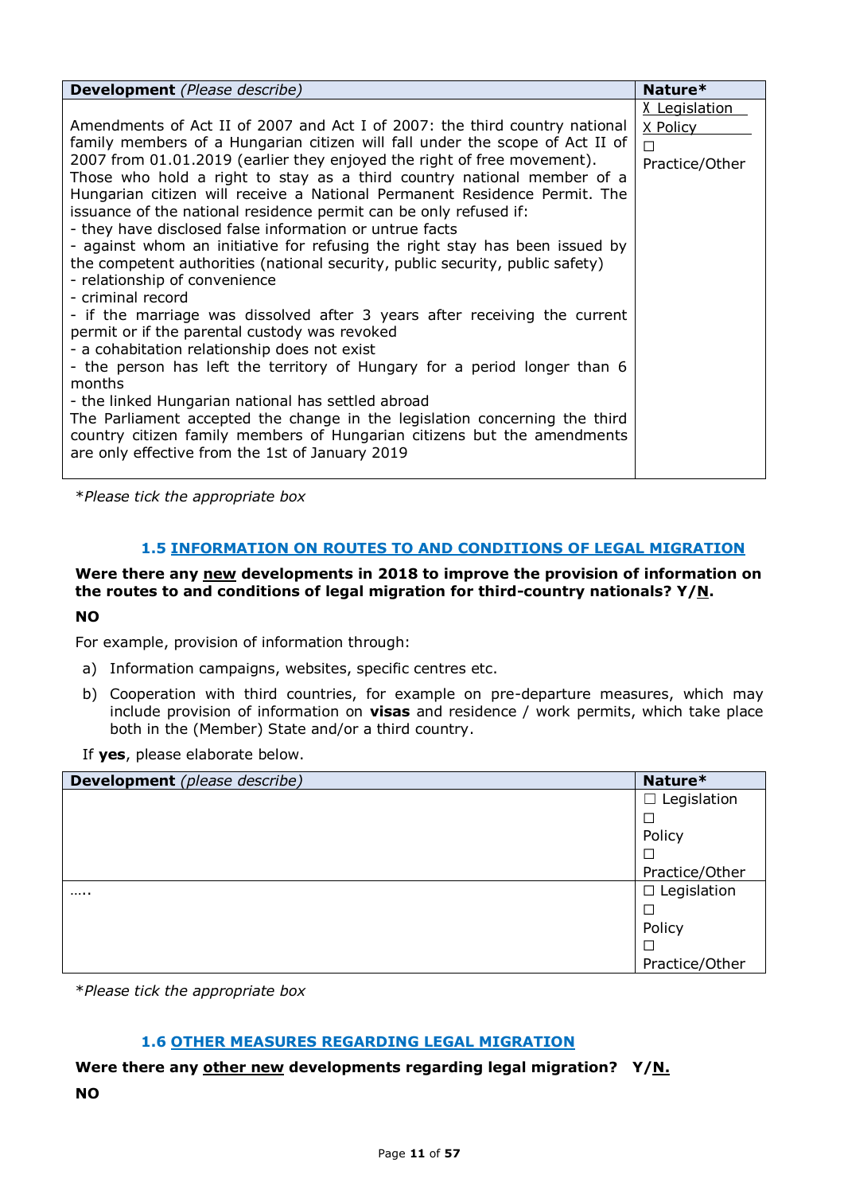| **Development** *(Please describe)* | **Nature*** |
|---|---|
| Amendments of Act II of 2007 and Act I of 2007: the third country national family members of a Hungarian citizen will fall under the scope of Act II of 2007 from 01.01.2019 (earlier they enjoyed the right of free movement). Those who hold a right to stay as a third country national member of a Hungarian citizen will receive a National Permanent Residence Permit. The issuance of the national residence permit can be only refused if:<br>- they have disclosed false information or untrue facts<br>- against whom an initiative for refusing the right stay has been issued by the competent authorities (national security, public security, public safety)<br>- relationship of convenience<br>- criminal record<br>- if the marriage was dissolved after 3 years after receiving the current permit or if the parental custody was revoked<br>- a cohabitation relationship does not exist<br>- the person has left the territory of Hungary for a period longer than 6 months<br>- the linked Hungarian national has settled abroad<br>The Parliament accepted the change in the legislation concerning the third country citizen family members of Hungarian citizens but the amendments are only effective from the 1st of January 2019 | X Legislation<br>X Policy<br>☐ Practice/Other |

**Please tick the appropriate box*

### 1.5 INFORMATION ON ROUTES TO AND CONDITIONS OF LEGAL MIGRATION

**Were there any new developments in 2018 to improve the provision of information on the routes to and conditions of legal migration for third-country nationals? Y/N.**

**NO**

For example, provision of information through:

a) Information campaigns, websites, specific centres etc.

b) Cooperation with third countries, for example on pre-departure measures, which may include provision of information on **visas** and residence / work permits, which take place both in the (Member) State and/or a third country.

If **yes**, please elaborate below.

| **Development** *(please describe)* | **Nature*** |
|---|---|
| | ☐ Legislation<br>☐ Policy<br>☐ Practice/Other |
| ….. | ☐ Legislation<br>☐ Policy<br>☐ Practice/Other |

**Please tick the appropriate box*

### 1.6 OTHER MEASURES REGARDING LEGAL MIGRATION

**Were there any other new developments regarding legal migration? Y/N.**

**NO**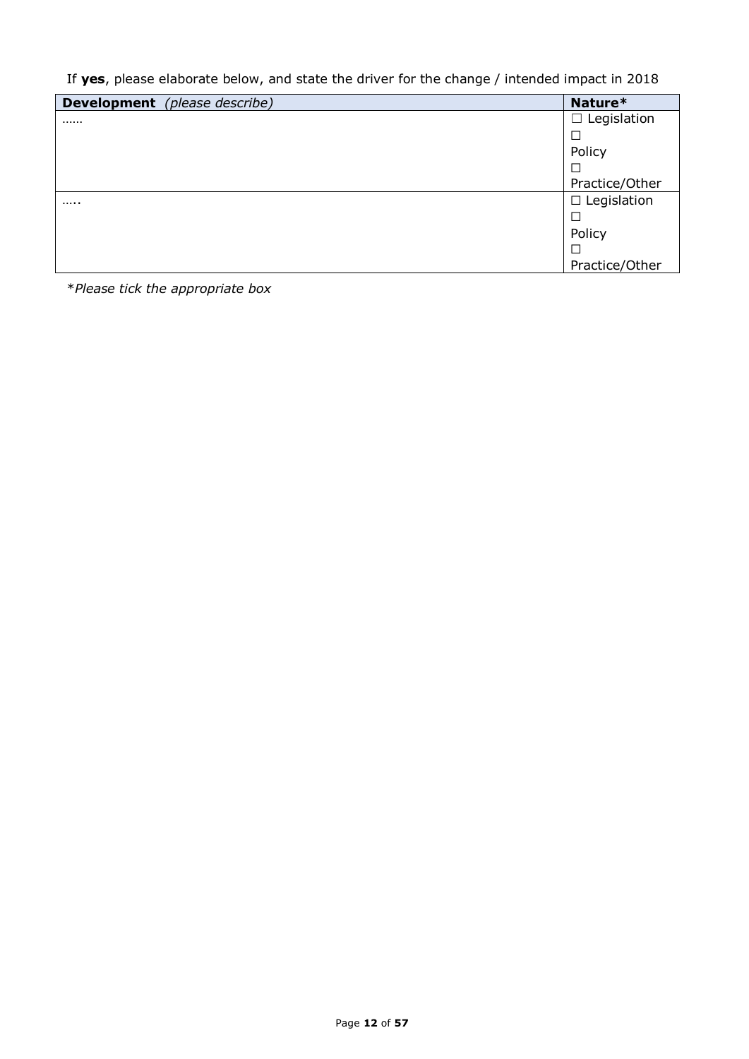If **yes**, please elaborate below, and state the driver for the change / intended impact in 2018

| **Development** *(please describe)* | **Nature*** |
|---|---|
| …… | ☐ Legislation<br>☐<br>Policy<br>☐<br>Practice/Other |
| ….. | ☐ Legislation<br>☐<br>Policy<br>☐<br>Practice/Other |

**Please tick the appropriate box*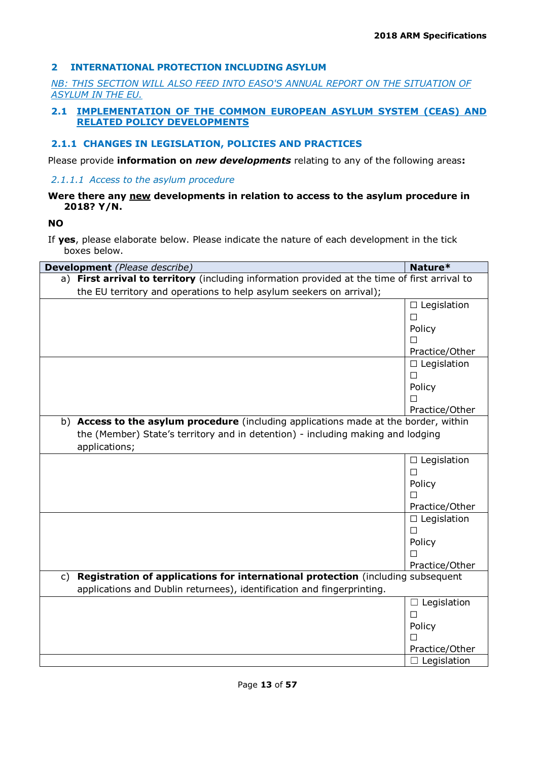## 2 INTERNATIONAL PROTECTION INCLUDING ASYLUM

*NB: THIS SECTION WILL ALSO FEED INTO EASO'S ANNUAL REPORT ON THE SITUATION OF ASYLUM IN THE EU.*

### 2.1 IMPLEMENTATION OF THE COMMON EUROPEAN ASYLUM SYSTEM (CEAS) AND RELATED POLICY DEVELOPMENTS

### 2.1.1 CHANGES IN LEGISLATION, POLICIES AND PRACTICES

Please provide **information on *new developments*** relating to any of the following areas**:**

#### *2.1.1.1 Access to the asylum procedure*

**Were there any new developments in relation to access to the asylum procedure in 2018? Y/N.**

**NO**

If **yes**, please elaborate below. Please indicate the nature of each development in the tick boxes below.

| **Development** *(Please describe)* | **Nature*** |
|---|---|
| a) **First arrival to territory** (including information provided at the time of first arrival to the EU territory and operations to help asylum seekers on arrival); | |
| | ☐ Legislation ☐ Policy ☐ Practice/Other |
| | ☐ Legislation ☐ Policy ☐ Practice/Other |
| b) **Access to the asylum procedure** (including applications made at the border, within the (Member) State's territory and in detention) - including making and lodging applications; | |
| | ☐ Legislation ☐ Policy ☐ Practice/Other |
| | ☐ Legislation ☐ Policy ☐ Practice/Other |
| c) **Registration of applications for international protection** (including subsequent applications and Dublin returnees), identification and fingerprinting. | |
| | ☐ Legislation ☐ Policy ☐ Practice/Other |
| | ☐ Legislation |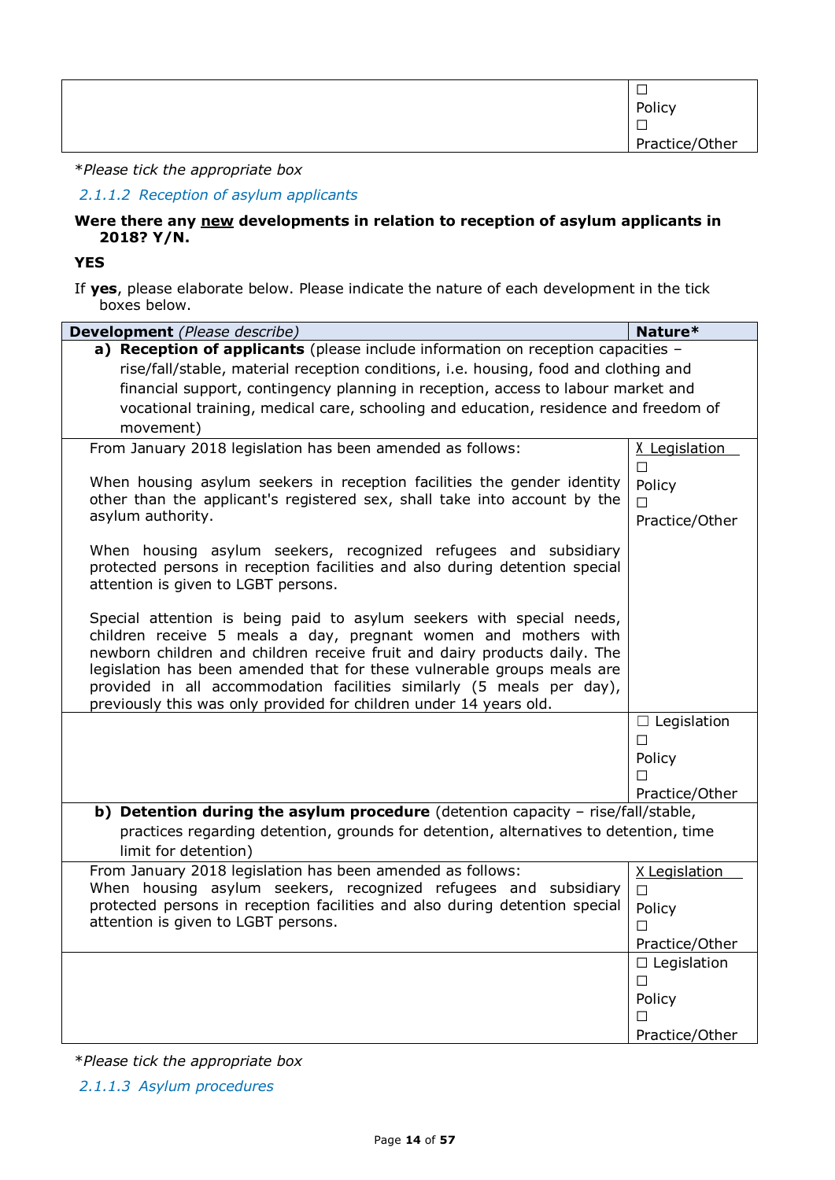| | |
|---|---|
| | ☐ Policy ☐ Practice/Other |

**Please tick the appropriate box*

*2.1.1.2 Reception of asylum applicants*

**Were there any new developments in relation to reception of asylum applicants in 2018? Y/N.**

**YES**

If **yes**, please elaborate below. Please indicate the nature of each development in the tick boxes below.

| **Development** *(Please describe)* | **Nature*** |
|---|---|
| **a) Reception of applicants** (please include information on reception capacities – rise/fall/stable, material reception conditions, i.e. housing, food and clothing and financial support, contingency planning in reception, access to labour market and vocational training, medical care, schooling and education, residence and freedom of movement) | |
| From January 2018 legislation has been amended as follows:<br><br>When housing asylum seekers in reception facilities the gender identity other than the applicant's registered sex, shall take into account by the asylum authority.<br><br>When housing asylum seekers, recognized refugees and subsidiary protected persons in reception facilities and also during detention special attention is given to LGBT persons.<br><br>Special attention is being paid to asylum seekers with special needs, children receive 5 meals a day, pregnant women and mothers with newborn children and children receive fruit and dairy products daily. The legislation has been amended that for these vulnerable groups meals are provided in all accommodation facilities similarly (5 meals per day), previously this was only provided for children under 14 years old. | X Legislation ☐ Policy ☐ Practice/Other |
| | ☐ Legislation ☐ Policy ☐ Practice/Other |
| **b) Detention during the asylum procedure** (detention capacity – rise/fall/stable, practices regarding detention, grounds for detention, alternatives to detention, time limit for detention) | |
| From January 2018 legislation has been amended as follows:<br>When housing asylum seekers, recognized refugees and subsidiary protected persons in reception facilities and also during detention special attention is given to LGBT persons. | X Legislation ☐ Policy ☐ Practice/Other |
| | ☐ Legislation ☐ Policy ☐ Practice/Other |

**Please tick the appropriate box*

*2.1.1.3 Asylum procedures*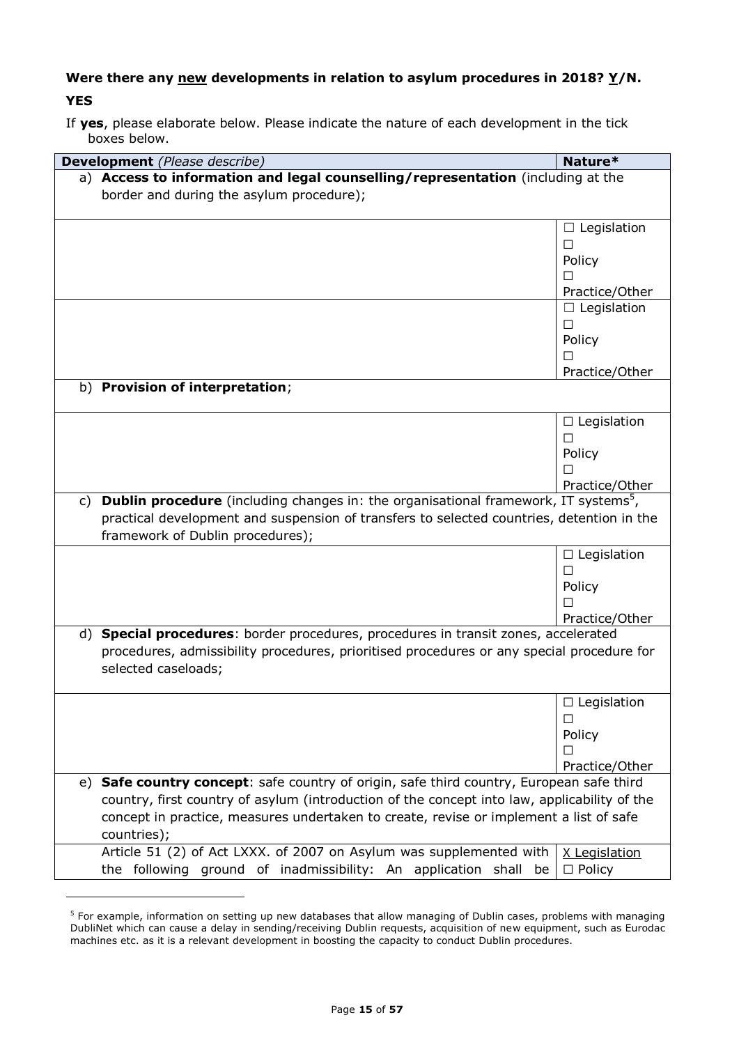**Were there any new developments in relation to asylum procedures in 2018? Y/N.**

**YES**

If **yes**, please elaborate below. Please indicate the nature of each development in the tick boxes below.

| **Development** *(Please describe)* | **Nature*** |
|---|---|
| a) **Access to information and legal counselling/representation** (including at the border and during the asylum procedure); | |
| | ☐ Legislation ☐ Policy ☐ Practice/Other |
| | ☐ Legislation ☐ Policy ☐ Practice/Other |
| b) **Provision of interpretation**; | |
| | ☐ Legislation ☐ Policy ☐ Practice/Other |
| c) **Dublin procedure** (including changes in: the organisational framework, IT systems[5], practical development and suspension of transfers to selected countries, detention in the framework of Dublin procedures); | |
| | ☐ Legislation ☐ Policy ☐ Practice/Other |
| d) **Special procedures**: border procedures, procedures in transit zones, accelerated procedures, admissibility procedures, prioritised procedures or any special procedure for selected caseloads; | |
| | ☐ Legislation ☐ Policy ☐ Practice/Other |
| e) **Safe country concept**: safe country of origin, safe third country, European safe third country, first country of asylum (introduction of the concept into law, applicability of the concept in practice, measures undertaken to create, revise or implement a list of safe countries); | |
| Article 51 (2) of Act LXXX. of 2007 on Asylum was supplemented with the following ground of inadmissibility: An application shall be | X Legislation ☐ Policy |

[5] For example, information on setting up new databases that allow managing of Dublin cases, problems with managing DubliNet which can cause a delay in sending/receiving Dublin requests, acquisition of new equipment, such as Eurodac machines etc. as it is a relevant development in boosting the capacity to conduct Dublin procedures.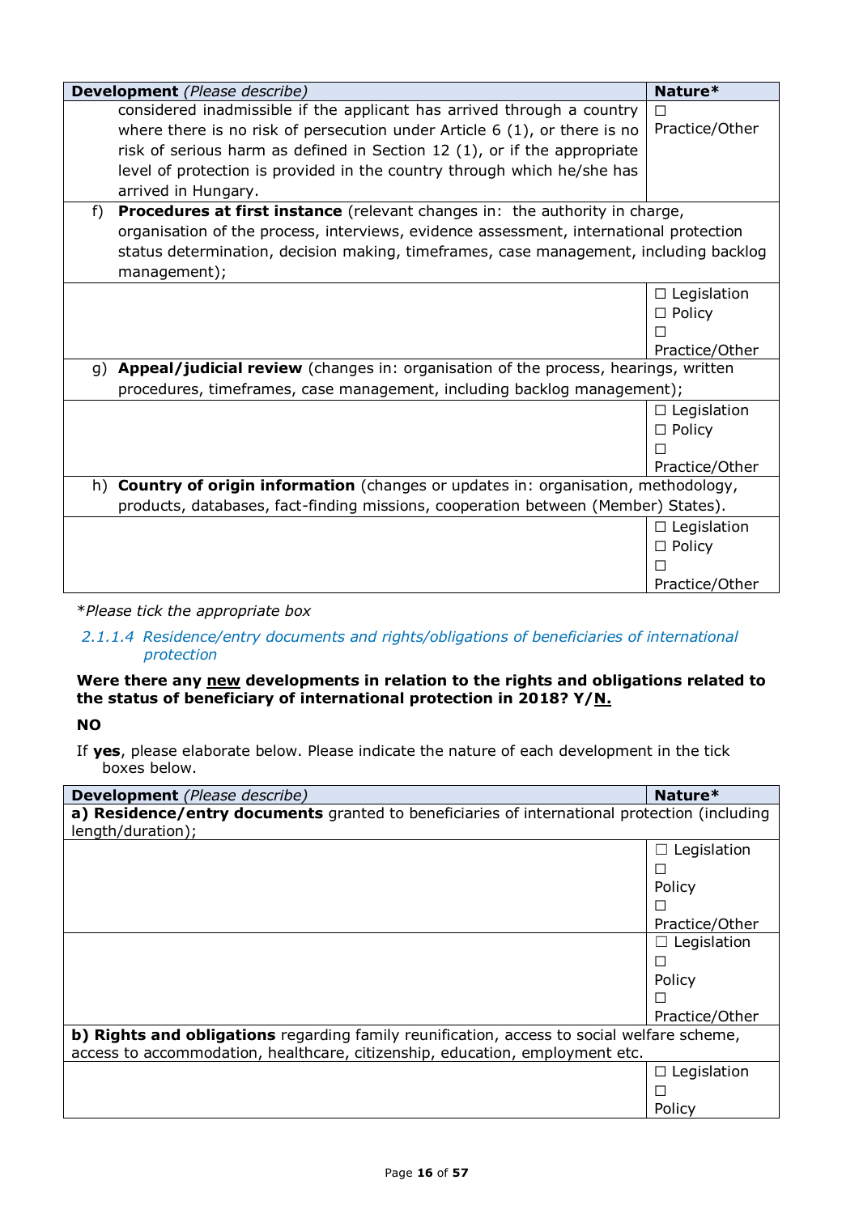| **Development** *(Please describe)* | **Nature*** |
|---|---|
| considered inadmissible if the applicant has arrived through a country where there is no risk of persecution under Article 6 (1), or there is no risk of serious harm as defined in Section 12 (1), or if the appropriate level of protection is provided in the country through which he/she has arrived in Hungary. | ☐ Practice/Other |
| f) **Procedures at first instance** (relevant changes in: the authority in charge, organisation of the process, interviews, evidence assessment, international protection status determination, decision making, timeframes, case management, including backlog management); | |
| | ☐ Legislation<br>☐ Policy<br>☐ Practice/Other |
| g) **Appeal/judicial review** (changes in: organisation of the process, hearings, written procedures, timeframes, case management, including backlog management); | |
| | ☐ Legislation<br>☐ Policy<br>☐ Practice/Other |
| h) **Country of origin information** (changes or updates in: organisation, methodology, products, databases, fact-finding missions, cooperation between (Member) States). | |
| | ☐ Legislation<br>☐ Policy<br>☐ Practice/Other |

**Please tick the appropriate box*

### 2.1.1.4 Residence/entry documents and rights/obligations of beneficiaries of international protection

**Were there any <u>new</u> developments in relation to the rights and obligations related to the status of beneficiary of international protection in 2018? Y/<u>N.</u>**

**NO**

If **yes**, please elaborate below. Please indicate the nature of each development in the tick boxes below.

| **Development** *(Please describe)* | **Nature*** |
|---|---|
| **a) Residence/entry documents** granted to beneficiaries of international protection (including length/duration); | |
| | ☐ Legislation<br>☐ Policy<br>☐ Practice/Other |
| | ☐ Legislation<br>☐ Policy<br>☐ Practice/Other |
| **b) Rights and obligations** regarding family reunification, access to social welfare scheme, access to accommodation, healthcare, citizenship, education, employment etc. | |
| | ☐ Legislation<br>☐ Policy |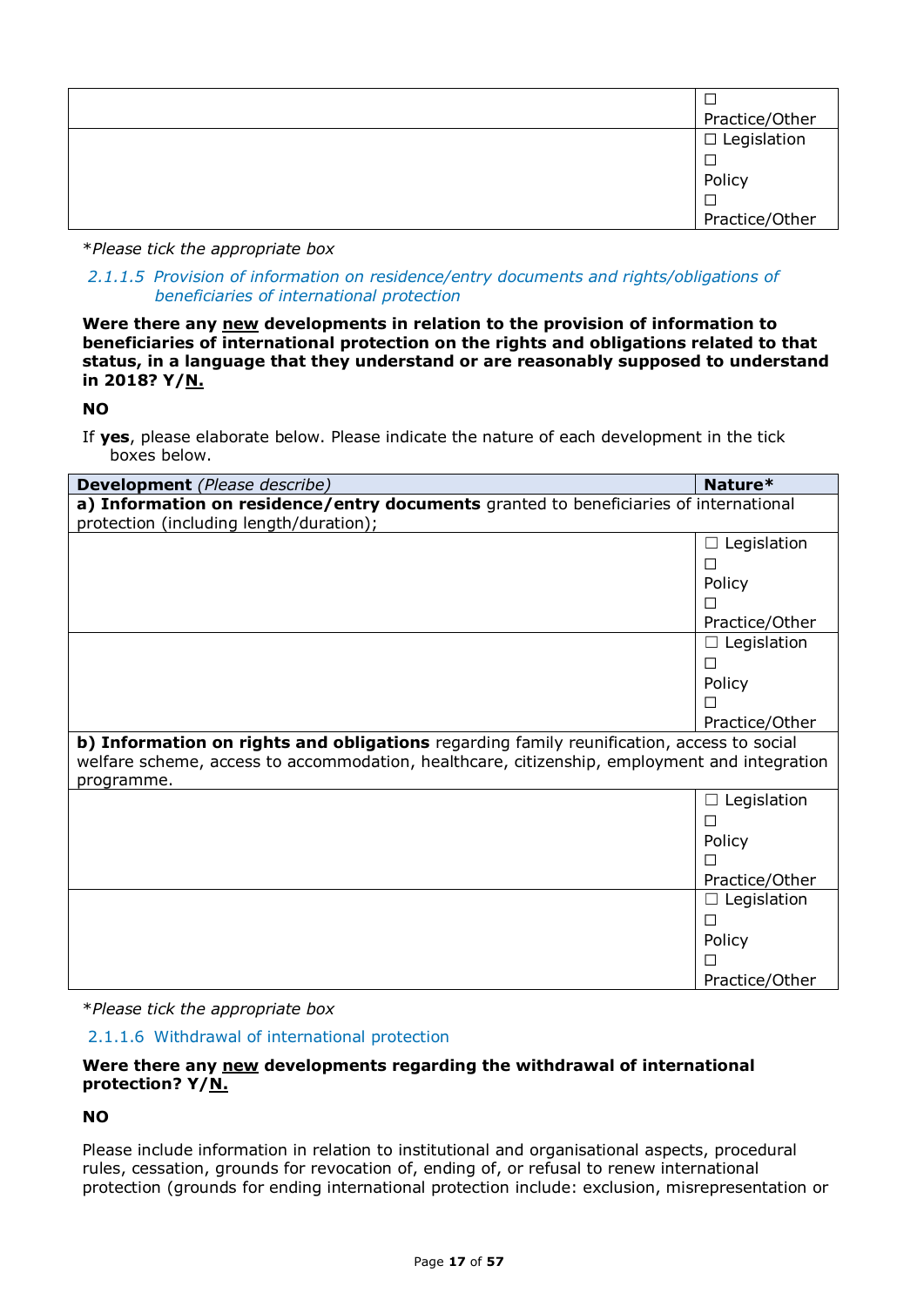| | |
|---|---|
| | ☐ Practice/Other |
| | ☐ Legislation ☐ Policy ☐ Practice/Other |

*Please tick the appropriate box

### 2.1.1.5 Provision of information on residence/entry documents and rights/obligations of beneficiaries of international protection

**Were there any <u>new</u> developments in relation to the provision of information to beneficiaries of international protection on the rights and obligations related to that status, in a language that they understand or are reasonably supposed to understand in 2018? Y/<u>N.</u>**

**NO**

If **yes**, please elaborate below. Please indicate the nature of each development in the tick boxes below.

| **Development** *(Please describe)* | **Nature*** |
|---|---|
| **a) Information on residence/entry documents** granted to beneficiaries of international protection (including length/duration); | |
| | ☐ Legislation ☐ Policy ☐ Practice/Other |
| | ☐ Legislation ☐ Policy ☐ Practice/Other |
| **b) Information on rights and obligations** regarding family reunification, access to social welfare scheme, access to accommodation, healthcare, citizenship, employment and integration programme. | |
| | ☐ Legislation ☐ Policy ☐ Practice/Other |
| | ☐ Legislation ☐ Policy ☐ Practice/Other |

*Please tick the appropriate box

### 2.1.1.6 Withdrawal of international protection

**Were there any <u>new</u> developments regarding the withdrawal of international protection? Y/<u>N.</u>**

**NO**

Please include information in relation to institutional and organisational aspects, procedural rules, cessation, grounds for revocation of, ending of, or refusal to renew international protection (grounds for ending international protection include: exclusion, misrepresentation or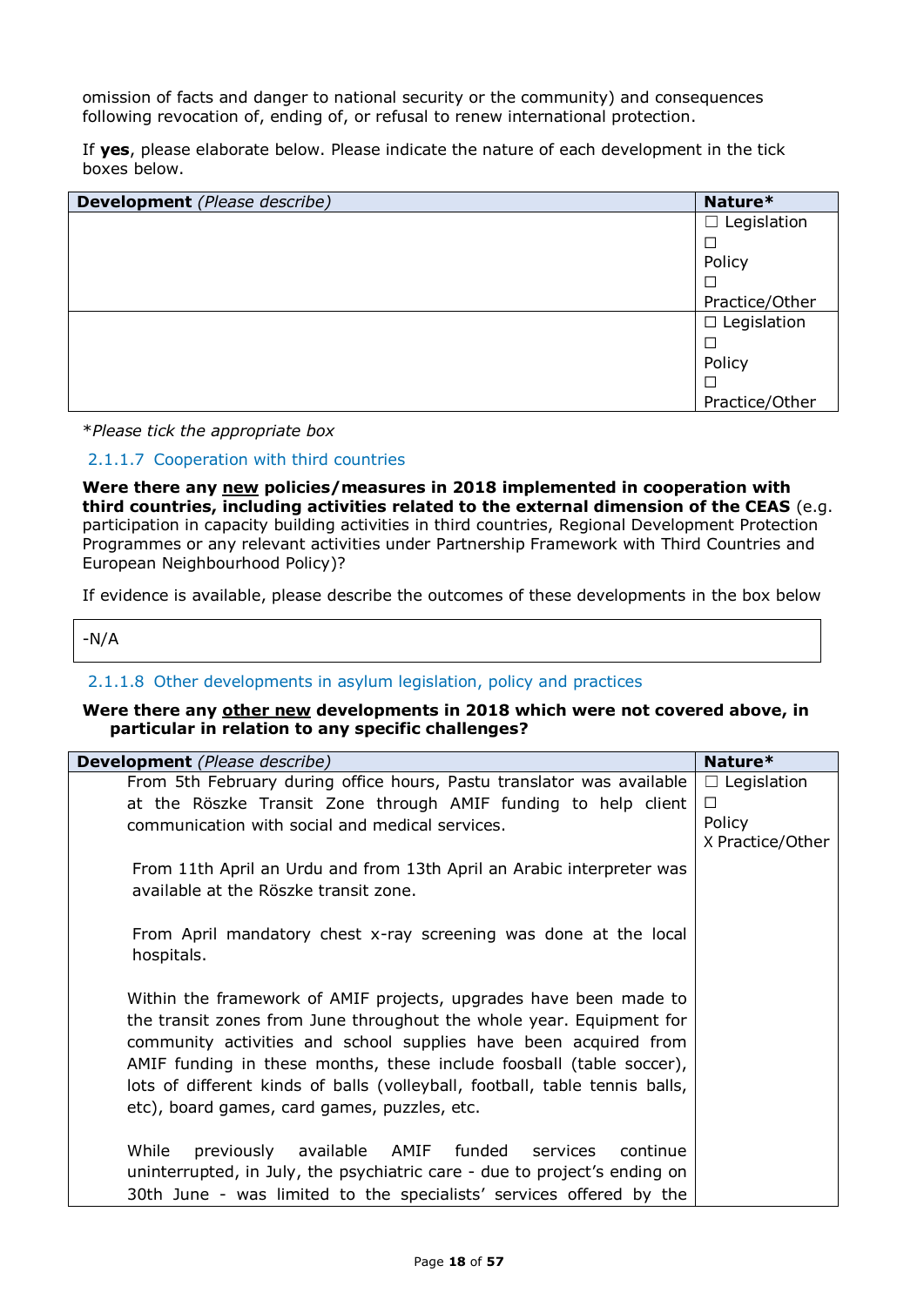omission of facts and danger to national security or the community) and consequences following revocation of, ending of, or refusal to renew international protection.

If **yes**, please elaborate below. Please indicate the nature of each development in the tick boxes below.

| **Development** *(Please describe)* | **Nature*** |
|---|---|
| | ☐ Legislation<br>☐ Policy<br>☐ Practice/Other |
| | ☐ Legislation<br>☐ Policy<br>☐ Practice/Other |

**Please tick the appropriate box*

#### 2.1.1.7 Cooperation with third countries

**Were there any <u>new</u> policies/measures in 2018 implemented in cooperation with third countries, including activities related to the external dimension of the CEAS** (e.g. participation in capacity building activities in third countries, Regional Development Protection Programmes or any relevant activities under Partnership Framework with Third Countries and European Neighbourhood Policy)?

If evidence is available, please describe the outcomes of these developments in the box below

| -N/A |
|---|

#### 2.1.1.8 Other developments in asylum legislation, policy and practices

**Were there any <u>other new</u> developments in 2018 which were not covered above, in particular in relation to any specific challenges?**

| **Development** *(Please describe)* | **Nature*** |
|---|---|
| From 5th February during office hours, Pastu translator was available at the Röszke Transit Zone through AMIF funding to help client communication with social and medical services.<br><br>From 11th April an Urdu and from 13th April an Arabic interpreter was available at the Röszke transit zone.<br><br>From April mandatory chest x-ray screening was done at the local hospitals.<br><br>Within the framework of AMIF projects, upgrades have been made to the transit zones from June throughout the whole year. Equipment for community activities and school supplies have been acquired from AMIF funding in these months, these include foosball (table soccer), lots of different kinds of balls (volleyball, football, table tennis balls, etc), board games, card games, puzzles, etc.<br><br>While previously available AMIF funded services continue uninterrupted, in July, the psychiatric care - due to project's ending on 30th June - was limited to the specialists' services offered by the | ☐ Legislation<br>☐ Policy<br>X Practice/Other |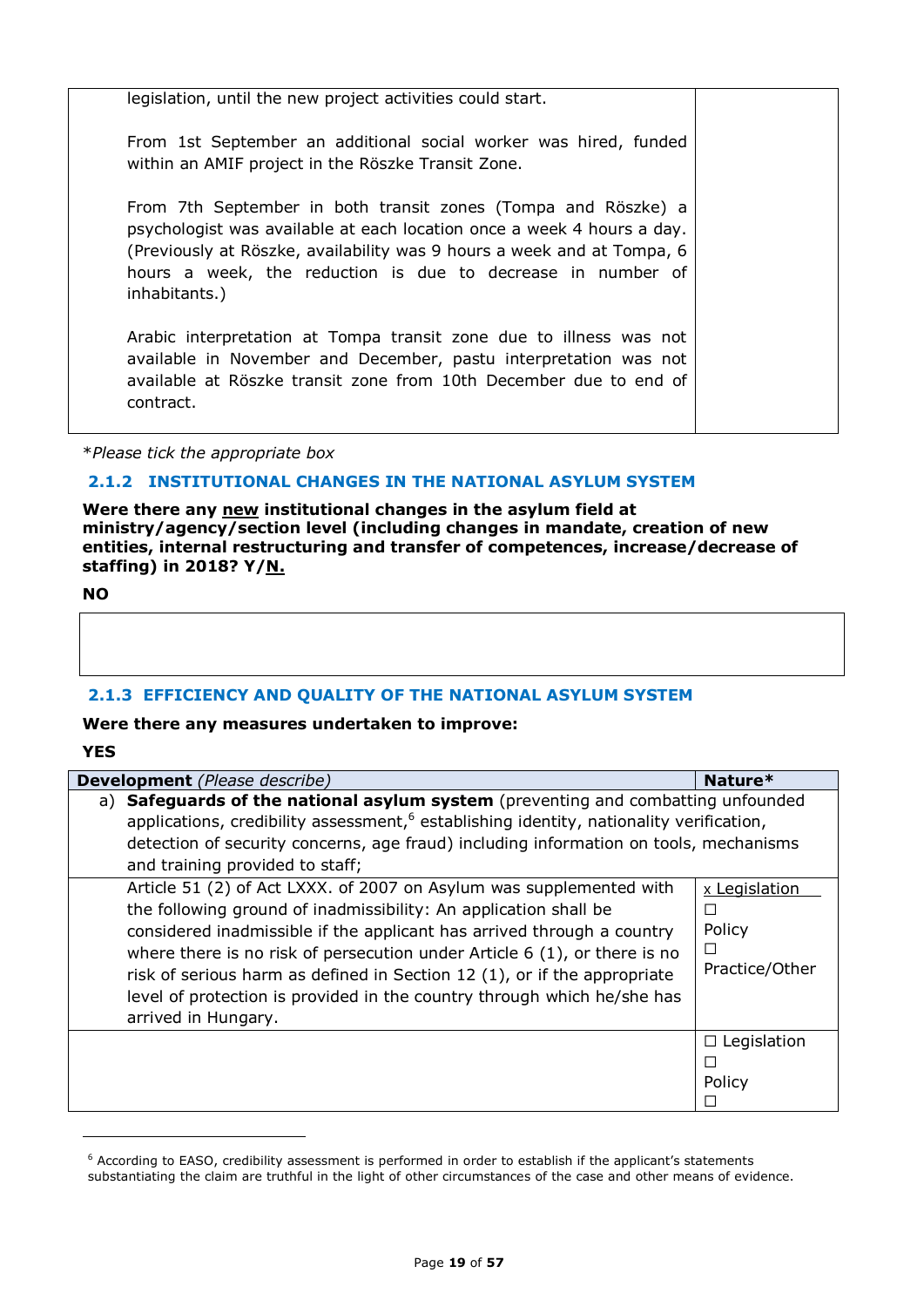| | |
|---|---|
| legislation, until the new project activities could start.<br><br>From 1st September an additional social worker was hired, funded within an AMIF project in the Röszke Transit Zone.<br><br>From 7th September in both transit zones (Tompa and Röszke) a psychologist was available at each location once a week 4 hours a day. (Previously at Röszke, availability was 9 hours a week and at Tompa, 6 hours a week, the reduction is due to decrease in number of inhabitants.)<br><br>Arabic interpretation at Tompa transit zone due to illness was not available in November and December, pastu interpretation was not available at Röszke transit zone from 10th December due to end of contract. | |

*Please tick the appropriate box

### 2.1.2 INSTITUTIONAL CHANGES IN THE NATIONAL ASYLUM SYSTEM

**Were there any new institutional changes in the asylum field at ministry/agency/section level (including changes in mandate, creation of new entities, internal restructuring and transfer of competences, increase/decrease of staffing) in 2018? Y/N.**

**NO**

| |
|---|
| |

### 2.1.3 EFFICIENCY AND QUALITY OF THE NATIONAL ASYLUM SYSTEM

**Were there any measures undertaken to improve:**

**YES**

| **Development** *(Please describe)* | **Nature*** |
|---|---|
| a) **Safeguards of the national asylum system** (preventing and combatting unfounded applications, credibility assessment,[6] establishing identity, nationality verification, detection of security concerns, age fraud) including information on tools, mechanisms and training provided to staff; | |
| Article 51 (2) of Act LXXX. of 2007 on Asylum was supplemented with the following ground of inadmissibility: An application shall be considered inadmissible if the applicant has arrived through a country where there is no risk of persecution under Article 6 (1), or there is no risk of serious harm as defined in Section 12 (1), or if the appropriate level of protection is provided in the country through which he/she has arrived in Hungary. | x Legislation<br>☐ Policy<br>☐ Practice/Other |
| | ☐ Legislation<br>☐ Policy<br>☐ |

[6] According to EASO, credibility assessment is performed in order to establish if the applicant's statements substantiating the claim are truthful in the light of other circumstances of the case and other means of evidence.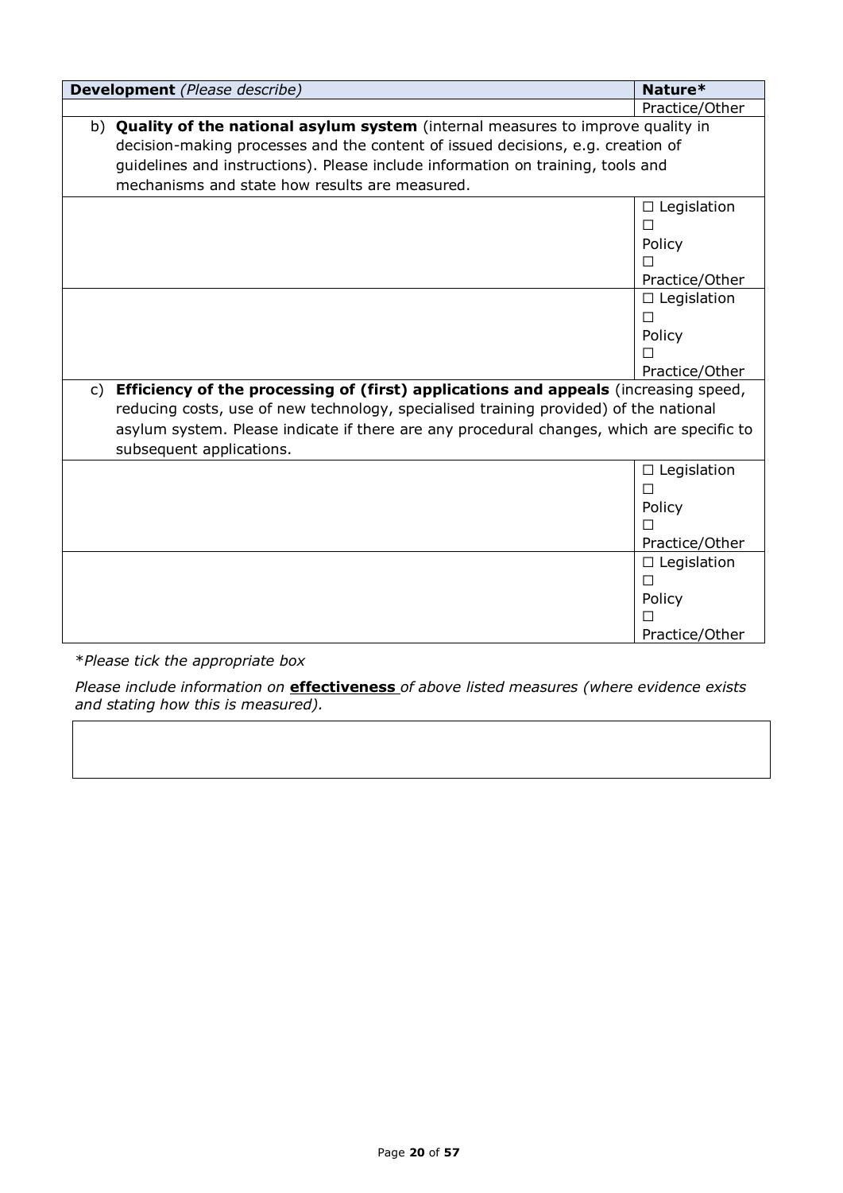| **Development** *(Please describe)* | **Nature*** |
|---|---|
| | Practice/Other |
| b) **Quality of the national asylum system** (internal measures to improve quality in decision-making processes and the content of issued decisions, e.g. creation of guidelines and instructions). Please include information on training, tools and mechanisms and state how results are measured. | |
| | ☐ Legislation ☐ Policy ☐ Practice/Other |
| | ☐ Legislation ☐ Policy ☐ Practice/Other |
| c) **Efficiency of the processing of (first) applications and appeals** (increasing speed, reducing costs, use of new technology, specialised training provided) of the national asylum system. Please indicate if there are any procedural changes, which are specific to subsequent applications. | |
| | ☐ Legislation ☐ Policy ☐ Practice/Other |
| | ☐ Legislation ☐ Policy ☐ Practice/Other |

**Please tick the appropriate box*

*Please include information on* ***effectiveness*** *of above listed measures (where evidence exists and stating how this is measured).*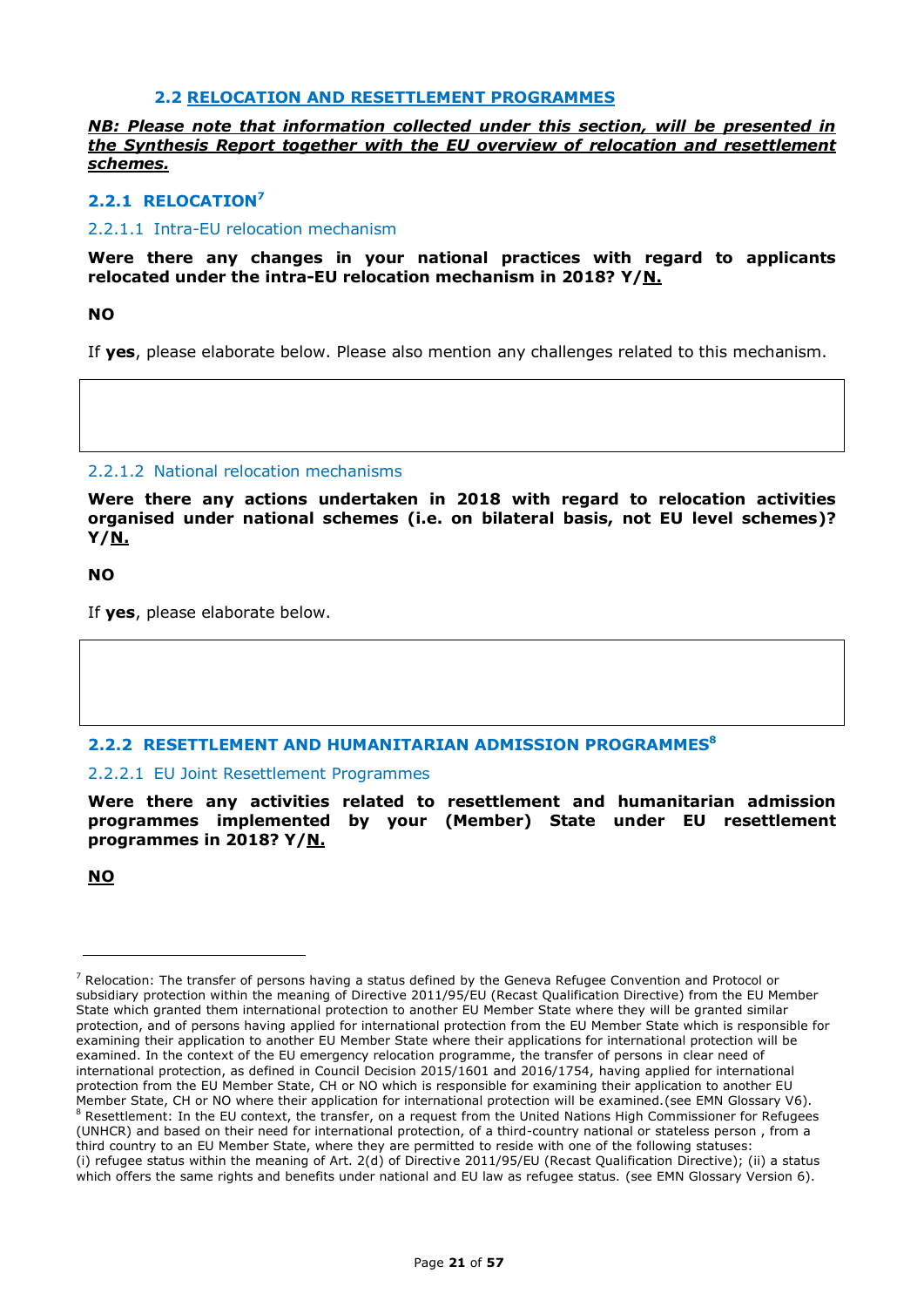## 2.2 RELOCATION AND RESETTLEMENT PROGRAMMES

***NB: Please note that information collected under this section, will be presented in the Synthesis Report together with the EU overview of relocation and resettlement schemes.***

### 2.2.1 RELOCATION[7]

#### 2.2.1.1 Intra-EU relocation mechanism

**Were there any changes in your national practices with regard to applicants relocated under the intra-EU relocation mechanism in 2018? Y/N.**

**NO**

If **yes**, please elaborate below. Please also mention any challenges related to this mechanism.

#### 2.2.1.2 National relocation mechanisms

**Were there any actions undertaken in 2018 with regard to relocation activities organised under national schemes (i.e. on bilateral basis, not EU level schemes)? Y/N.**

**NO**

If **yes**, please elaborate below.

### 2.2.2 RESETTLEMENT AND HUMANITARIAN ADMISSION PROGRAMMES[8]

#### 2.2.2.1 EU Joint Resettlement Programmes

**Were there any activities related to resettlement and humanitarian admission programmes implemented by your (Member) State under EU resettlement programmes in 2018? Y/N.**

**NO**

---

[7] Relocation: The transfer of persons having a status defined by the Geneva Refugee Convention and Protocol or subsidiary protection within the meaning of Directive 2011/95/EU (Recast Qualification Directive) from the EU Member State which granted them international protection to another EU Member State where they will be granted similar protection, and of persons having applied for international protection from the EU Member State which is responsible for examining their application to another EU Member State where their applications for international protection will be examined. In the context of the EU emergency relocation programme, the transfer of persons in clear need of international protection, as defined in Council Decision 2015/1601 and 2016/1754, having applied for international protection from the EU Member State, CH or NO which is responsible for examining their application to another EU Member State, CH or NO where their application for international protection will be examined.(see EMN Glossary V6).

[8] Resettlement: In the EU context, the transfer, on a request from the United Nations High Commissioner for Refugees (UNHCR) and based on their need for international protection, of a third-country national or stateless person , from a third country to an EU Member State, where they are permitted to reside with one of the following statuses: (i) refugee status within the meaning of Art. 2(d) of Directive 2011/95/EU (Recast Qualification Directive); (ii) a status which offers the same rights and benefits under national and EU law as refugee status. (see EMN Glossary Version 6).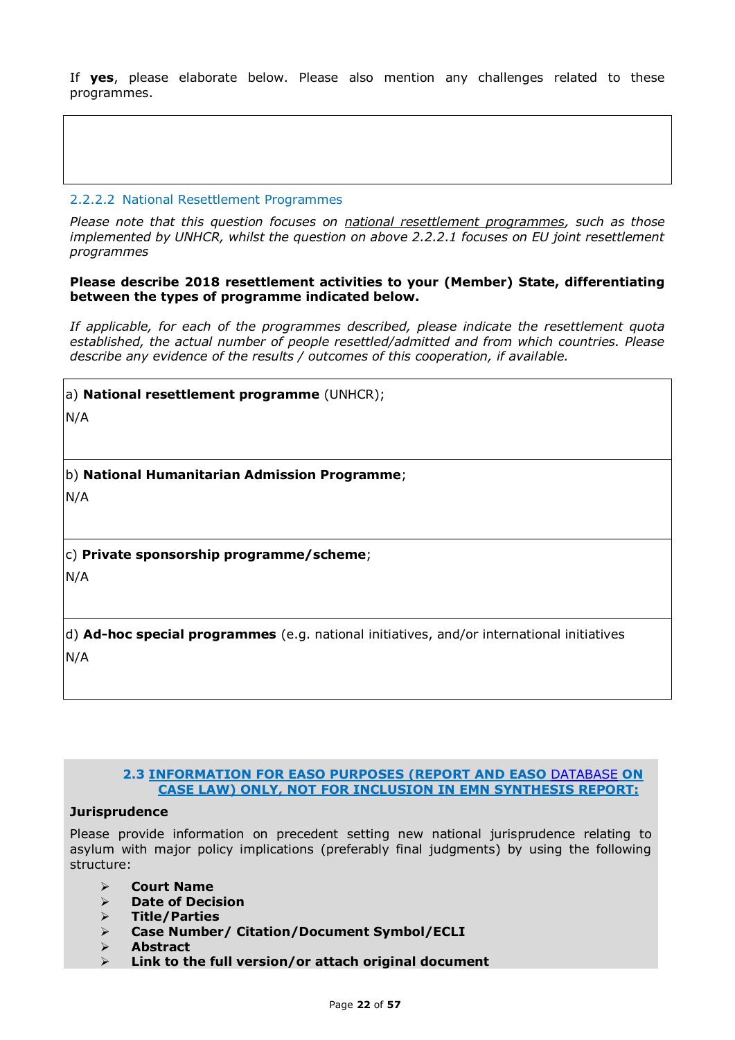If **yes**, please elaborate below. Please also mention any challenges related to these programmes.

| |
|---|
| |

### 2.2.2.2 National Resettlement Programmes

*Please note that this question focuses on national resettlement programmes, such as those implemented by UNHCR, whilst the question on above 2.2.2.1 focuses on EU joint resettlement programmes*

**Please describe 2018 resettlement activities to your (Member) State, differentiating between the types of programme indicated below.**

*If applicable, for each of the programmes described, please indicate the resettlement quota established, the actual number of people resettled/admitted and from which countries. Please describe any evidence of the results / outcomes of this cooperation, if available.*

| |
|---|
| a) **National resettlement programme** (UNHCR);<br>N/A |
| b) **National Humanitarian Admission Programme**;<br>N/A |
| c) **Private sponsorship programme/scheme**;<br>N/A |
| d) **Ad-hoc special programmes** (e.g. national initiatives, and/or international initiatives<br>N/A |

### 2.3 INFORMATION FOR EASO PURPOSES (REPORT AND EASO DATABASE ON CASE LAW) ONLY, NOT FOR INCLUSION IN EMN SYNTHESIS REPORT:

**Jurisprudence**

Please provide information on precedent setting new national jurisprudence relating to asylum with major policy implications (preferably final judgments) by using the following structure:

- **Court Name**
- **Date of Decision**
- **Title/Parties**
- **Case Number/ Citation/Document Symbol/ECLI**
- **Abstract**
- **Link to the full version/or attach original document**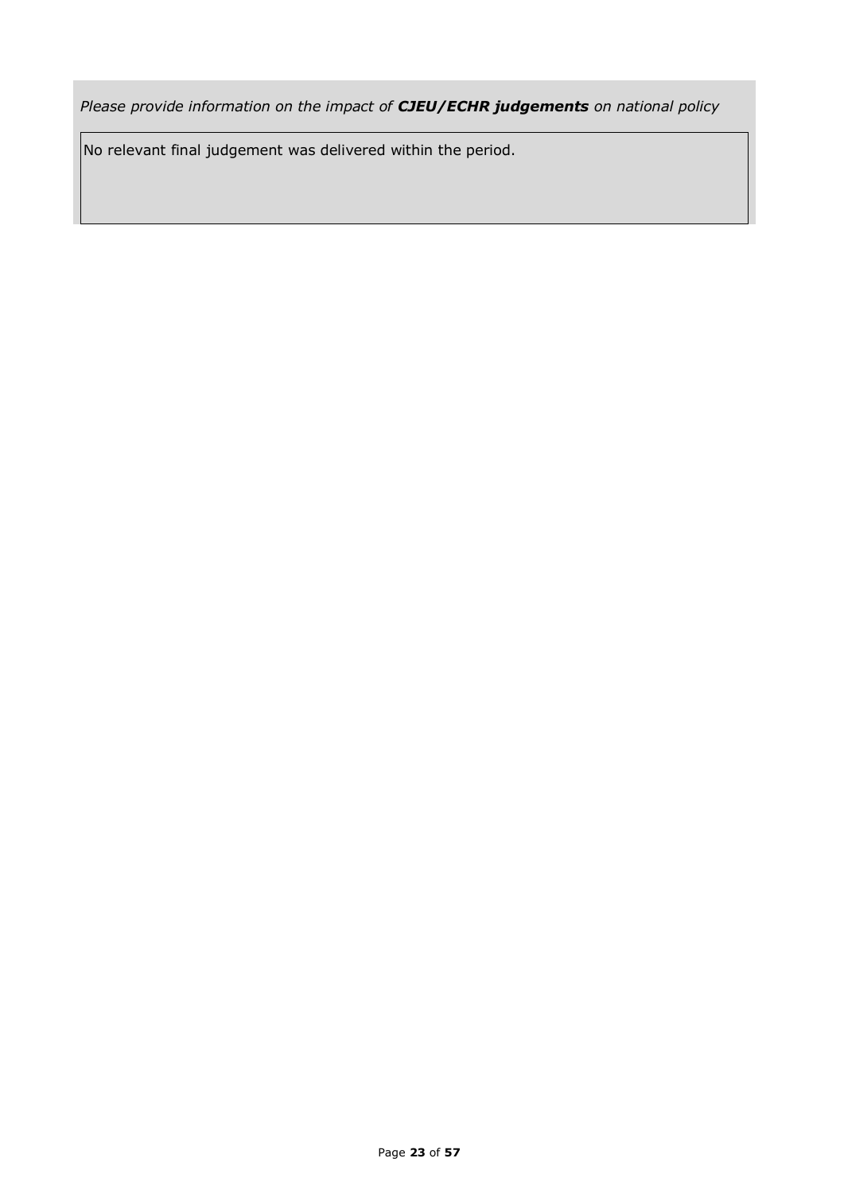*Please provide information on the impact of* ***CJEU/ECHR judgements*** *on national policy*

No relevant final judgement was delivered within the period.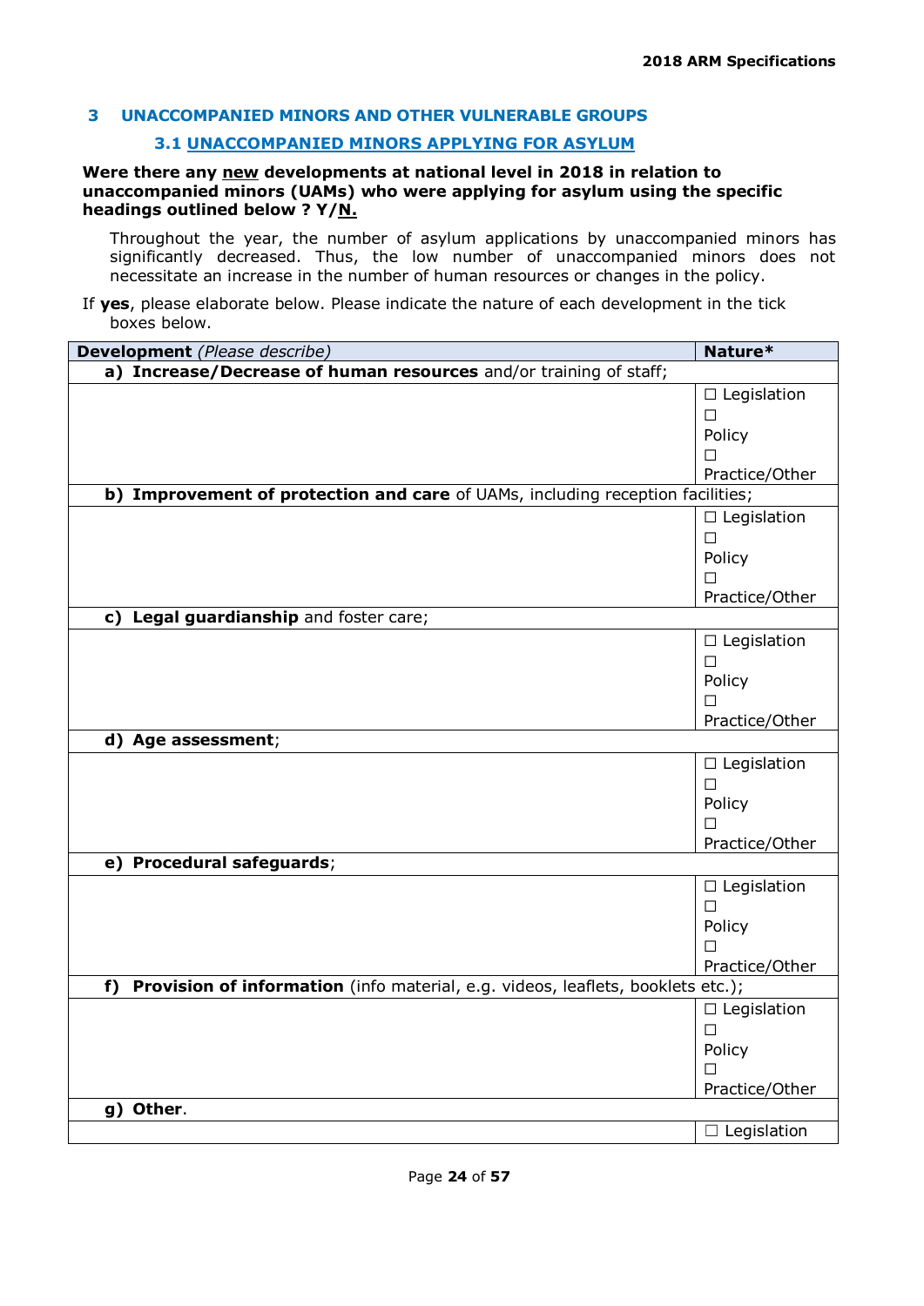## 3 UNACCOMPANIED MINORS AND OTHER VULNERABLE GROUPS

### 3.1 UNACCOMPANIED MINORS APPLYING FOR ASYLUM

**Were there any new developments at national level in 2018 in relation to unaccompanied minors (UAMs) who were applying for asylum using the specific headings outlined below ? Y/N.**

Throughout the year, the number of asylum applications by unaccompanied minors has significantly decreased. Thus, the low number of unaccompanied minors does not necessitate an increase in the number of human resources or changes in the policy.

If **yes**, please elaborate below. Please indicate the nature of each development in the tick boxes below.

| **Development** *(Please describe)* | **Nature*** |
|---|---|
| **a) Increase/Decrease of human resources** and/or training of staff; | |
| | ☐ Legislation ☐ Policy ☐ Practice/Other |
| **b) Improvement of protection and care** of UAMs, including reception facilities; | |
| | ☐ Legislation ☐ Policy ☐ Practice/Other |
| **c) Legal guardianship** and foster care; | |
| | ☐ Legislation ☐ Policy ☐ Practice/Other |
| **d) Age assessment**; | |
| | ☐ Legislation ☐ Policy ☐ Practice/Other |
| **e) Procedural safeguards**; | |
| | ☐ Legislation ☐ Policy ☐ Practice/Other |
| **f) Provision of information** (info material, e.g. videos, leaflets, booklets etc.); | |
| | ☐ Legislation ☐ Policy ☐ Practice/Other |
| **g) Other**. | |
| | ☐ Legislation |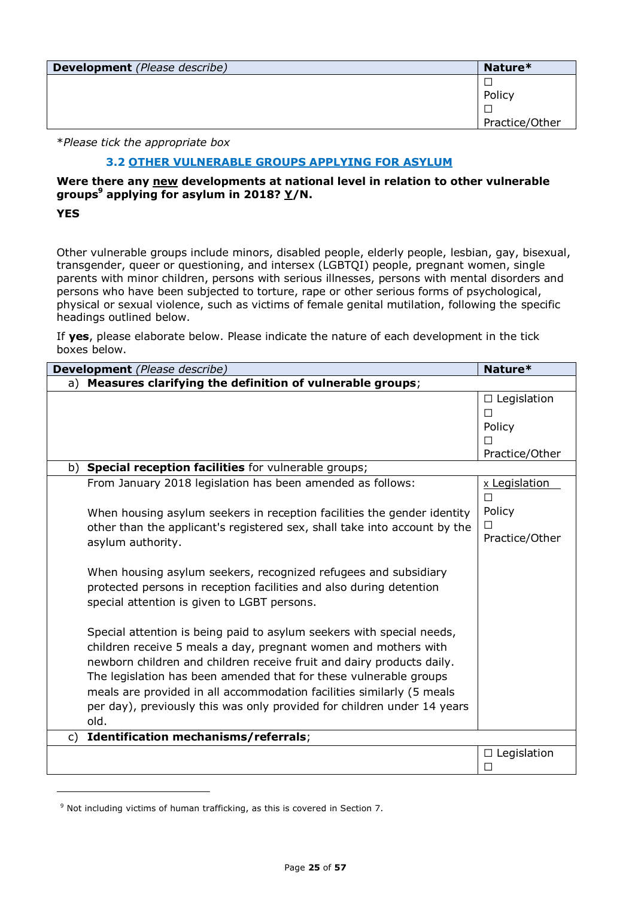| **Development** *(Please describe)* | **Nature*** |
|---|---|
| | ☐ Policy<br>☐ Practice/Other |

**Please tick the appropriate box*

### 3.2 OTHER VULNERABLE GROUPS APPLYING FOR ASYLUM

**Were there any new developments at national level in relation to other vulnerable groups[9] applying for asylum in 2018? Y/N.**

**YES**

Other vulnerable groups include minors, disabled people, elderly people, lesbian, gay, bisexual, transgender, queer or questioning, and intersex (LGBTQI) people, pregnant women, single parents with minor children, persons with serious illnesses, persons with mental disorders and persons who have been subjected to torture, rape or other serious forms of psychological, physical or sexual violence, such as victims of female genital mutilation, following the specific headings outlined below.

If **yes**, please elaborate below. Please indicate the nature of each development in the tick boxes below.

| **Development** *(Please describe)* | **Nature*** |
|---|---|
| a) **Measures clarifying the definition of vulnerable groups**; | |
| | ☐ Legislation<br>☐ Policy<br>☐ Practice/Other |
| b) **Special reception facilities** for vulnerable groups; | |
| From January 2018 legislation has been amended as follows:<br><br>When housing asylum seekers in reception facilities the gender identity other than the applicant's registered sex, shall take into account by the asylum authority.<br><br>When housing asylum seekers, recognized refugees and subsidiary protected persons in reception facilities and also during detention special attention is given to LGBT persons.<br><br>Special attention is being paid to asylum seekers with special needs, children receive 5 meals a day, pregnant women and mothers with newborn children and children receive fruit and dairy products daily. The legislation has been amended that for these vulnerable groups meals are provided in all accommodation facilities similarly (5 meals per day), previously this was only provided for children under 14 years old. | x Legislation<br>☐ Policy<br>☐ Practice/Other |
| c) **Identification mechanisms/referrals**; | |
| | ☐ Legislation<br>☐ |

[9] Not including victims of human trafficking, as this is covered in Section 7.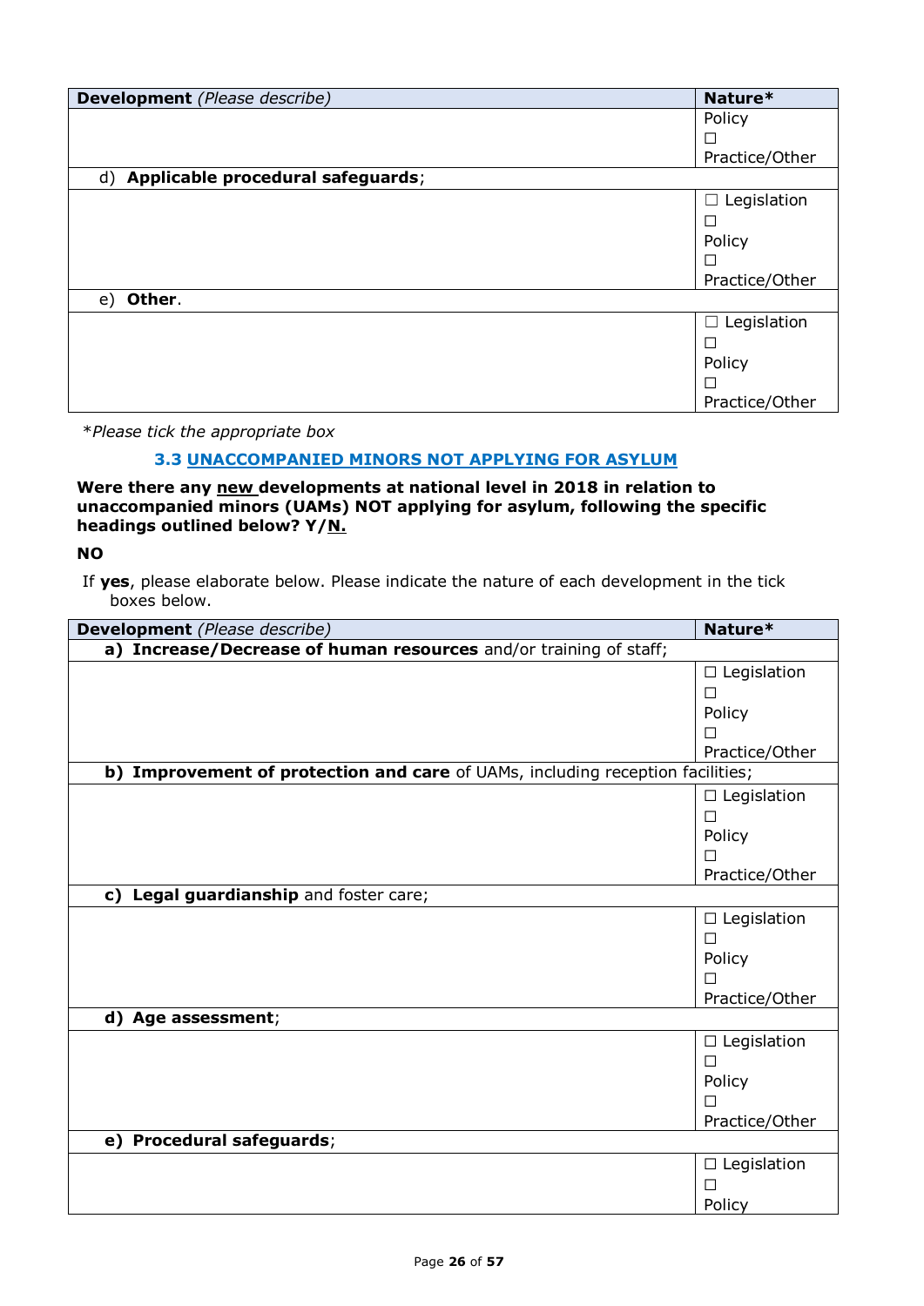| **Development** *(Please describe)* | **Nature*** |
|---|---|
| | Policy ☐ Practice/Other |
| d) **Applicable procedural safeguards**; | |
| | ☐ Legislation ☐ Policy ☐ Practice/Other |
| e) **Other**. | |
| | ☐ Legislation ☐ Policy ☐ Practice/Other |

**Please tick the appropriate box*

### 3.3 UNACCOMPANIED MINORS NOT APPLYING FOR ASYLUM

**Were there any new developments at national level in 2018 in relation to unaccompanied minors (UAMs) NOT applying for asylum, following the specific headings outlined below? Y/N.**

**NO**

If **yes**, please elaborate below. Please indicate the nature of each development in the tick boxes below.

| **Development** *(Please describe)* | **Nature*** |
|---|---|
| **a) Increase/Decrease of human resources** and/or training of staff; | |
| | ☐ Legislation ☐ Policy ☐ Practice/Other |
| **b) Improvement of protection and care** of UAMs, including reception facilities; | |
| | ☐ Legislation ☐ Policy ☐ Practice/Other |
| **c) Legal guardianship** and foster care; | |
| | ☐ Legislation ☐ Policy ☐ Practice/Other |
| **d) Age assessment**; | |
| | ☐ Legislation ☐ Policy ☐ Practice/Other |
| **e) Procedural safeguards**; | |
| | ☐ Legislation ☐ Policy |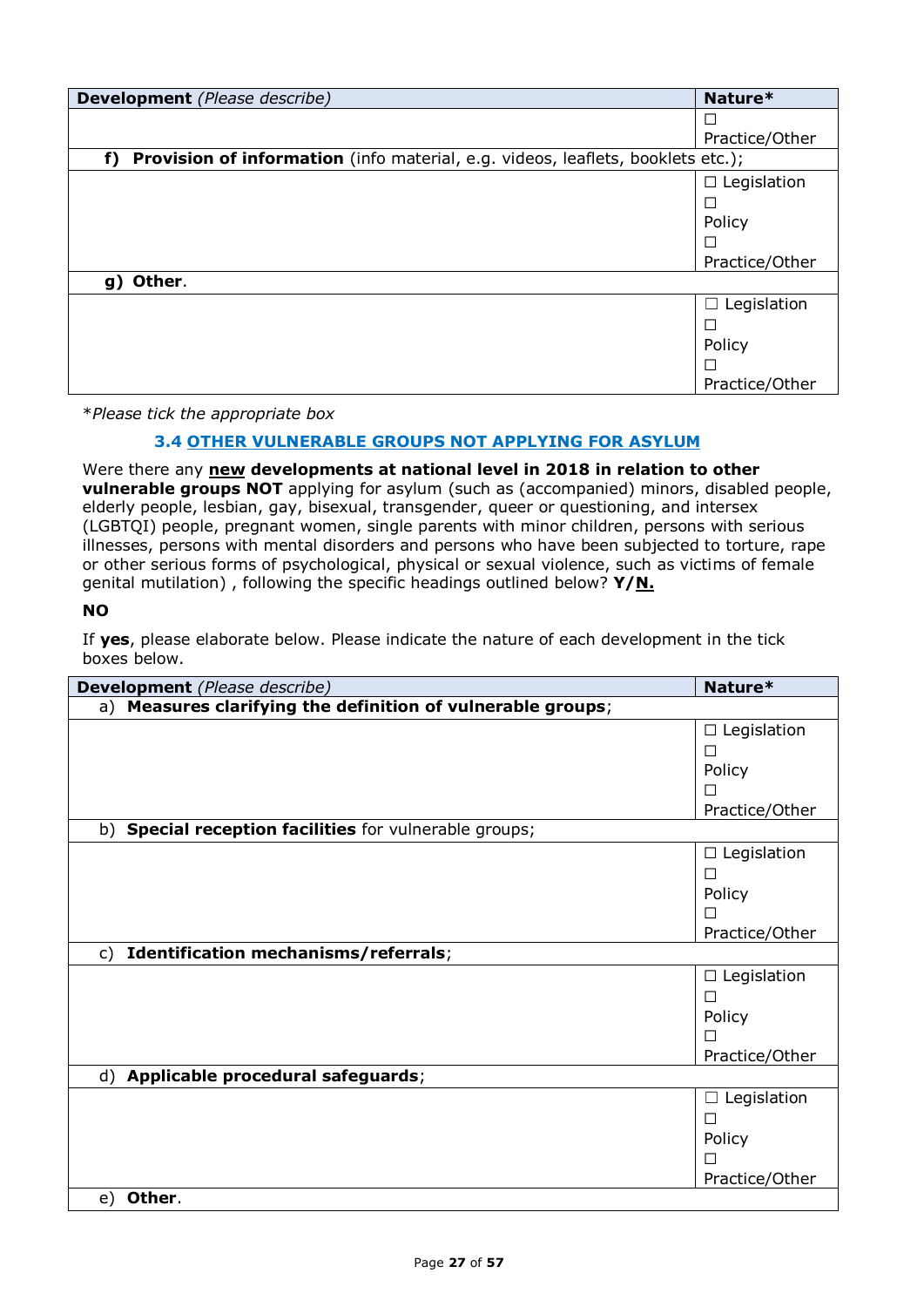| **Development** *(Please describe)* | **Nature*** |
| --- | --- |
| | ☐ Practice/Other |
| **f) Provision of information** (info material, e.g. videos, leaflets, booklets etc.); | |
| | ☐ Legislation ☐ Policy ☐ Practice/Other |
| **g) Other**. | |
| | ☐ Legislation ☐ Policy ☐ Practice/Other |

**Please tick the appropriate box*

### 3.4 OTHER VULNERABLE GROUPS NOT APPLYING FOR ASYLUM

Were there any **new developments at national level in 2018 in relation to other vulnerable groups NOT** applying for asylum (such as (accompanied) minors, disabled people, elderly people, lesbian, gay, bisexual, transgender, queer or questioning, and intersex (LGBTQI) people, pregnant women, single parents with minor children, persons with serious illnesses, persons with mental disorders and persons who have been subjected to torture, rape or other serious forms of psychological, physical or sexual violence, such as victims of female genital mutilation) , following the specific headings outlined below? **Y/N.**

**NO**

If **yes**, please elaborate below. Please indicate the nature of each development in the tick boxes below.

| **Development** *(Please describe)* | **Nature*** |
| --- | --- |
| a) **Measures clarifying the definition of vulnerable groups**; | |
| | ☐ Legislation ☐ Policy ☐ Practice/Other |
| b) **Special reception facilities** for vulnerable groups; | |
| | ☐ Legislation ☐ Policy ☐ Practice/Other |
| c) **Identification mechanisms/referrals**; | |
| | ☐ Legislation ☐ Policy ☐ Practice/Other |
| d) **Applicable procedural safeguards**; | |
| | ☐ Legislation ☐ Policy ☐ Practice/Other |
| e) **Other**. | |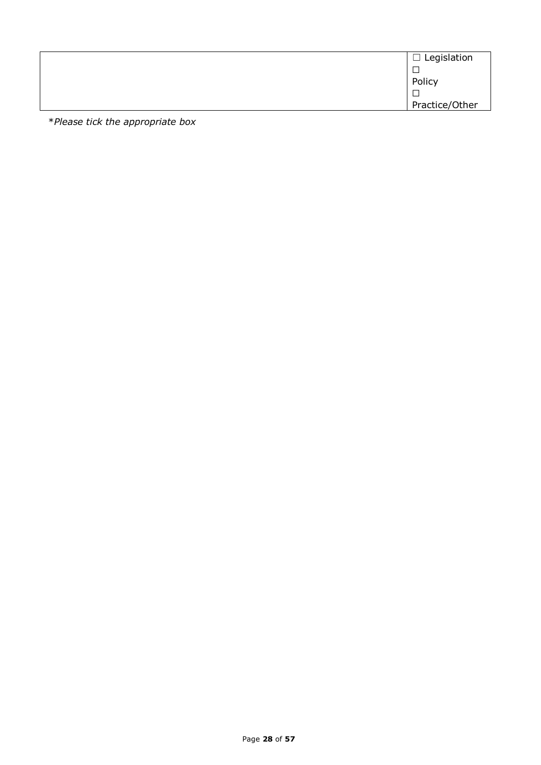|  | ☐ Legislation<br>☐<br>Policy<br>☐<br>Practice/Other |
|---|---|

**Please tick the appropriate box*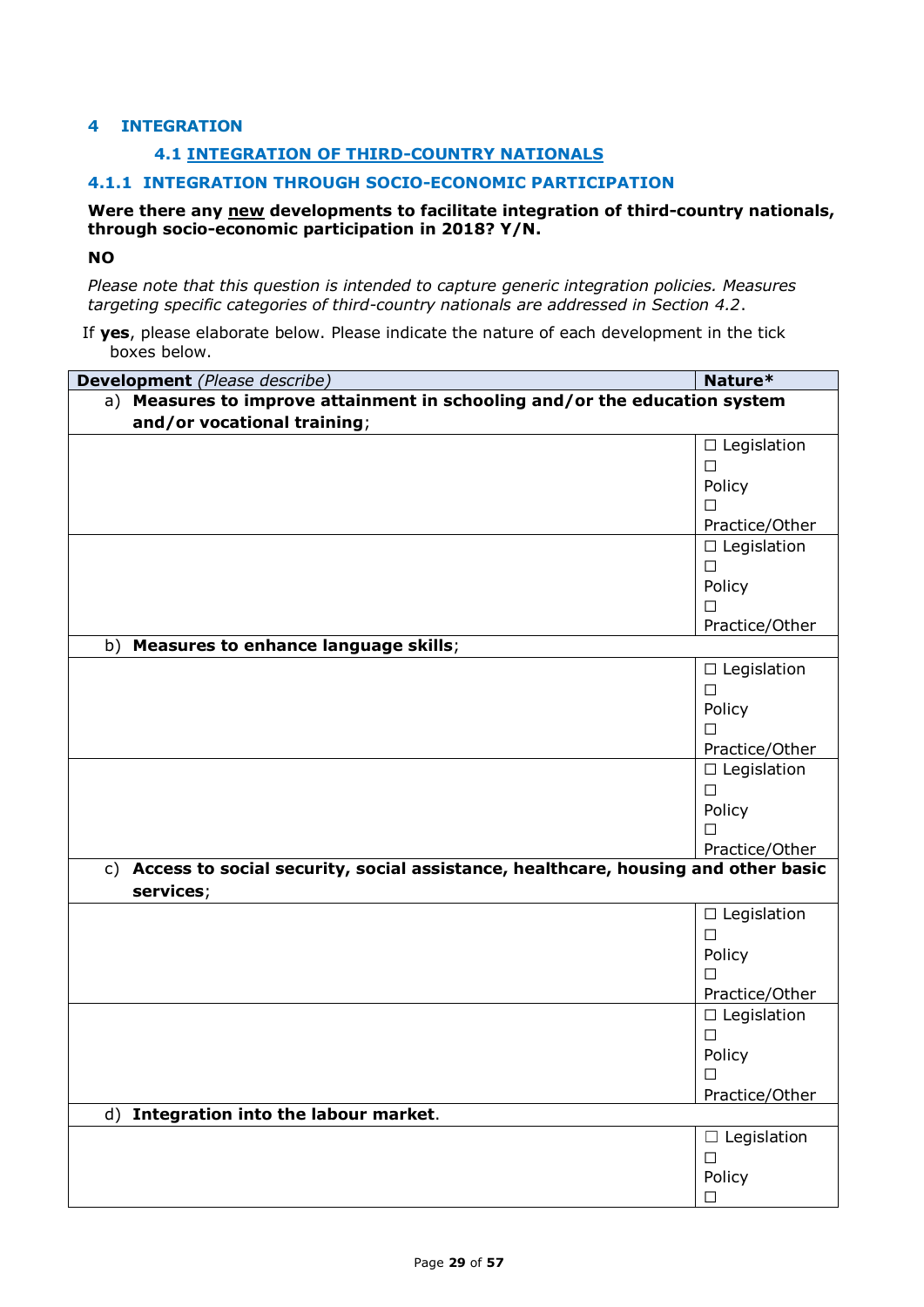# 4 INTEGRATION

## 4.1 INTEGRATION OF THIRD-COUNTRY NATIONALS

### 4.1.1 INTEGRATION THROUGH SOCIO-ECONOMIC PARTICIPATION

**Were there any new developments to facilitate integration of third-country nationals, through socio-economic participation in 2018? Y/N.**

**NO**

*Please note that this question is intended to capture generic integration policies. Measures targeting specific categories of third-country nationals are addressed in Section 4.2.*

If **yes**, please elaborate below. Please indicate the nature of each development in the tick boxes below.

| **Development** *(Please describe)* | **Nature\*** |
|---|---|
| a) **Measures to improve attainment in schooling and/or the education system and/or vocational training**; | |
| | ☐ Legislation ☐ Policy ☐ Practice/Other |
| | ☐ Legislation ☐ Policy ☐ Practice/Other |
| b) **Measures to enhance language skills**; | |
| | ☐ Legislation ☐ Policy ☐ Practice/Other |
| | ☐ Legislation ☐ Policy ☐ Practice/Other |
| c) **Access to social security, social assistance, healthcare, housing and other basic services**; | |
| | ☐ Legislation ☐ Policy ☐ Practice/Other |
| | ☐ Legislation ☐ Policy ☐ Practice/Other |
| d) **Integration into the labour market**. | |
| | ☐ Legislation ☐ Policy ☐ |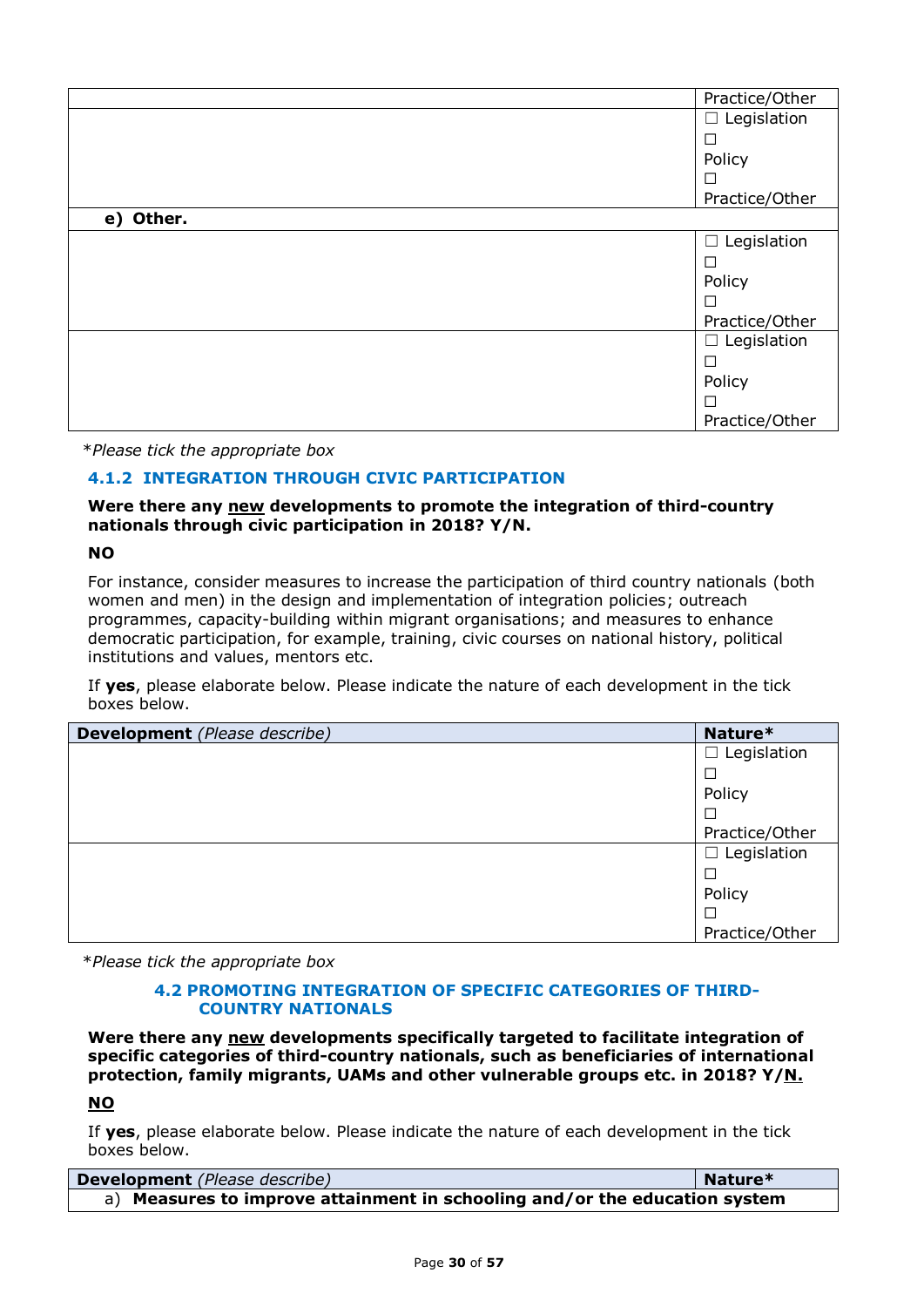| | Practice/Other |
|---|---|
| | ☐ Legislation<br>☐<br>Policy<br>☐<br>Practice/Other |
| **e) Other.** | |
| | ☐ Legislation<br>☐<br>Policy<br>☐<br>Practice/Other |
| | ☐ Legislation<br>☐<br>Policy<br>☐<br>Practice/Other |

**Please tick the appropriate box*

### 4.1.2 INTEGRATION THROUGH CIVIC PARTICIPATION

**Were there any <u>new</u> developments to promote the integration of third-country nationals through civic participation in 2018? Y/N.**

**NO**

For instance, consider measures to increase the participation of third country nationals (both women and men) in the design and implementation of integration policies; outreach programmes, capacity-building within migrant organisations; and measures to enhance democratic participation, for example, training, civic courses on national history, political institutions and values, mentors etc.

If **yes**, please elaborate below. Please indicate the nature of each development in the tick boxes below.

| **Development** *(Please describe)* | **Nature*** |
|---|---|
| | ☐ Legislation<br>☐<br>Policy<br>☐<br>Practice/Other |
| | ☐ Legislation<br>☐<br>Policy<br>☐<br>Practice/Other |

**Please tick the appropriate box*

## 4.2 PROMOTING INTEGRATION OF SPECIFIC CATEGORIES OF THIRD-COUNTRY NATIONALS

**Were there any <u>new</u> developments specifically targeted to facilitate integration of specific categories of third-country nationals, such as beneficiaries of international protection, family migrants, UAMs and other vulnerable groups etc. in 2018? Y/<u>N.</u>**

**<u>NO</u>**

If **yes**, please elaborate below. Please indicate the nature of each development in the tick boxes below.

| **Development** *(Please describe)* | **Nature*** |
|---|---|
| a) **Measures to improve attainment in schooling and/or the education system** | |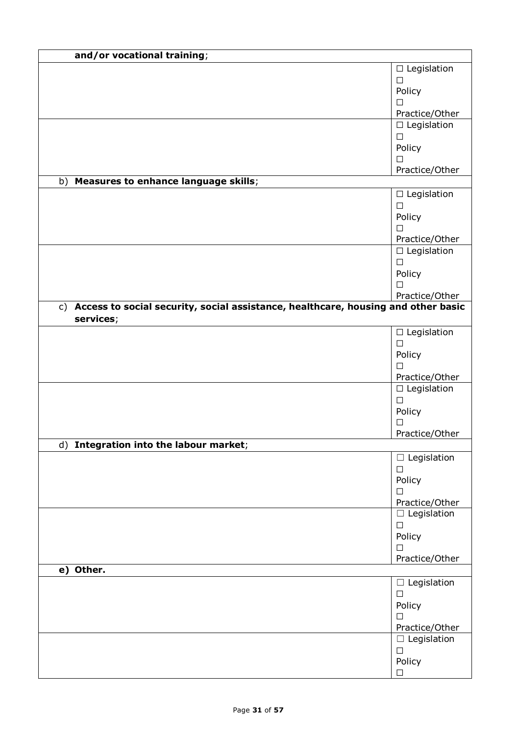| **and/or vocational training**; | |
|---|---|
| | ☐ Legislation<br>☐<br>Policy<br>☐<br>Practice/Other |
| | ☐ Legislation<br>☐<br>Policy<br>☐<br>Practice/Other |
| b) **Measures to enhance language skills**; | |
| | ☐ Legislation<br>☐<br>Policy<br>☐<br>Practice/Other |
| | ☐ Legislation<br>☐<br>Policy<br>☐<br>Practice/Other |
| c) **Access to social security, social assistance, healthcare, housing and other basic services**; | |
| | ☐ Legislation<br>☐<br>Policy<br>☐<br>Practice/Other |
| | ☐ Legislation<br>☐<br>Policy<br>☐<br>Practice/Other |
| d) **Integration into the labour market**; | |
| | ☐ Legislation<br>☐<br>Policy<br>☐<br>Practice/Other |
| | ☐ Legislation<br>☐<br>Policy<br>☐<br>Practice/Other |
| **e) Other.** | |
| | ☐ Legislation<br>☐<br>Policy<br>☐<br>Practice/Other |
| | ☐ Legislation<br>☐<br>Policy<br>☐ |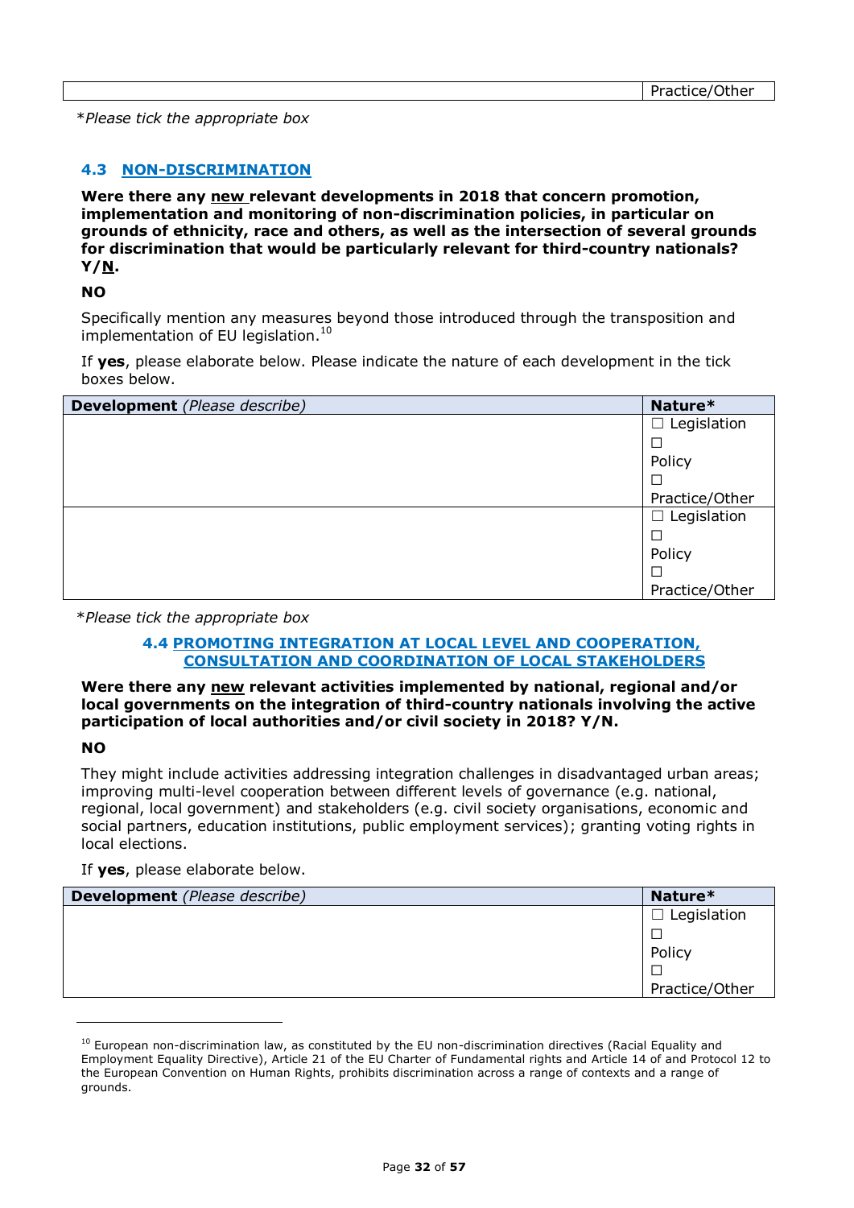| | Practice/Other |
|---|---|

*\*Please tick the appropriate box*

### 4.3 NON-DISCRIMINATION

**Were there any new relevant developments in 2018 that concern promotion, implementation and monitoring of non-discrimination policies, in particular on grounds of ethnicity, race and others, as well as the intersection of several grounds for discrimination that would be particularly relevant for third-country nationals? Y/N.**

**NO**

Specifically mention any measures beyond those introduced through the transposition and implementation of EU legislation.[10]

If **yes**, please elaborate below. Please indicate the nature of each development in the tick boxes below.

| **Development** *(Please describe)* | **Nature\*** |
|---|---|
| | ☐ Legislation ☐ Policy ☐ Practice/Other |
| | ☐ Legislation ☐ Policy ☐ Practice/Other |

*\*Please tick the appropriate box*

### 4.4 PROMOTING INTEGRATION AT LOCAL LEVEL AND COOPERATION, CONSULTATION AND COORDINATION OF LOCAL STAKEHOLDERS

**Were there any new relevant activities implemented by national, regional and/or local governments on the integration of third-country nationals involving the active participation of local authorities and/or civil society in 2018? Y/N.**

**NO**

They might include activities addressing integration challenges in disadvantaged urban areas; improving multi-level cooperation between different levels of governance (e.g. national, regional, local government) and stakeholders (e.g. civil society organisations, economic and social partners, education institutions, public employment services); granting voting rights in local elections.

If **yes**, please elaborate below.

| **Development** *(Please describe)* | **Nature\*** |
|---|---|
| | ☐ Legislation ☐ Policy ☐ Practice/Other |

[10] European non-discrimination law, as constituted by the EU non-discrimination directives (Racial Equality and Employment Equality Directive), Article 21 of the EU Charter of Fundamental rights and Article 14 of and Protocol 12 to the European Convention on Human Rights, prohibits discrimination across a range of contexts and a range of grounds.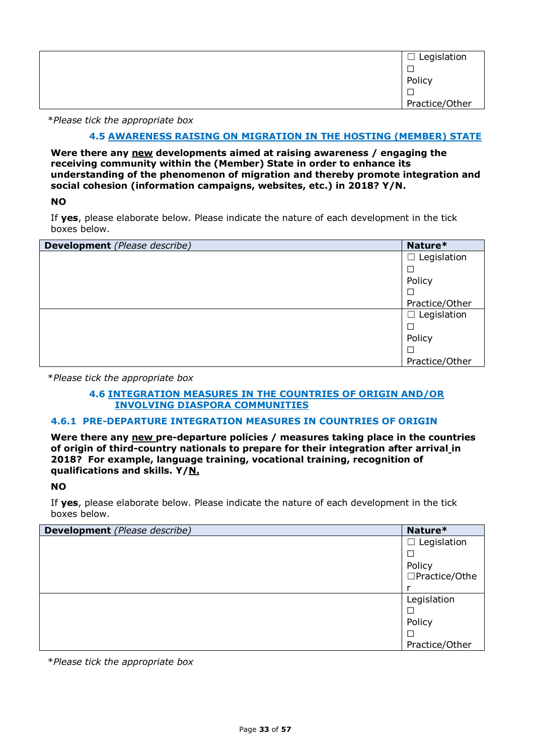|  | ☐ Legislation ☐ Policy ☐ Practice/Other |
|---|---|

*\*Please tick the appropriate box*

### 4.5 AWARENESS RAISING ON MIGRATION IN THE HOSTING (MEMBER) STATE

**Were there any new developments aimed at raising awareness / engaging the receiving community within the (Member) State in order to enhance its understanding of the phenomenon of migration and thereby promote integration and social cohesion (information campaigns, websites, etc.) in 2018? Y/N.**

**NO**

If **yes**, please elaborate below. Please indicate the nature of each development in the tick boxes below.

| **Development** *(Please describe)* | **Nature*** |
|---|---|
|  | ☐ Legislation ☐ Policy ☐ Practice/Other |
|  | ☐ Legislation ☐ Policy ☐ Practice/Other |

*\*Please tick the appropriate box*

### 4.6 INTEGRATION MEASURES IN THE COUNTRIES OF ORIGIN AND/OR INVOLVING DIASPORA COMMUNITIES

#### 4.6.1 PRE-DEPARTURE INTEGRATION MEASURES IN COUNTRIES OF ORIGIN

**Were there any new pre-departure policies / measures taking place in the countries of origin of third-country nationals to prepare for their integration after arrival in 2018? For example, language training, vocational training, recognition of qualifications and skills. Y/N.**

**NO**

If **yes**, please elaborate below. Please indicate the nature of each development in the tick boxes below.

| **Development** *(Please describe)* | **Nature*** |
|---|---|
|  | ☐ Legislation ☐ Policy ☐Practice/Other |
|  | Legislation ☐ Policy ☐ Practice/Other |

*\*Please tick the appropriate box*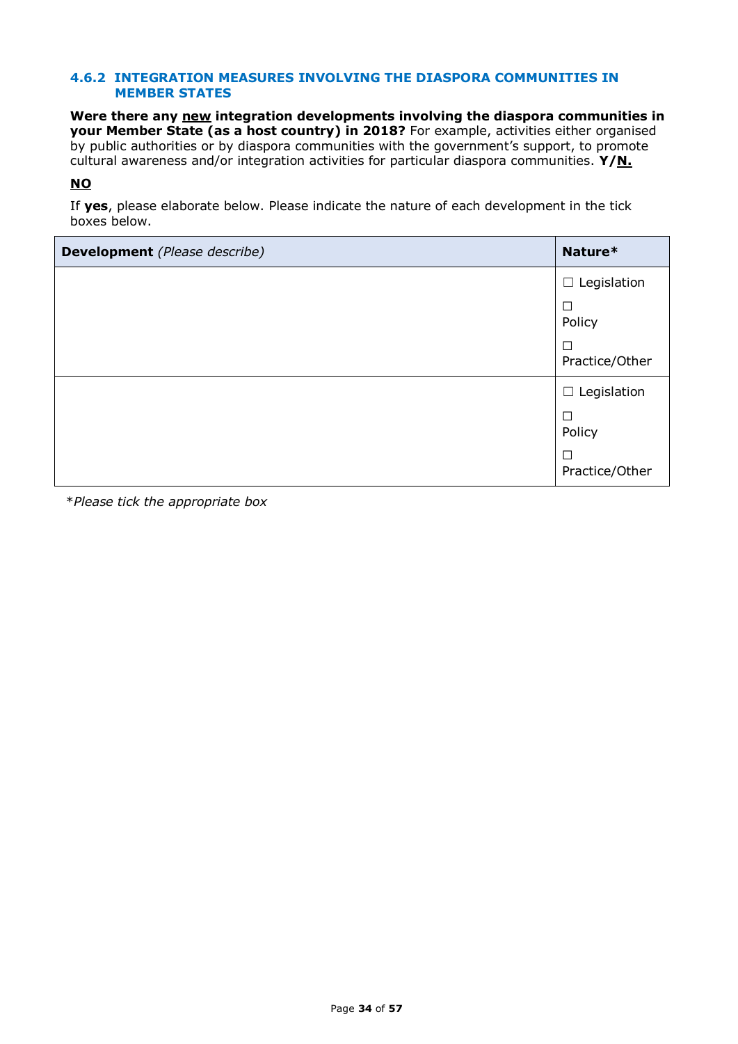### 4.6.2 INTEGRATION MEASURES INVOLVING THE DIASPORA COMMUNITIES IN MEMBER STATES

**Were there any <u>new</u> integration developments involving the diaspora communities in your Member State (as a host country) in 2018?** For example, activities either organised by public authorities or by diaspora communities with the government's support, to promote cultural awareness and/or integration activities for particular diaspora communities. **Y/<u>N.</u>**

**<u>NO</u>**

If **yes**, please elaborate below. Please indicate the nature of each development in the tick boxes below.

| **Development** *(Please describe)* | **Nature*** |
| --- | --- |
| | ☐ Legislation<br>☐ Policy<br>☐ Practice/Other |
| | ☐ Legislation<br>☐ Policy<br>☐ Practice/Other |

**Please tick the appropriate box*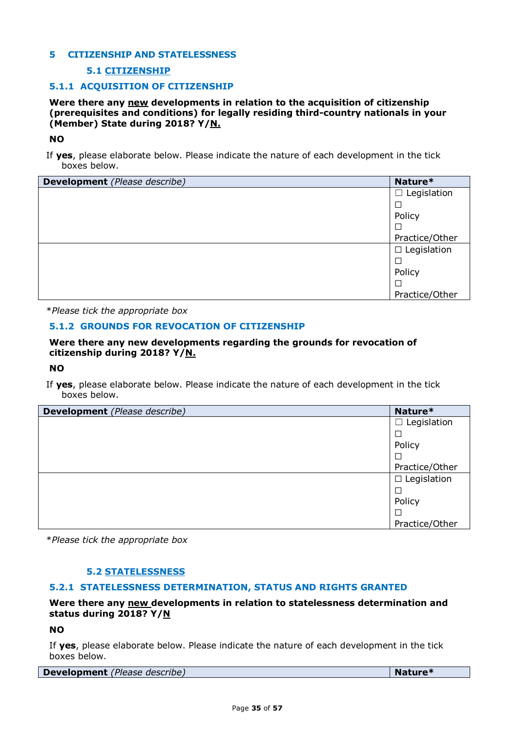# 5 CITIZENSHIP AND STATELESSNESS

## 5.1 CITIZENSHIP

### 5.1.1 ACQUISITION OF CITIZENSHIP

**Were there any new developments in relation to the acquisition of citizenship (prerequisites and conditions) for legally residing third-country nationals in your (Member) State during 2018? Y/N.**

**NO**

If **yes**, please elaborate below. Please indicate the nature of each development in the tick boxes below.

| **Development** *(Please describe)* | **Nature*** |
|---|---|
| | ☐ Legislation ☐ Policy ☐ Practice/Other |
| | ☐ Legislation ☐ Policy ☐ Practice/Other |

**Please tick the appropriate box*

### 5.1.2 GROUNDS FOR REVOCATION OF CITIZENSHIP

**Were there any new developments regarding the grounds for revocation of citizenship during 2018? Y/N.**

**NO**

If **yes**, please elaborate below. Please indicate the nature of each development in the tick boxes below.

| **Development** *(Please describe)* | **Nature*** |
|---|---|
| | ☐ Legislation ☐ Policy ☐ Practice/Other |
| | ☐ Legislation ☐ Policy ☐ Practice/Other |

**Please tick the appropriate box*

## 5.2 STATELESSNESS

### 5.2.1 STATELESSNESS DETERMINATION, STATUS AND RIGHTS GRANTED

**Were there any new developments in relation to statelessness determination and status during 2018? Y/N**

**NO**

If **yes**, please elaborate below. Please indicate the nature of each development in the tick boxes below.

| **Development** *(Please describe)* | **Nature*** |
|---|---|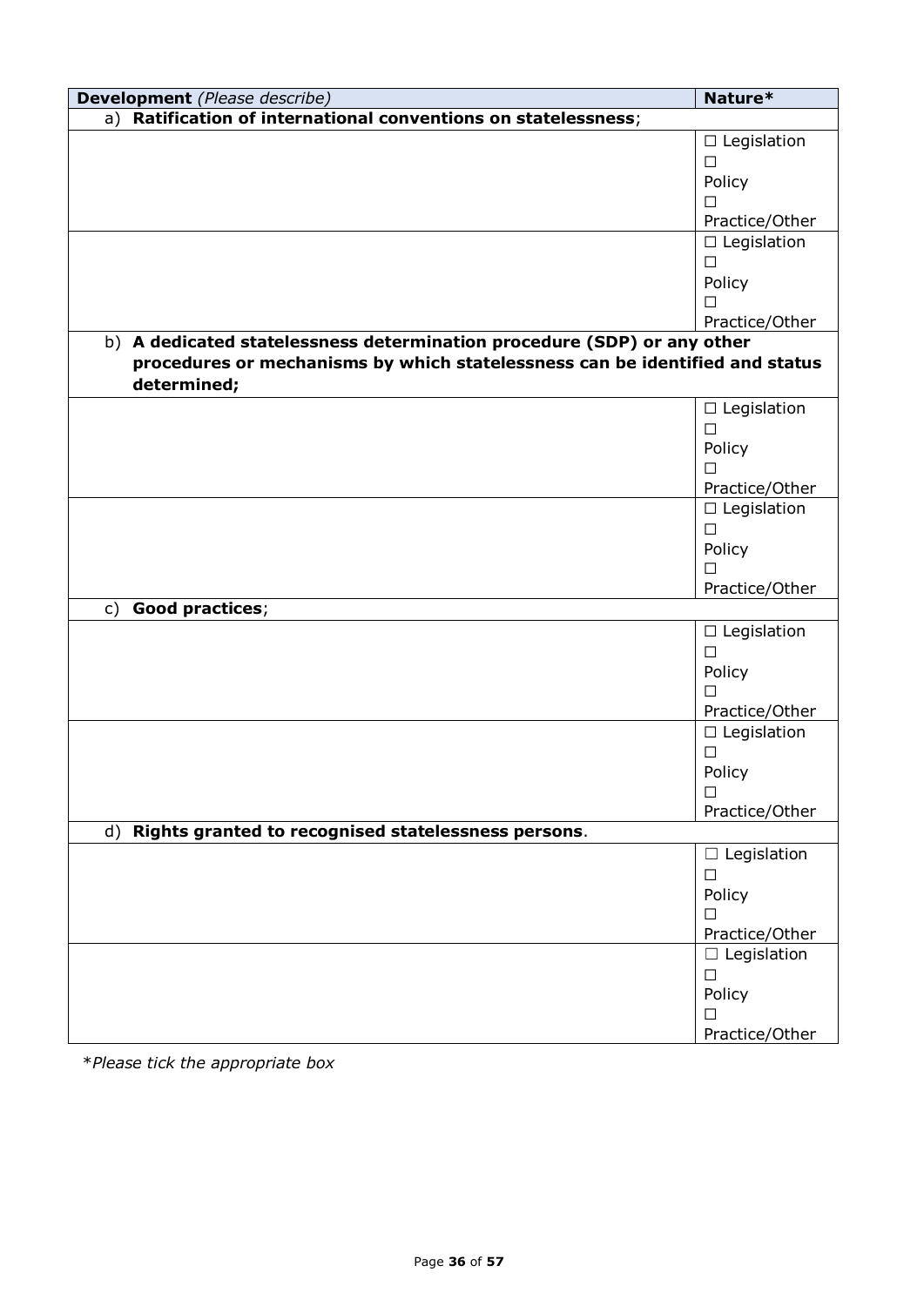| **Development** *(Please describe)* | **Nature*** |
|---|---|
| a) **Ratification of international conventions on statelessness**; | |
| | ☐ Legislation ☐ Policy ☐ Practice/Other |
| | ☐ Legislation ☐ Policy ☐ Practice/Other |
| b) **A dedicated statelessness determination procedure (SDP) or any other procedures or mechanisms by which statelessness can be identified and status determined;** | |
| | ☐ Legislation ☐ Policy ☐ Practice/Other |
| | ☐ Legislation ☐ Policy ☐ Practice/Other |
| c) **Good practices**; | |
| | ☐ Legislation ☐ Policy ☐ Practice/Other |
| | ☐ Legislation ☐ Policy ☐ Practice/Other |
| d) **Rights granted to recognised statelessness persons**. | |
| | ☐ Legislation ☐ Policy ☐ Practice/Other |
| | ☐ Legislation ☐ Policy ☐ Practice/Other |

**Please tick the appropriate box*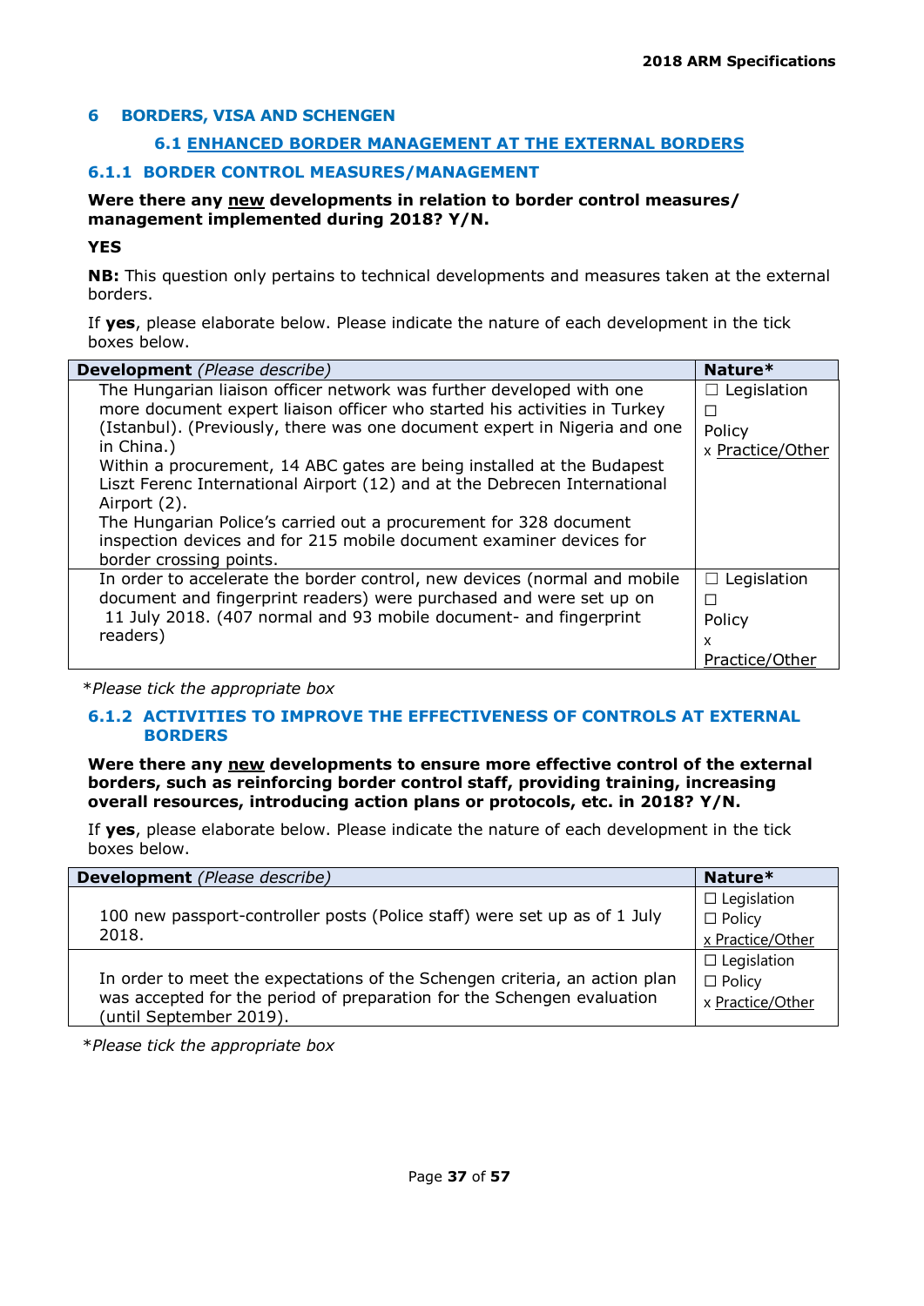# 6 BORDERS, VISA AND SCHENGEN

## 6.1 ENHANCED BORDER MANAGEMENT AT THE EXTERNAL BORDERS

### 6.1.1 BORDER CONTROL MEASURES/MANAGEMENT

**Were there any new developments in relation to border control measures/ management implemented during 2018? Y/N.**

**YES**

**NB:** This question only pertains to technical developments and measures taken at the external borders.

If **yes**, please elaborate below. Please indicate the nature of each development in the tick boxes below.

| **Development** *(Please describe)* | **Nature*** |
|---|---|
| The Hungarian liaison officer network was further developed with one more document expert liaison officer who started his activities in Turkey (Istanbul). (Previously, there was one document expert in Nigeria and one in China.)<br>Within a procurement, 14 ABC gates are being installed at the Budapest Liszt Ferenc International Airport (12) and at the Debrecen International Airport (2).<br>The Hungarian Police's carried out a procurement for 328 document inspection devices and for 215 mobile document examiner devices for border crossing points. | ☐ Legislation<br>☐ Policy<br>x Practice/Other |
| In order to accelerate the border control, new devices (normal and mobile document and fingerprint readers) were purchased and were set up on 11 July 2018. (407 normal and 93 mobile document- and fingerprint readers) | ☐ Legislation<br>☐ Policy<br>x Practice/Other |

**Please tick the appropriate box*

### 6.1.2 ACTIVITIES TO IMPROVE THE EFFECTIVENESS OF CONTROLS AT EXTERNAL BORDERS

**Were there any new developments to ensure more effective control of the external borders, such as reinforcing border control staff, providing training, increasing overall resources, introducing action plans or protocols, etc. in 2018? Y/N.**

If **yes**, please elaborate below. Please indicate the nature of each development in the tick boxes below.

| **Development** *(Please describe)* | **Nature*** |
|---|---|
| 100 new passport-controller posts (Police staff) were set up as of 1 July 2018. | ☐ Legislation<br>☐ Policy<br>x Practice/Other |
| In order to meet the expectations of the Schengen criteria, an action plan was accepted for the period of preparation for the Schengen evaluation (until September 2019). | ☐ Legislation<br>☐ Policy<br>x Practice/Other |

**Please tick the appropriate box*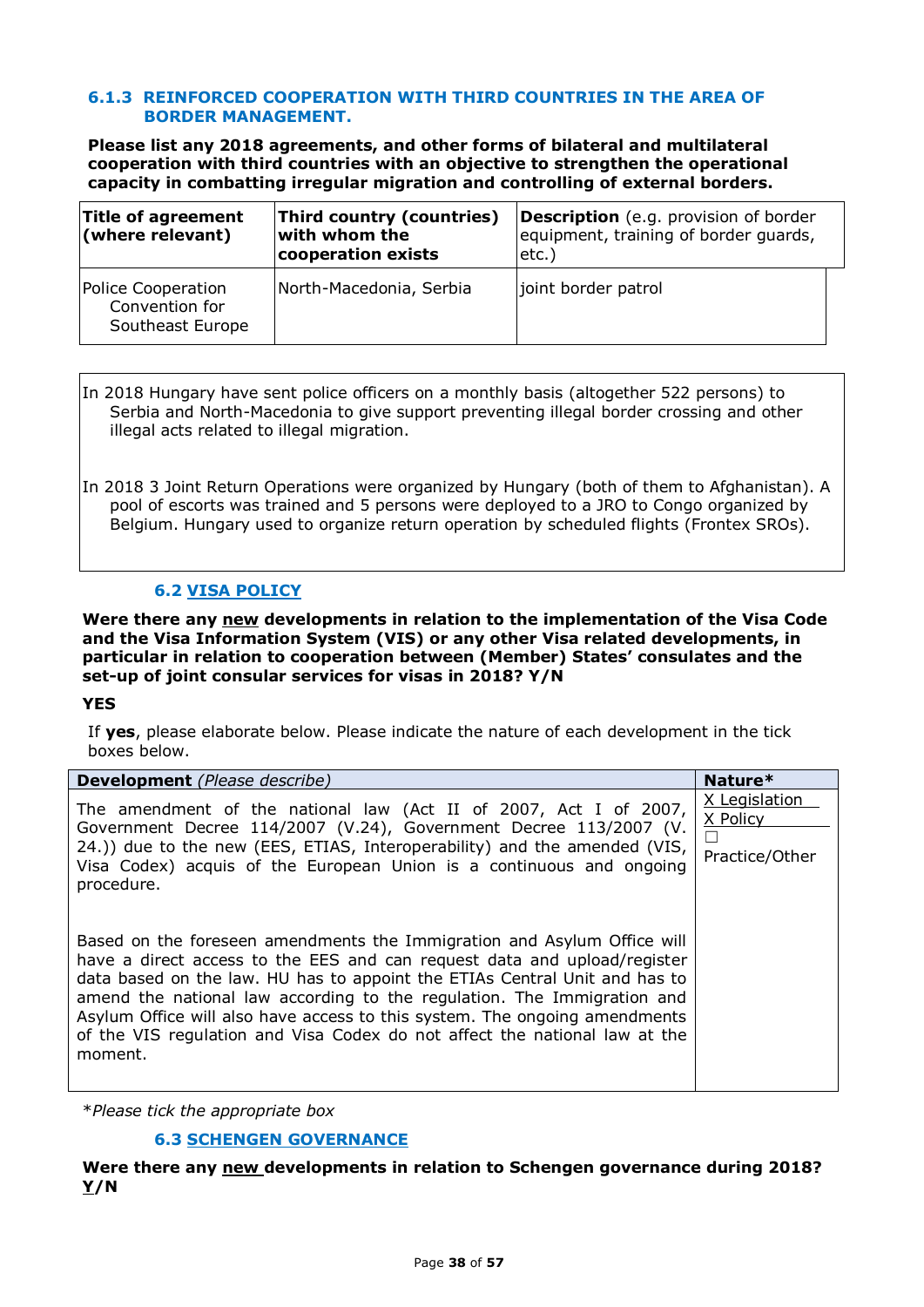### 6.1.3 REINFORCED COOPERATION WITH THIRD COUNTRIES IN THE AREA OF BORDER MANAGEMENT.

**Please list any 2018 agreements, and other forms of bilateral and multilateral cooperation with third countries with an objective to strengthen the operational capacity in combatting irregular migration and controlling of external borders.**

| **Title of agreement (where relevant)** | **Third country (countries) with whom the cooperation exists** | **Description** (e.g. provision of border equipment, training of border guards, etc.) |
| --- | --- | --- |
| Police Cooperation Convention for Southeast Europe | North-Macedonia, Serbia | joint border patrol |

In 2018 Hungary have sent police officers on a monthly basis (altogether 522 persons) to Serbia and North-Macedonia to give support preventing illegal border crossing and other illegal acts related to illegal migration.

In 2018 3 Joint Return Operations were organized by Hungary (both of them to Afghanistan). A pool of escorts was trained and 5 persons were deployed to a JRO to Congo organized by Belgium. Hungary used to organize return operation by scheduled flights (Frontex SROs).

### 6.2 VISA POLICY

**Were there any new developments in relation to the implementation of the Visa Code and the Visa Information System (VIS) or any other Visa related developments, in particular in relation to cooperation between (Member) States' consulates and the set-up of joint consular services for visas in 2018? Y/N**

**YES**

If **yes**, please elaborate below. Please indicate the nature of each development in the tick boxes below.

| **Development** *(Please describe)* | **Nature*** |
| --- | --- |
| The amendment of the national law (Act II of 2007, Act I of 2007, Government Decree 114/2007 (V.24), Government Decree 113/2007 (V. 24.)) due to the new (EES, ETIAS, Interoperability) and the amended (VIS, Visa Codex) acquis of the European Union is a continuous and ongoing procedure.<br><br>Based on the foreseen amendments the Immigration and Asylum Office will have a direct access to the EES and can request data and upload/register data based on the law. HU has to appoint the ETIAs Central Unit and has to amend the national law according to the regulation. The Immigration and Asylum Office will also have access to this system. The ongoing amendments of the VIS regulation and Visa Codex do not affect the national law at the moment. | X Legislation<br>X Policy<br>☐ Practice/Other |

**Please tick the appropriate box*

### 6.3 SCHENGEN GOVERNANCE

**Were there any new developments in relation to Schengen governance during 2018? Y/N**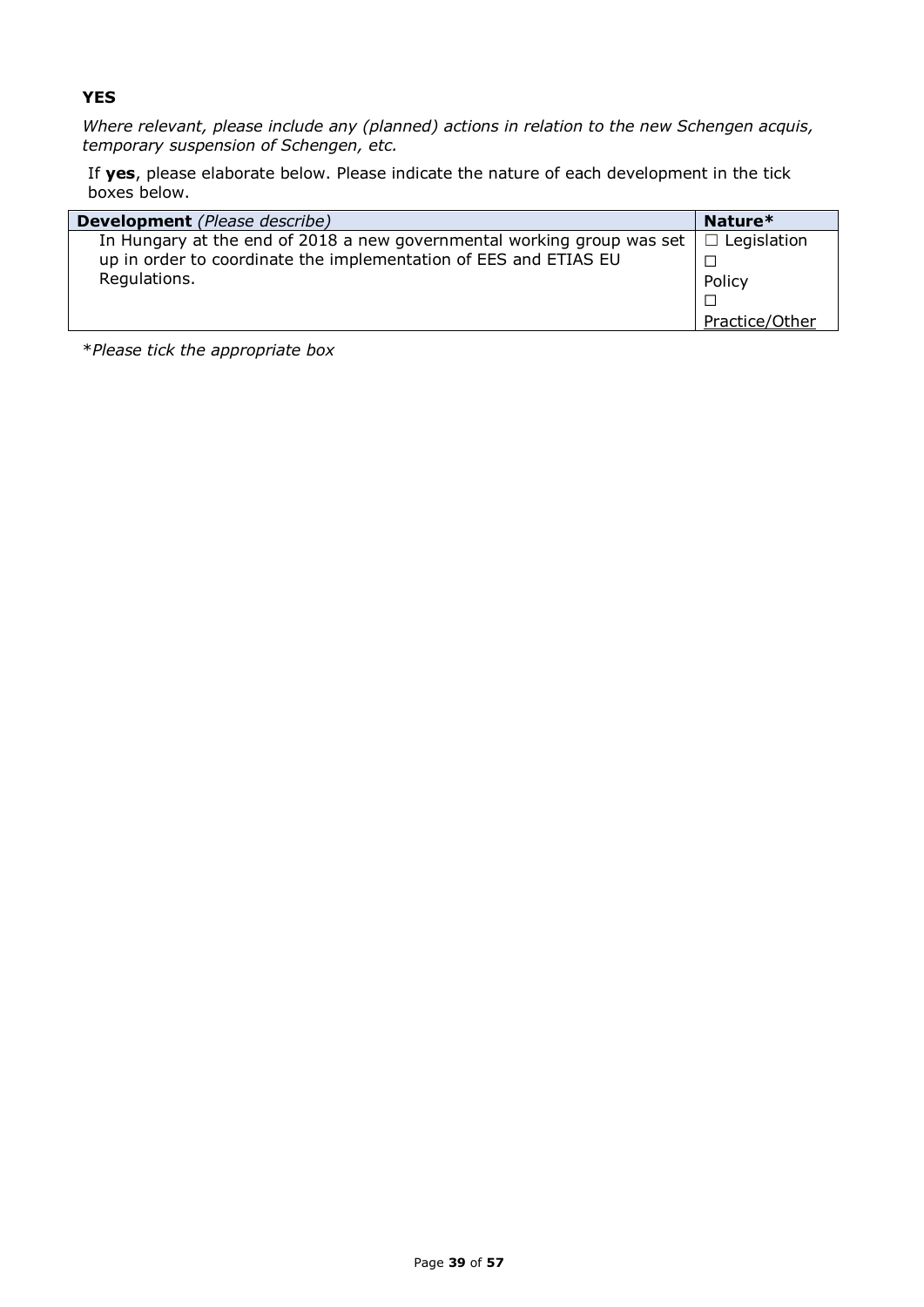**YES**

*Where relevant, please include any (planned) actions in relation to the new Schengen acquis, temporary suspension of Schengen, etc.*

If **yes**, please elaborate below. Please indicate the nature of each development in the tick boxes below.

| **Development** *(Please describe)* | **Nature*** |
|---|---|
| In Hungary at the end of 2018 a new governmental working group was set up in order to coordinate the implementation of EES and ETIAS EU Regulations. | ☐ Legislation<br>☐ Policy<br>☐ Practice/Other |

**Please tick the appropriate box*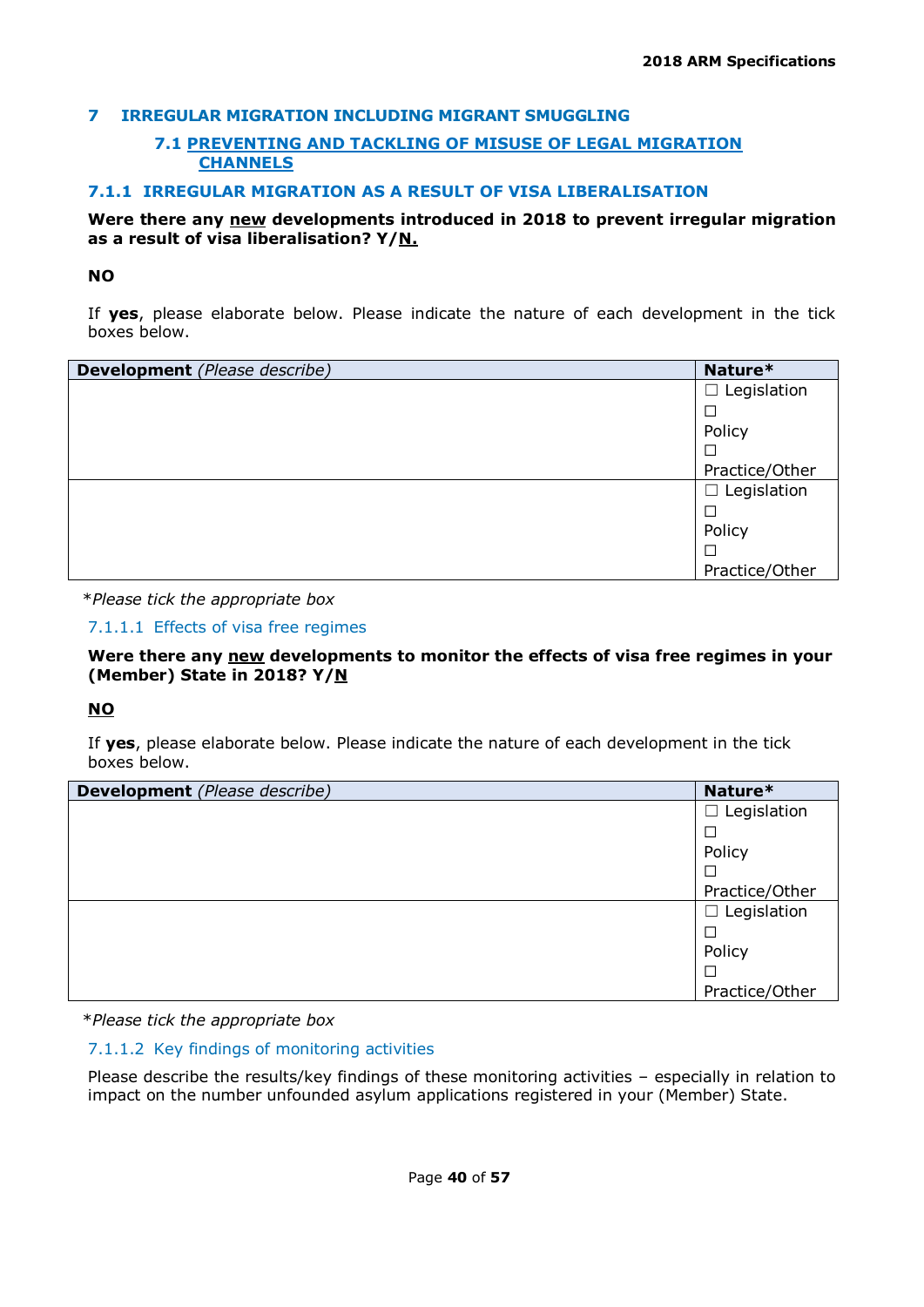# 7 IRREGULAR MIGRATION INCLUDING MIGRANT SMUGGLING

## 7.1 PREVENTING AND TACKLING OF MISUSE OF LEGAL MIGRATION CHANNELS

### 7.1.1 IRREGULAR MIGRATION AS A RESULT OF VISA LIBERALISATION

**Were there any <u>new</u> developments introduced in 2018 to prevent irregular migration as a result of visa liberalisation? Y/<u>N.</u>**

**NO**

If **yes**, please elaborate below. Please indicate the nature of each development in the tick boxes below.

| **Development** *(Please describe)* | **Nature*** |
|---|---|
| | ☐ Legislation ☐ Policy ☐ Practice/Other |
| | ☐ Legislation ☐ Policy ☐ Practice/Other |

**Please tick the appropriate box*

#### 7.1.1.1 Effects of visa free regimes

**Were there any <u>new</u> developments to monitor the effects of visa free regimes in your (Member) State in 2018? Y/<u>N</u>**

**<u>NO</u>**

If **yes**, please elaborate below. Please indicate the nature of each development in the tick boxes below.

| **Development** *(Please describe)* | **Nature*** |
|---|---|
| | ☐ Legislation ☐ Policy ☐ Practice/Other |
| | ☐ Legislation ☐ Policy ☐ Practice/Other |

**Please tick the appropriate box*

#### 7.1.1.2 Key findings of monitoring activities

Please describe the results/key findings of these monitoring activities – especially in relation to impact on the number unfounded asylum applications registered in your (Member) State.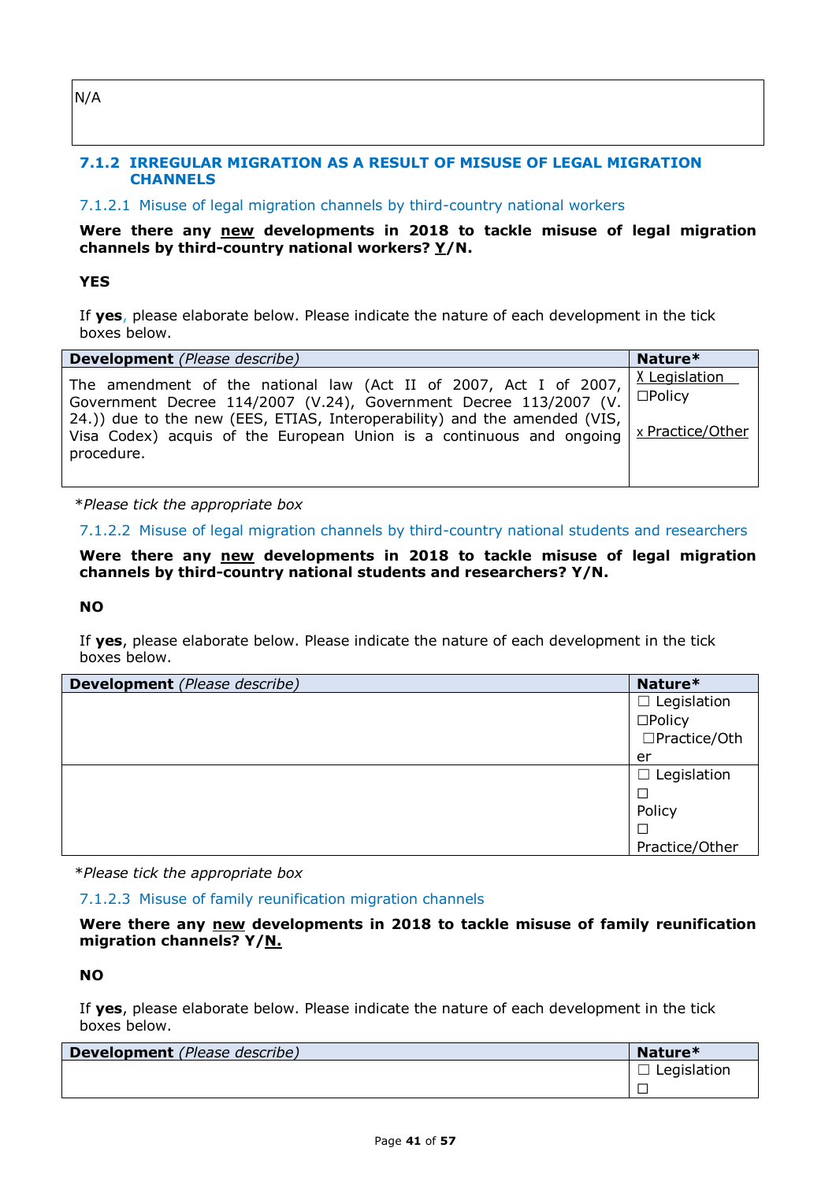| N/A |
|---|

### 7.1.2 IRREGULAR MIGRATION AS A RESULT OF MISUSE OF LEGAL MIGRATION CHANNELS

#### 7.1.2.1 Misuse of legal migration channels by third-country national workers

**Were there any <u>new</u> developments in 2018 to tackle misuse of legal migration channels by third-country national workers? <u>Y</u>/N.**

**YES**

If **yes**, please elaborate below. Please indicate the nature of each development in the tick boxes below.

| **Development** *(Please describe)* | **Nature*** |
|---|---|
| The amendment of the national law (Act II of 2007, Act I of 2007, Government Decree 114/2007 (V.24), Government Decree 113/2007 (V. 24.)) due to the new (EES, ETIAS, Interoperability) and the amended (VIS, Visa Codex) acquis of the European Union is a continuous and ongoing procedure. | X Legislation<br>☐Policy<br>x Practice/Other |

**Please tick the appropriate box*

#### 7.1.2.2 Misuse of legal migration channels by third-country national students and researchers

**Were there any <u>new</u> developments in 2018 to tackle misuse of legal migration channels by third-country national students and researchers? Y/N.**

**NO**

If **yes**, please elaborate below. Please indicate the nature of each development in the tick boxes below.

| **Development** *(Please describe)* | **Nature*** |
|---|---|
| | ☐ Legislation<br>☐Policy<br>☐Practice/Other |
| | ☐ Legislation<br>☐ Policy<br>☐ Practice/Other |

**Please tick the appropriate box*

#### 7.1.2.3 Misuse of family reunification migration channels

**Were there any <u>new</u> developments in 2018 to tackle misuse of family reunification migration channels? Y/<u>N.</u>**

**NO**

If **yes**, please elaborate below. Please indicate the nature of each development in the tick boxes below.

| **Development** *(Please describe)* | **Nature*** |
|---|---|
| | ☐ Legislation<br>☐ |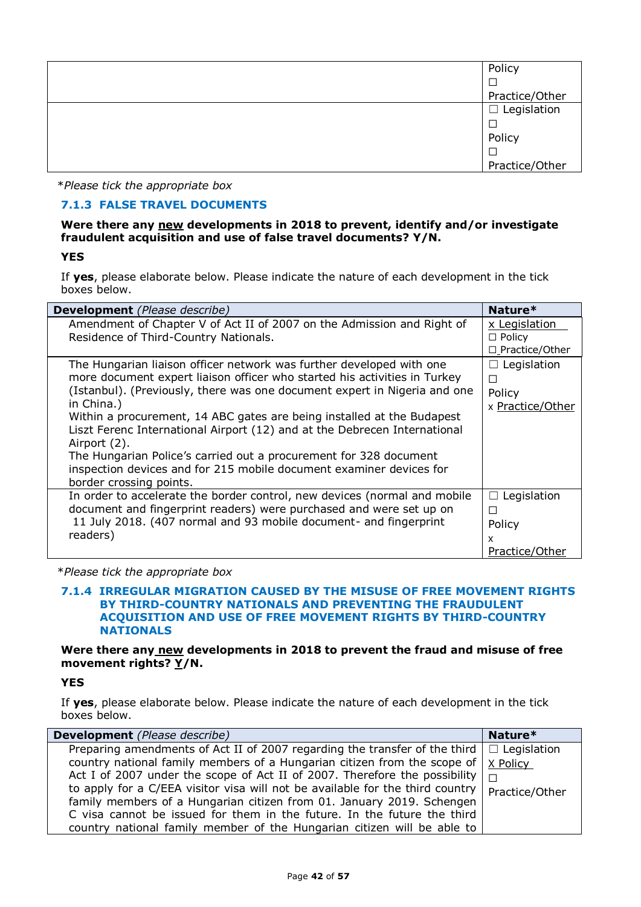| | |
|---|---|
| | Policy<br>☐<br>Practice/Other |
| | ☐ Legislation<br>☐<br>Policy<br>☐<br>Practice/Other |

*\*Please tick the appropriate box*

### 7.1.3 FALSE TRAVEL DOCUMENTS

**Were there any new developments in 2018 to prevent, identify and/or investigate fraudulent acquisition and use of false travel documents? Y/N.**

**YES**

If **yes**, please elaborate below. Please indicate the nature of each development in the tick boxes below.

| **Development** *(Please describe)* | **Nature*** |
|---|---|
| Amendment of Chapter V of Act II of 2007 on the Admission and Right of Residence of Third-Country Nationals. | x Legislation<br>☐ Policy<br>☐ Practice/Other |
| The Hungarian liaison officer network was further developed with one more document expert liaison officer who started his activities in Turkey (Istanbul). (Previously, there was one document expert in Nigeria and one in China.)<br>Within a procurement, 14 ABC gates are being installed at the Budapest Liszt Ferenc International Airport (12) and at the Debrecen International Airport (2).<br>The Hungarian Police's carried out a procurement for 328 document inspection devices and for 215 mobile document examiner devices for border crossing points. | ☐ Legislation<br>☐<br>Policy<br>x Practice/Other |
| In order to accelerate the border control, new devices (normal and mobile document and fingerprint readers) were purchased and were set up on 11 July 2018. (407 normal and 93 mobile document- and fingerprint readers) | ☐ Legislation<br>☐<br>Policy<br>x<br>Practice/Other |

*\*Please tick the appropriate box*

### 7.1.4 IRREGULAR MIGRATION CAUSED BY THE MISUSE OF FREE MOVEMENT RIGHTS BY THIRD-COUNTRY NATIONALS AND PREVENTING THE FRAUDULENT ACQUISITION AND USE OF FREE MOVEMENT RIGHTS BY THIRD-COUNTRY NATIONALS

**Were there any new developments in 2018 to prevent the fraud and misuse of free movement rights? Y/N.**

**YES**

If **yes**, please elaborate below. Please indicate the nature of each development in the tick boxes below.

| **Development** *(Please describe)* | **Nature*** |
|---|---|
| Preparing amendments of Act II of 2007 regarding the transfer of the third country national family members of a Hungarian citizen from the scope of Act I of 2007 under the scope of Act II of 2007. Therefore the possibility to apply for a C/EEA visitor visa will not be available for the third country family members of a Hungarian citizen from 01. January 2019. Schengen C visa cannot be issued for them in the future. In the future the third country national family member of the Hungarian citizen will be able to | ☐ Legislation<br>X Policy<br>☐<br>Practice/Other |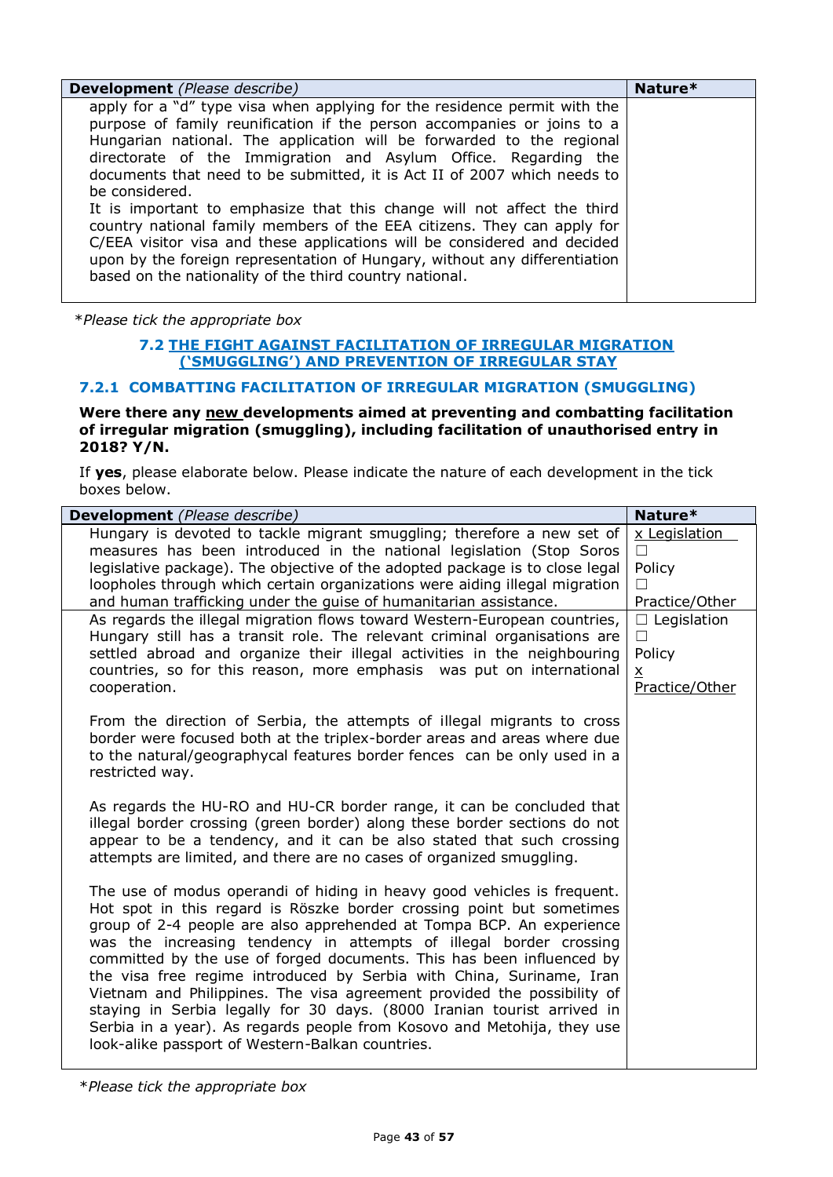| **Development** *(Please describe)* | **Nature*** |
|---|---|
| apply for a "d" type visa when applying for the residence permit with the purpose of family reunification if the person accompanies or joins to a Hungarian national. The application will be forwarded to the regional directorate of the Immigration and Asylum Office. Regarding the documents that need to be submitted, it is Act II of 2007 which needs to be considered.<br>It is important to emphasize that this change will not affect the third country national family members of the EEA citizens. They can apply for C/EEA visitor visa and these applications will be considered and decided upon by the foreign representation of Hungary, without any differentiation based on the nationality of the third country national. | |

**Please tick the appropriate box*

### 7.2 THE FIGHT AGAINST FACILITATION OF IRREGULAR MIGRATION ('SMUGGLING') AND PREVENTION OF IRREGULAR STAY

#### 7.2.1 COMBATTING FACILITATION OF IRREGULAR MIGRATION (SMUGGLING)

**Were there any new developments aimed at preventing and combatting facilitation of irregular migration (smuggling), including facilitation of unauthorised entry in 2018? Y/N.**

If **yes**, please elaborate below. Please indicate the nature of each development in the tick boxes below.

| **Development** *(Please describe)* | **Nature*** |
|---|---|
| Hungary is devoted to tackle migrant smuggling; therefore a new set of measures has been introduced in the national legislation (Stop Soros legislative package). The objective of the adopted package is to close legal loopholes through which certain organizations were aiding illegal migration and human trafficking under the guise of humanitarian assistance. | x Legislation<br>☐ Policy<br>☐ Practice/Other |
| As regards the illegal migration flows toward Western-European countries, Hungary still has a transit role. The relevant criminal organisations are settled abroad and organize their illegal activities in the neighbouring countries, so for this reason, more emphasis was put on international cooperation.<br><br>From the direction of Serbia, the attempts of illegal migrants to cross border were focused both at the triplex-border areas and areas where due to the natural/geographycal features border fences can be only used in a restricted way.<br><br>As regards the HU-RO and HU-CR border range, it can be concluded that illegal border crossing (green border) along these border sections do not appear to be a tendency, and it can be also stated that such crossing attempts are limited, and there are no cases of organized smuggling.<br><br>The use of modus operandi of hiding in heavy good vehicles is frequent. Hot spot in this regard is Röszke border crossing point but sometimes group of 2-4 people are also apprehended at Tompa BCP. An experience was the increasing tendency in attempts of illegal border crossing committed by the use of forged documents. This has been influenced by the visa free regime introduced by Serbia with China, Suriname, Iran Vietnam and Philippines. The visa agreement provided the possibility of staying in Serbia legally for 30 days. (8000 Iranian tourist arrived in Serbia in a year). As regards people from Kosovo and Metohija, they use look-alike passport of Western-Balkan countries. | ☐ Legislation<br>☐ Policy<br>x Practice/Other |

**Please tick the appropriate box*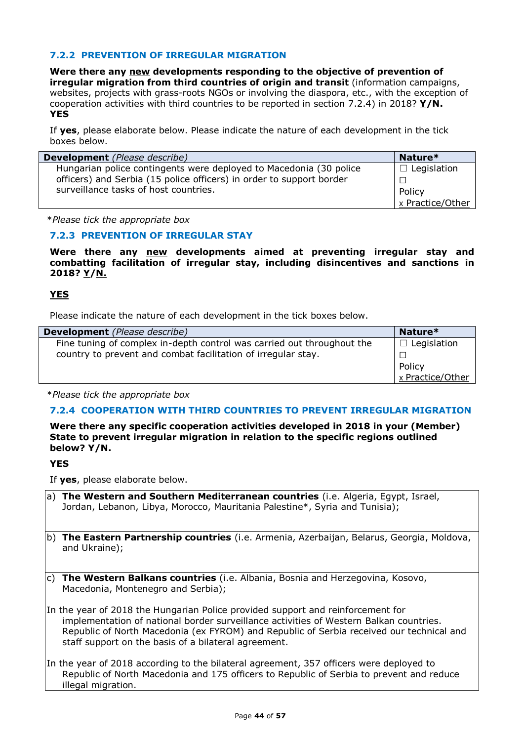### 7.2.2 PREVENTION OF IRREGULAR MIGRATION

**Were there any <u>new</u> developments responding to the objective of prevention of irregular migration from third countries of origin and transit** (information campaigns, websites, projects with grass-roots NGOs or involving the diaspora, etc., with the exception of cooperation activities with third countries to be reported in section 7.2.4) in 2018? **<u>Y</u>/N.**
**YES**

If **yes**, please elaborate below. Please indicate the nature of each development in the tick boxes below.

| **Development** *(Please describe)* | **Nature*** |
|---|---|
| Hungarian police contingents were deployed to Macedonia (30 police officers) and Serbia (15 police officers) in order to support border surveillance tasks of host countries. | ☐ Legislation<br>☐ Policy<br>x Practice/Other |

**Please tick the appropriate box*

### 7.2.3 PREVENTION OF IRREGULAR STAY

**Were there any <u>new</u> developments aimed at preventing irregular stay and combatting facilitation of irregular stay, including disincentives and sanctions in 2018? <u>Y</u>/<u>N.</u>**

**<u>YES</u>**

Please indicate the nature of each development in the tick boxes below.

| **Development** *(Please describe)* | **Nature*** |
|---|---|
| Fine tuning of complex in-depth control was carried out throughout the country to prevent and combat facilitation of irregular stay. | ☐ Legislation<br>☐ Policy<br>x Practice/Other |

**Please tick the appropriate box*

### 7.2.4 COOPERATION WITH THIRD COUNTRIES TO PREVENT IRREGULAR MIGRATION

**Were there any specific cooperation activities developed in 2018 in your (Member) State to prevent irregular migration in relation to the specific regions outlined below? Y/N.**

**YES**

If **yes**, please elaborate below.

a) **The Western and Southern Mediterranean countries** (i.e. Algeria, Egypt, Israel, Jordan, Lebanon, Libya, Morocco, Mauritania Palestine*, Syria and Tunisia);

b) **The Eastern Partnership countries** (i.e. Armenia, Azerbaijan, Belarus, Georgia, Moldova, and Ukraine);

c) **The Western Balkans countries** (i.e. Albania, Bosnia and Herzegovina, Kosovo, Macedonia, Montenegro and Serbia);

In the year of 2018 the Hungarian Police provided support and reinforcement for implementation of national border surveillance activities of Western Balkan countries. Republic of North Macedonia (ex FYROM) and Republic of Serbia received our technical and staff support on the basis of a bilateral agreement.

In the year of 2018 according to the bilateral agreement, 357 officers were deployed to Republic of North Macedonia and 175 officers to Republic of Serbia to prevent and reduce illegal migration.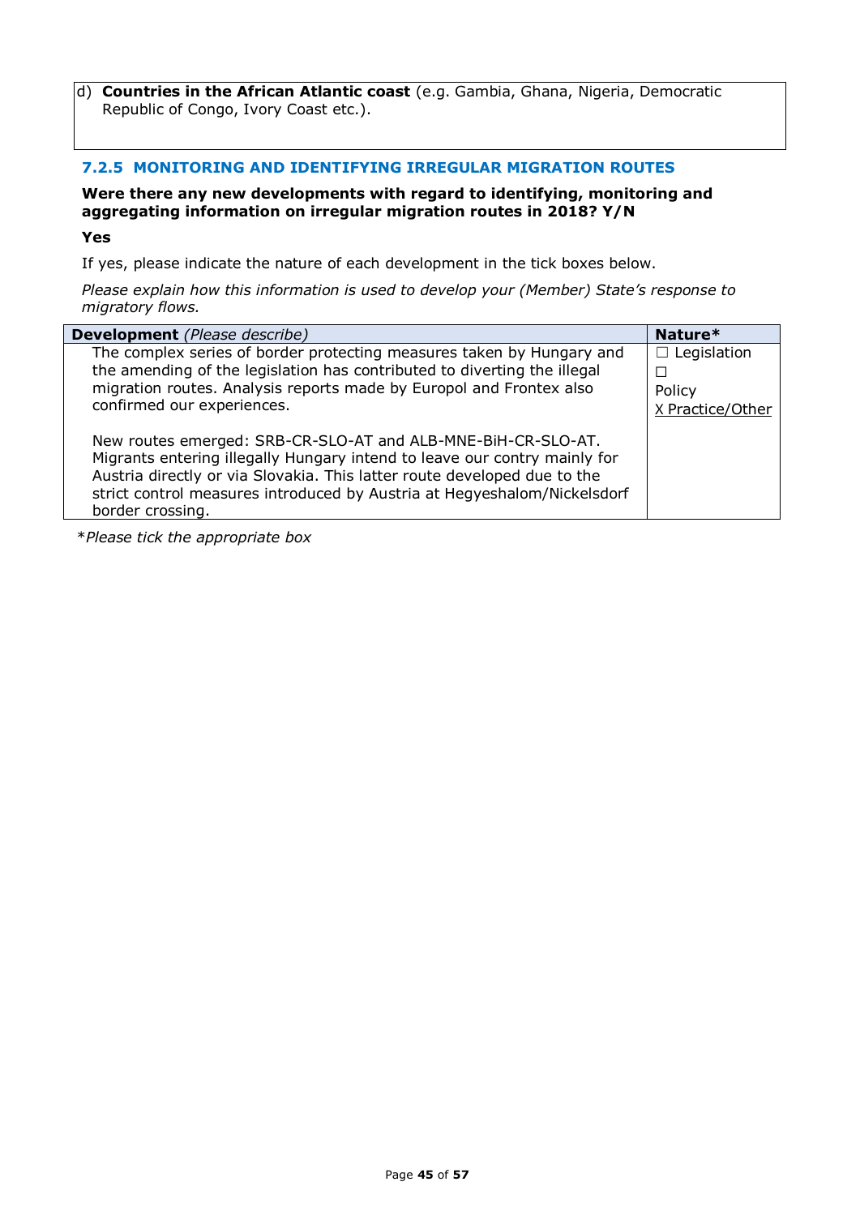| d) **Countries in the African Atlantic coast** (e.g. Gambia, Ghana, Nigeria, Democratic Republic of Congo, Ivory Coast etc.). |
|---|
| |

### 7.2.5 MONITORING AND IDENTIFYING IRREGULAR MIGRATION ROUTES

**Were there any new developments with regard to identifying, monitoring and aggregating information on irregular migration routes in 2018? Y/N**

**Yes**

If yes, please indicate the nature of each development in the tick boxes below.

*Please explain how this information is used to develop your (Member) State's response to migratory flows.*

| **Development** *(Please describe)* | **Nature*** |
|---|---|
| The complex series of border protecting measures taken by Hungary and the amending of the legislation has contributed to diverting the illegal migration routes. Analysis reports made by Europol and Frontex also confirmed our experiences.<br><br>New routes emerged: SRB-CR-SLO-AT and ALB-MNE-BiH-CR-SLO-AT. Migrants entering illegally Hungary intend to leave our contry mainly for Austria directly or via Slovakia. This latter route developed due to the strict control measures introduced by Austria at Hegyeshalom/Nickelsdorf border crossing. | ☐ Legislation<br>☐ Policy<br>X Practice/Other |

**Please tick the appropriate box*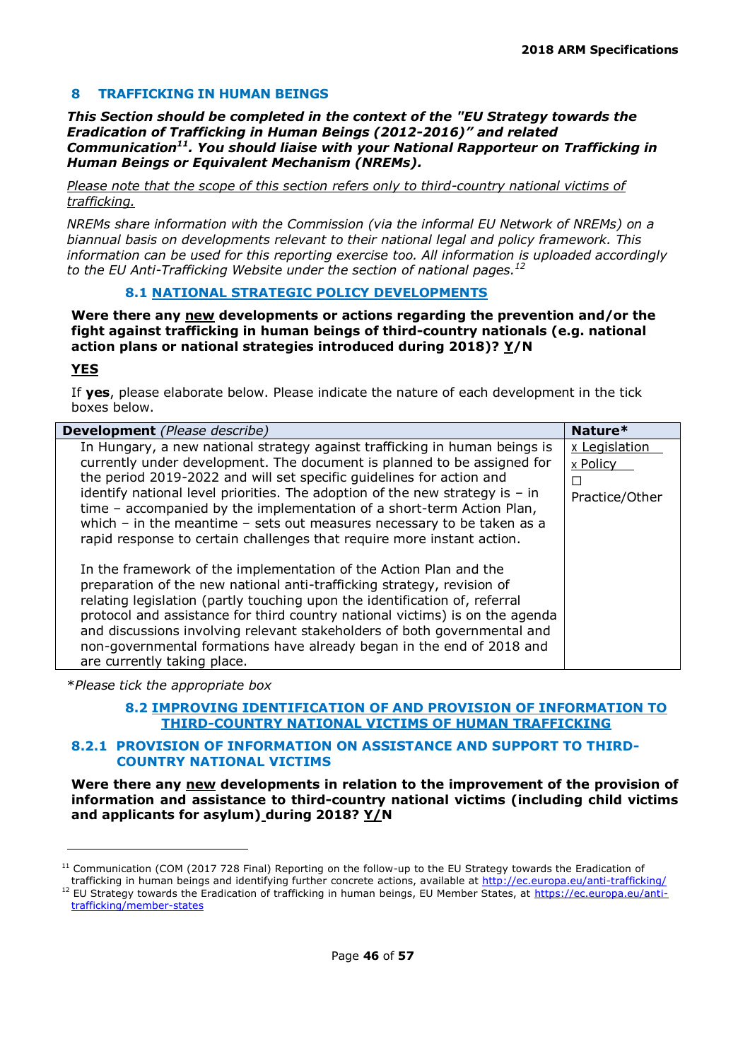## 8 TRAFFICKING IN HUMAN BEINGS

***This Section should be completed in the context of the "EU Strategy towards the Eradication of Trafficking in Human Beings (2012-2016)" and related Communication[11]. You should liaise with your National Rapporteur on Trafficking in Human Beings or Equivalent Mechanism (NREMs).***

*Please note that the scope of this section refers only to third-country national victims of trafficking.*

*NREMs share information with the Commission (via the informal EU Network of NREMs) on a biannual basis on developments relevant to their national legal and policy framework. This information can be used for this reporting exercise too. All information is uploaded accordingly to the EU Anti-Trafficking Website under the section of national pages.[12]*

### 8.1 NATIONAL STRATEGIC POLICY DEVELOPMENTS

**Were there any new developments or actions regarding the prevention and/or the fight against trafficking in human beings of third-country nationals (e.g. national action plans or national strategies introduced during 2018)? Y/N**

**YES**

If **yes**, please elaborate below. Please indicate the nature of each development in the tick boxes below.

| **Development** *(Please describe)* | **Nature*** |
|---|---|
| In Hungary, a new national strategy against trafficking in human beings is currently under development. The document is planned to be assigned for the period 2019-2022 and will set specific guidelines for action and identify national level priorities. The adoption of the new strategy is – in time – accompanied by the implementation of a short-term Action Plan, which – in the meantime – sets out measures necessary to be taken as a rapid response to certain challenges that require more instant action.<br><br>In the framework of the implementation of the Action Plan and the preparation of the new national anti-trafficking strategy, revision of relating legislation (partly touching upon the identification of, referral protocol and assistance for third country national victims) is on the agenda and discussions involving relevant stakeholders of both governmental and non-governmental formations have already began in the end of 2018 and are currently taking place. | x Legislation<br>x Policy<br>☐ Practice/Other |

**Please tick the appropriate box*

### 8.2 IMPROVING IDENTIFICATION OF AND PROVISION OF INFORMATION TO THIRD-COUNTRY NATIONAL VICTIMS OF HUMAN TRAFFICKING

#### 8.2.1 PROVISION OF INFORMATION ON ASSISTANCE AND SUPPORT TO THIRD-COUNTRY NATIONAL VICTIMS

**Were there any new developments in relation to the improvement of the provision of information and assistance to third-country national victims (including child victims and applicants for asylum) during 2018? Y/N**

---

[11] Communication (COM (2017 728 Final) Reporting on the follow-up to the EU Strategy towards the Eradication of trafficking in human beings and identifying further concrete actions, available at http://ec.europa.eu/anti-trafficking/

[12] EU Strategy towards the Eradication of trafficking in human beings, EU Member States, at https://ec.europa.eu/anti-trafficking/member-states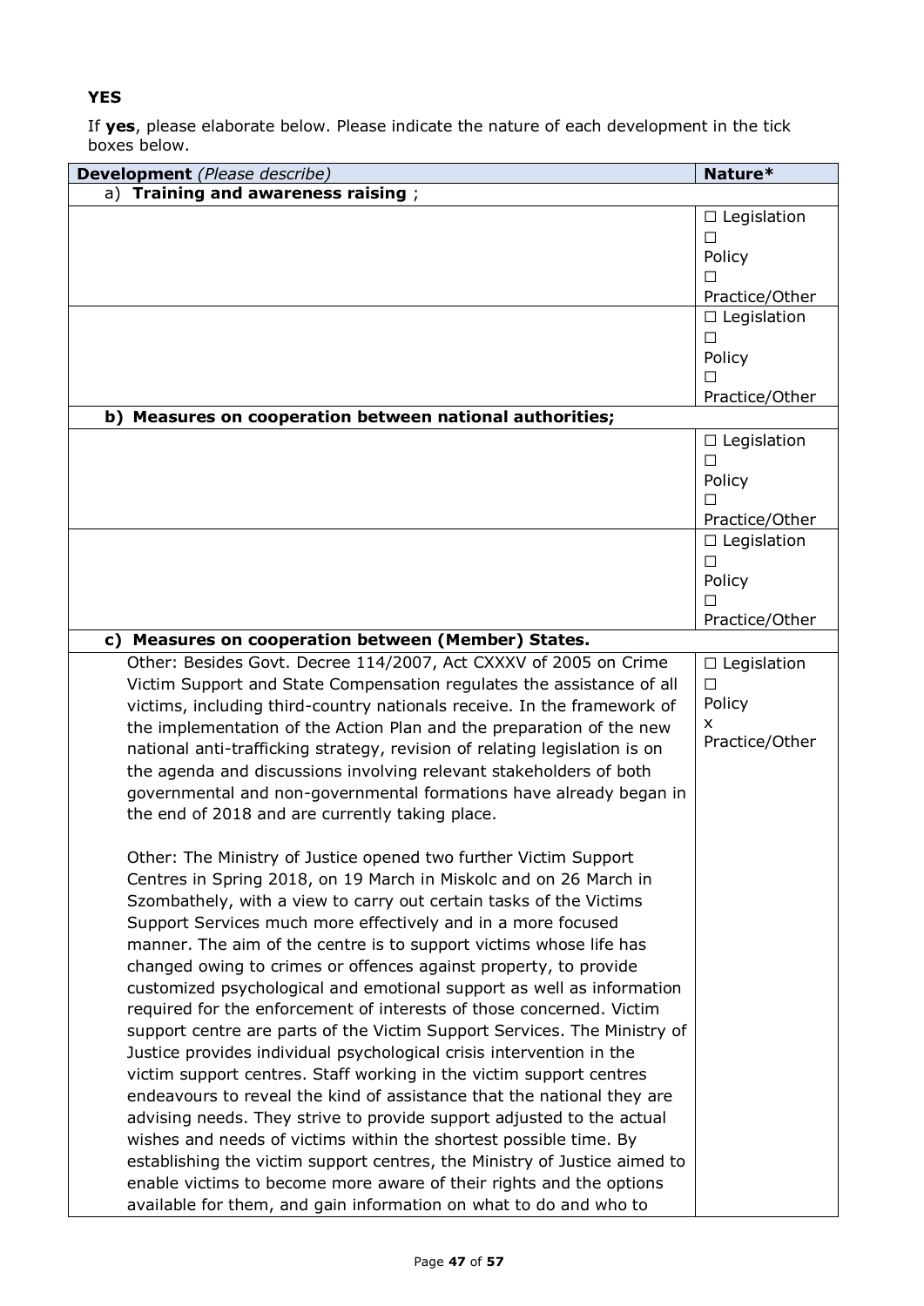**YES**

If **yes**, please elaborate below. Please indicate the nature of each development in the tick boxes below.

| **Development** *(Please describe)* | **Nature*** |
|---|---|
| a) **Training and awareness raising** ; | |
| | ☐ Legislation ☐ Policy ☐ Practice/Other |
| | ☐ Legislation ☐ Policy ☐ Practice/Other |
| **b) Measures on cooperation between national authorities;** | |
| | ☐ Legislation ☐ Policy ☐ Practice/Other |
| | ☐ Legislation ☐ Policy ☐ Practice/Other |
| **c) Measures on cooperation between (Member) States.** | |
| Other: Besides Govt. Decree 114/2007, Act CXXXV of 2005 on Crime Victim Support and State Compensation regulates the assistance of all victims, including third-country nationals receive. In the framework of the implementation of the Action Plan and the preparation of the new national anti-trafficking strategy, revision of relating legislation is on the agenda and discussions involving relevant stakeholders of both governmental and non-governmental formations have already began in the end of 2018 and are currently taking place.<br><br>Other: The Ministry of Justice opened two further Victim Support Centres in Spring 2018, on 19 March in Miskolc and on 26 March in Szombathely, with a view to carry out certain tasks of the Victims Support Services much more effectively and in a more focused manner. The aim of the centre is to support victims whose life has changed owing to crimes or offences against property, to provide customized psychological and emotional support as well as information required for the enforcement of interests of those concerned. Victim support centre are parts of the Victim Support Services. The Ministry of Justice provides individual psychological crisis intervention in the victim support centres. Staff working in the victim support centres endeavours to reveal the kind of assistance that the national they are advising needs. They strive to provide support adjusted to the actual wishes and needs of victims within the shortest possible time. By establishing the victim support centres, the Ministry of Justice aimed to enable victims to become more aware of their rights and the options available for them, and gain information on what to do and who to | ☐ Legislation ☐ Policy x Practice/Other |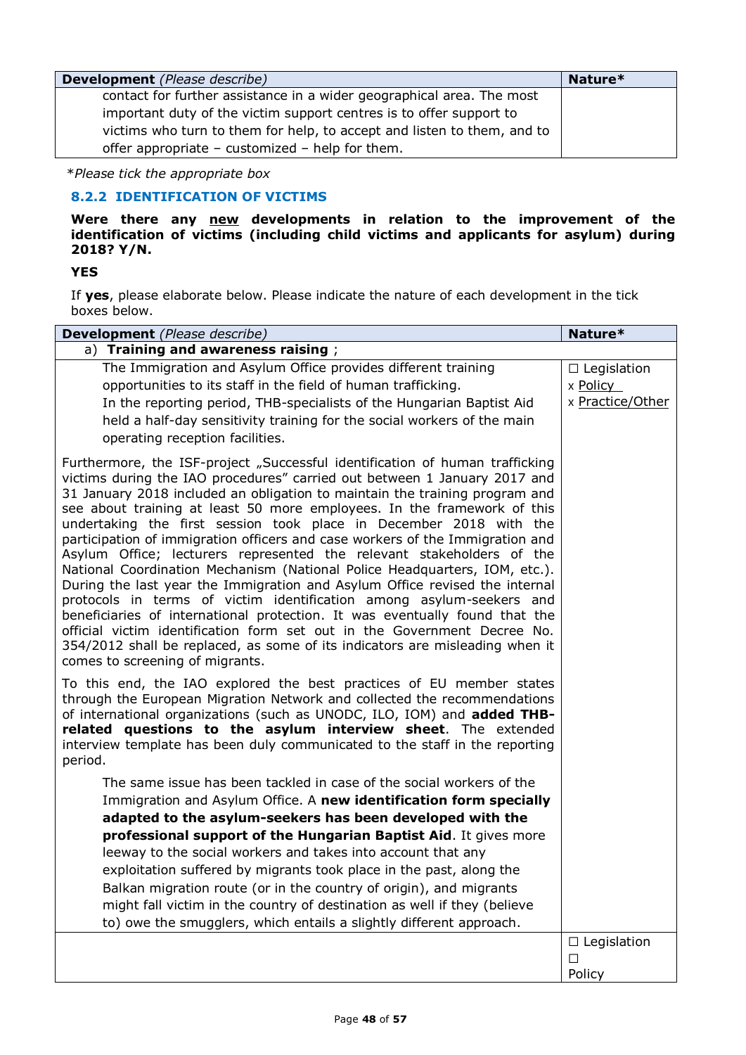| Development *(Please describe)* | Nature* |
|---|---|
| contact for further assistance in a wider geographical area. The most important duty of the victim support centres is to offer support to victims who turn to them for help, to accept and listen to them, and to offer appropriate – customized – help for them. | |

*\*Please tick the appropriate box*

### 8.2.2 IDENTIFICATION OF VICTIMS

**Were there any new developments in relation to the improvement of the identification of victims (including child victims and applicants for asylum) during 2018? Y/N.**

**YES**

If **yes**, please elaborate below. Please indicate the nature of each development in the tick boxes below.

| Development *(Please describe)* | Nature* |
|---|---|
| a) **Training and awareness raising** ; | |
| The Immigration and Asylum Office provides different training opportunities to its staff in the field of human trafficking.<br>In the reporting period, THB-specialists of the Hungarian Baptist Aid held a half-day sensitivity training for the social workers of the main operating reception facilities.<br><br>Furthermore, the ISF-project „Successful identification of human trafficking victims during the IAO procedures" carried out between 1 January 2017 and 31 January 2018 included an obligation to maintain the training program and see about training at least 50 more employees. In the framework of this undertaking the first session took place in December 2018 with the participation of immigration officers and case workers of the Immigration and Asylum Office; lecturers represented the relevant stakeholders of the National Coordination Mechanism (National Police Headquarters, IOM, etc.). During the last year the Immigration and Asylum Office revised the internal protocols in terms of victim identification among asylum-seekers and beneficiaries of international protection. It was eventually found that the official victim identification form set out in the Government Decree No. 354/2012 shall be replaced, as some of its indicators are misleading when it comes to screening of migrants.<br><br>To this end, the IAO explored the best practices of EU member states through the European Migration Network and collected the recommendations of international organizations (such as UNODC, ILO, IOM) and **added THB-related questions to the asylum interview sheet**. The extended interview template has been duly communicated to the staff in the reporting period.<br><br>The same issue has been tackled in case of the social workers of the Immigration and Asylum Office. A **new identification form specially adapted to the asylum-seekers has been developed with the professional support of the Hungarian Baptist Aid**. It gives more leeway to the social workers and takes into account that any exploitation suffered by migrants took place in the past, along the Balkan migration route (or in the country of origin), and migrants might fall victim in the country of destination as well if they (believe to) owe the smugglers, which entails a slightly different approach. | ☐ Legislation<br>x Policy<br>x Practice/Other |
| | ☐ Legislation<br>☐ Policy |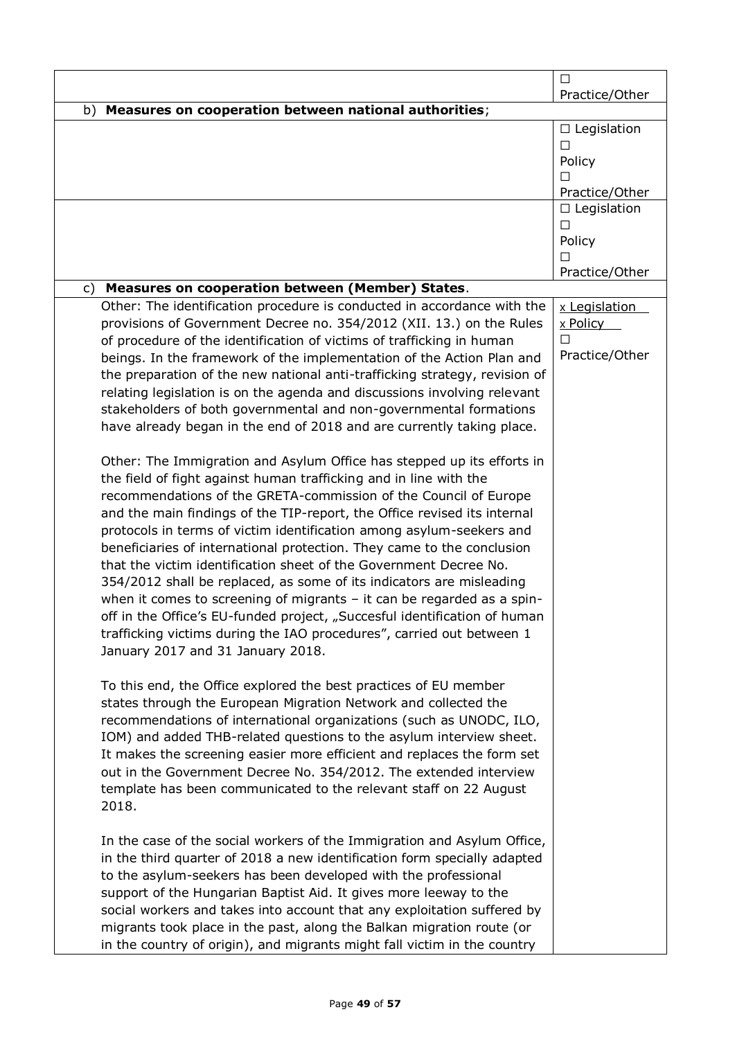| | |
|---|---|
| | ☐ Practice/Other |
| **b) Measures on cooperation between national authorities**; | |
| | ☐ Legislation<br>☐ Policy<br>☐ Practice/Other |
| | ☐ Legislation<br>☐ Policy<br>☐ Practice/Other |
| **c) Measures on cooperation between (Member) States**. | |
| Other: The identification procedure is conducted in accordance with the provisions of Government Decree no. 354/2012 (XII. 13.) on the Rules of procedure of the identification of victims of trafficking in human beings. In the framework of the implementation of the Action Plan and the preparation of the new national anti-trafficking strategy, revision of relating legislation is on the agenda and discussions involving relevant stakeholders of both governmental and non-governmental formations have already began in the end of 2018 and are currently taking place.<br><br>Other: The Immigration and Asylum Office has stepped up its efforts in the field of fight against human trafficking and in line with the recommendations of the GRETA-commission of the Council of Europe and the main findings of the TIP-report, the Office revised its internal protocols in terms of victim identification among asylum-seekers and beneficiaries of international protection. They came to the conclusion that the victim identification sheet of the Government Decree No. 354/2012 shall be replaced, as some of its indicators are misleading when it comes to screening of migrants – it can be regarded as a spin-off in the Office's EU-funded project, „Succesful identification of human trafficking victims during the IAO procedures", carried out between 1 January 2017 and 31 January 2018.<br><br>To this end, the Office explored the best practices of EU member states through the European Migration Network and collected the recommendations of international organizations (such as UNODC, ILO, IOM) and added THB-related questions to the asylum interview sheet. It makes the screening easier more efficient and replaces the form set out in the Government Decree No. 354/2012. The extended interview template has been communicated to the relevant staff on 22 August 2018.<br><br>In the case of the social workers of the Immigration and Asylum Office, in the third quarter of 2018 a new identification form specially adapted to the asylum-seekers has been developed with the professional support of the Hungarian Baptist Aid. It gives more leeway to the social workers and takes into account that any exploitation suffered by migrants took place in the past, along the Balkan migration route (or in the country of origin), and migrants might fall victim in the country | x Legislation<br>x Policy<br>☐ Practice/Other |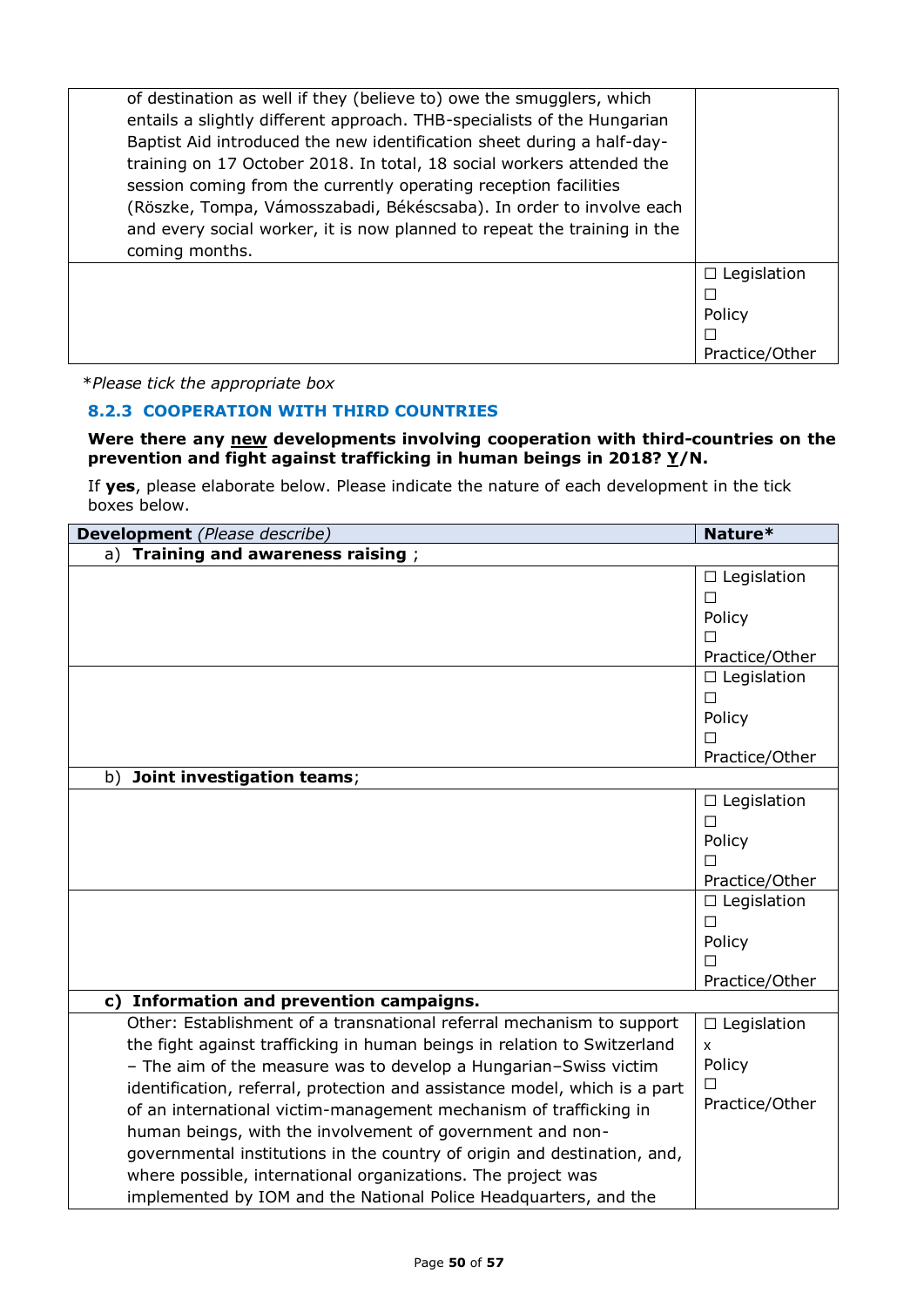| | |
|---|---|
| of destination as well if they (believe to) owe the smugglers, which entails a slightly different approach. THB-specialists of the Hungarian Baptist Aid introduced the new identification sheet during a half-day-training on 17 October 2018. In total, 18 social workers attended the session coming from the currently operating reception facilities (Röszke, Tompa, Vámosszabadi, Békéscsaba). In order to involve each and every social worker, it is now planned to repeat the training in the coming months. | |
| | ☐ Legislation ☐ Policy ☐ Practice/Other |

**\***Please tick the appropriate box*

### 8.2.3 COOPERATION WITH THIRD COUNTRIES

**Were there any <u>new</u> developments involving cooperation with third-countries on the prevention and fight against trafficking in human beings in 2018? <u>Y</u>/N.**

If **yes**, please elaborate below. Please indicate the nature of each development in the tick boxes below.

| **Development** *(Please describe)* | **Nature\*** |
|---|---|
| a) **Training and awareness raising** ; | |
| | ☐ Legislation ☐ Policy ☐ Practice/Other |
| | ☐ Legislation ☐ Policy ☐ Practice/Other |
| b) **Joint investigation teams**; | |
| | ☐ Legislation ☐ Policy ☐ Practice/Other |
| | ☐ Legislation ☐ Policy ☐ Practice/Other |
| **c) Information and prevention campaigns.** | |
| Other: Establishment of a transnational referral mechanism to support the fight against trafficking in human beings in relation to Switzerland – The aim of the measure was to develop a Hungarian–Swiss victim identification, referral, protection and assistance model, which is a part of an international victim-management mechanism of trafficking in human beings, with the involvement of government and non-governmental institutions in the country of origin and destination, and, where possible, international organizations. The project was implemented by IOM and the National Police Headquarters, and the | ☐ Legislation x Policy ☐ Practice/Other |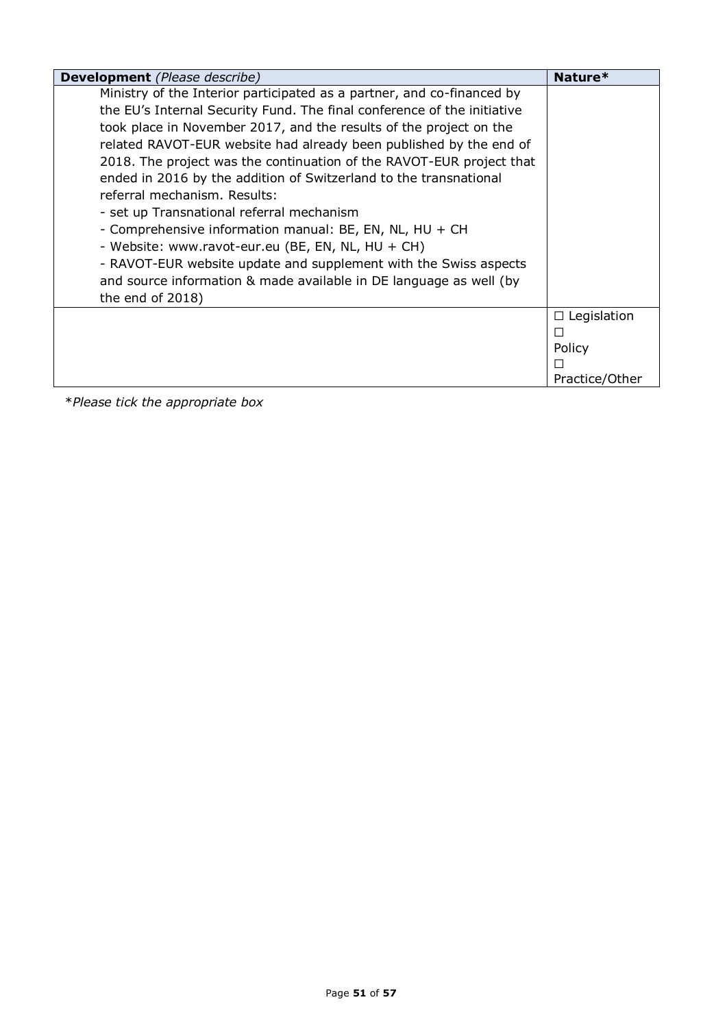| **Development** *(Please describe)* | **Nature*** |
|---|---|
| Ministry of the Interior participated as a partner, and co-financed by the EU's Internal Security Fund. The final conference of the initiative took place in November 2017, and the results of the project on the related RAVOT-EUR website had already been published by the end of 2018. The project was the continuation of the RAVOT-EUR project that ended in 2016 by the addition of Switzerland to the transnational referral mechanism. Results:<br>- set up Transnational referral mechanism<br>- Comprehensive information manual: BE, EN, NL, HU + CH<br>- Website: www.ravot-eur.eu (BE, EN, NL, HU + CH)<br>- RAVOT-EUR website update and supplement with the Swiss aspects and source information & made available in DE language as well (by the end of 2018) | |
| | ☐ Legislation<br>☐<br>Policy<br>☐<br>Practice/Other |

**Please tick the appropriate box*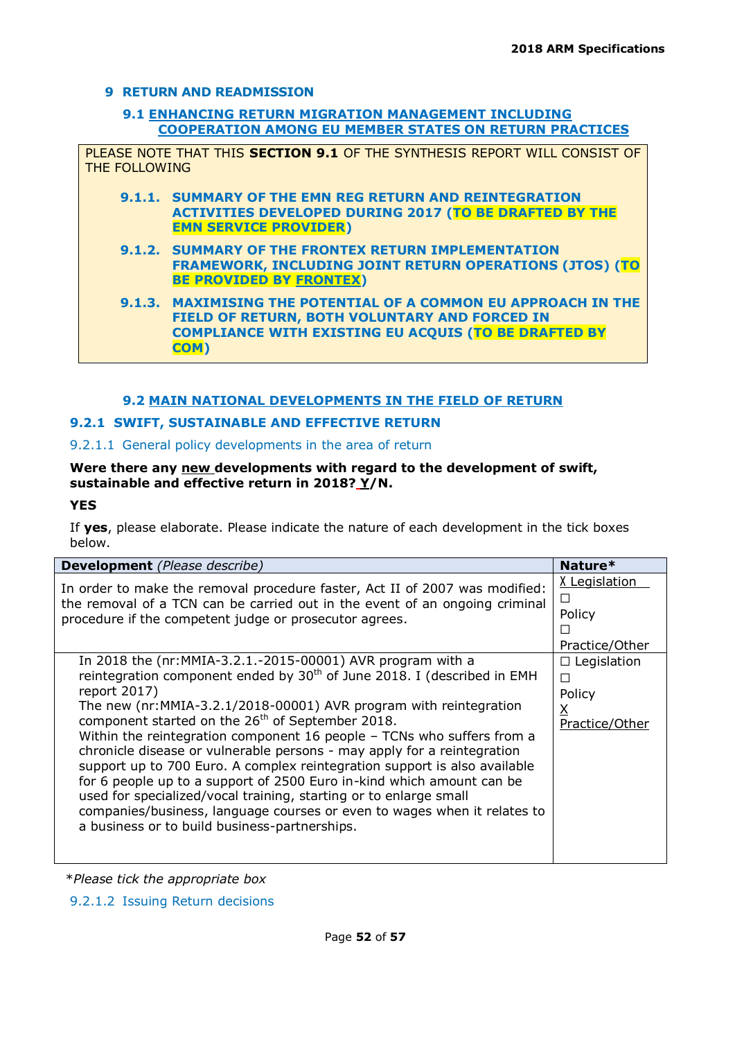## 9 RETURN AND READMISSION

### 9.1 ENHANCING RETURN MIGRATION MANAGEMENT INCLUDING COOPERATION AMONG EU MEMBER STATES ON RETURN PRACTICES

PLEASE NOTE THAT THIS **SECTION 9.1** OF THE SYNTHESIS REPORT WILL CONSIST OF THE FOLLOWING

**9.1.1. SUMMARY OF THE EMN REG RETURN AND REINTEGRATION ACTIVITIES DEVELOPED DURING 2017 (TO BE DRAFTED BY THE EMN SERVICE PROVIDER)**

**9.1.2. SUMMARY OF THE FRONTEX RETURN IMPLEMENTATION FRAMEWORK, INCLUDING JOINT RETURN OPERATIONS (JTOS) (TO BE PROVIDED BY FRONTEX)**

**9.1.3. MAXIMISING THE POTENTIAL OF A COMMON EU APPROACH IN THE FIELD OF RETURN, BOTH VOLUNTARY AND FORCED IN COMPLIANCE WITH EXISTING EU ACQUIS (TO BE DRAFTED BY COM)**

### 9.2 MAIN NATIONAL DEVELOPMENTS IN THE FIELD OF RETURN

#### 9.2.1 SWIFT, SUSTAINABLE AND EFFECTIVE RETURN

##### 9.2.1.1 General policy developments in the area of return

**Were there any new developments with regard to the development of swift, sustainable and effective return in 2018? Y/N.**

**YES**

If **yes**, please elaborate. Please indicate the nature of each development in the tick boxes below.

| **Development** *(Please describe)* | **Nature*** |
|---|---|
| In order to make the removal procedure faster, Act II of 2007 was modified: the removal of a TCN can be carried out in the event of an ongoing criminal procedure if the competent judge or prosecutor agrees. | X Legislation ☐ Policy ☐ Practice/Other |
| In 2018 the (nr:MMIA-3.2.1.-2015-00001) AVR program with a reintegration component ended by 30th of June 2018. I (described in EMH report 2017)<br>The new (nr:MMIA-3.2.1/2018-00001) AVR program with reintegration component started on the 26th of September 2018.<br>Within the reintegration component 16 people – TCNs who suffers from a chronicle disease or vulnerable persons - may apply for a reintegration support up to 700 Euro. A complex reintegration support is also available for 6 people up to a support of 2500 Euro in-kind which amount can be used for specialized/vocal training, starting or to enlarge small companies/business, language courses or even to wages when it relates to a business or to build business-partnerships. | ☐ Legislation ☐ Policy X Practice/Other |

*\*Please tick the appropriate box*

##### 9.2.1.2 Issuing Return decisions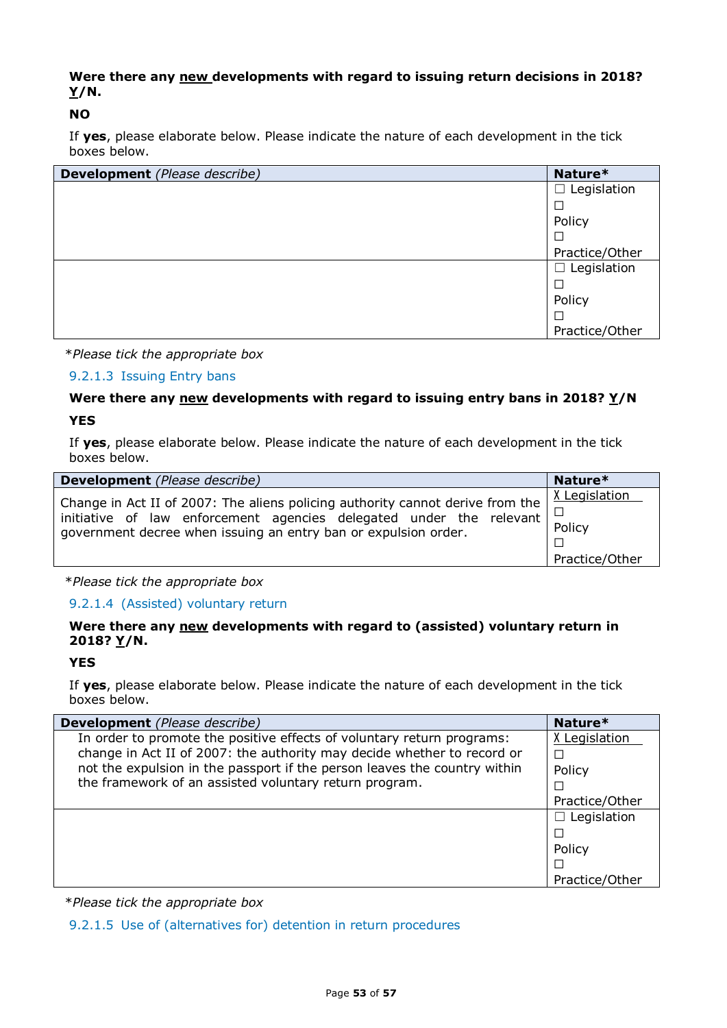**Were there any <u>new</u> developments with regard to issuing return decisions in 2018? <u>Y</u>/N.**

**NO**

If **yes**, please elaborate below. Please indicate the nature of each development in the tick boxes below.

| **Development** *(Please describe)* | **Nature*** |
|---|---|
| | ☐ Legislation ☐ Policy ☐ Practice/Other |
| | ☐ Legislation ☐ Policy ☐ Practice/Other |

**Please tick the appropriate box*

### 9.2.1.3 Issuing Entry bans

**Were there any <u>new</u> developments with regard to issuing entry bans in 2018? <u>Y</u>/N**

**YES**

If **yes**, please elaborate below. Please indicate the nature of each development in the tick boxes below.

| **Development** *(Please describe)* | **Nature*** |
|---|---|
| Change in Act II of 2007: The aliens policing authority cannot derive from the initiative of law enforcement agencies delegated under the relevant government decree when issuing an entry ban or expulsion order. | X Legislation ☐ Policy ☐ Practice/Other |

**Please tick the appropriate box*

### 9.2.1.4 (Assisted) voluntary return

**Were there any <u>new</u> developments with regard to (assisted) voluntary return in 2018? <u>Y</u>/N.**

**YES**

If **yes**, please elaborate below. Please indicate the nature of each development in the tick boxes below.

| **Development** *(Please describe)* | **Nature*** |
|---|---|
| In order to promote the positive effects of voluntary return programs: change in Act II of 2007: the authority may decide whether to record or not the expulsion in the passport if the person leaves the country within the framework of an assisted voluntary return program. | X Legislation ☐ Policy ☐ Practice/Other |
| | ☐ Legislation ☐ Policy ☐ Practice/Other |

**Please tick the appropriate box*

### 9.2.1.5 Use of (alternatives for) detention in return procedures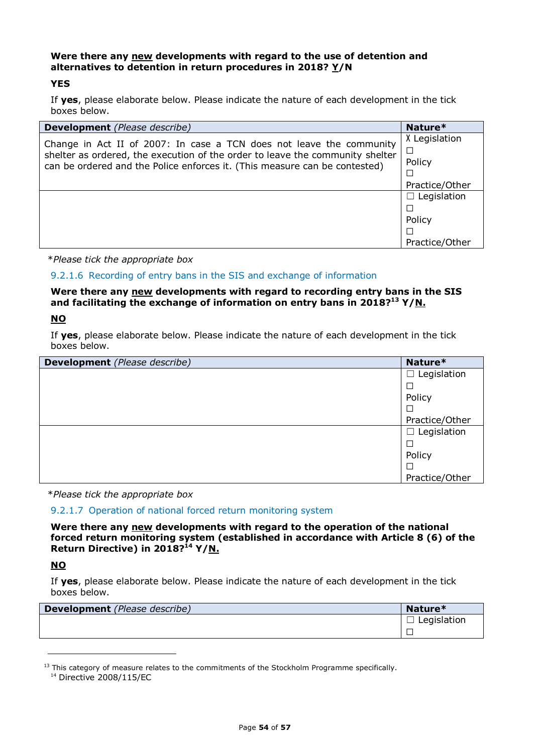**Were there any new developments with regard to the use of detention and alternatives to detention in return procedures in 2018? Y/N**

**YES**

If **yes**, please elaborate below. Please indicate the nature of each development in the tick boxes below.

| **Development** *(Please describe)* | **Nature*** |
|---|---|
| Change in Act II of 2007: In case a TCN does not leave the community shelter as ordered, the execution of the order to leave the community shelter can be ordered and the Police enforces it. (This measure can be contested) | X Legislation ☐ Policy ☐ Practice/Other |
| | ☐ Legislation ☐ Policy ☐ Practice/Other |

**Please tick the appropriate box*

### 9.2.1.6 Recording of entry bans in the SIS and exchange of information

**Were there any new developments with regard to recording entry bans in the SIS and facilitating the exchange of information on entry bans in 2018?[13] Y/N.**

**NO**

If **yes**, please elaborate below. Please indicate the nature of each development in the tick boxes below.

| **Development** *(Please describe)* | **Nature*** |
|---|---|
| | ☐ Legislation ☐ Policy ☐ Practice/Other |
| | ☐ Legislation ☐ Policy ☐ Practice/Other |

**Please tick the appropriate box*

### 9.2.1.7 Operation of national forced return monitoring system

**Were there any new developments with regard to the operation of the national forced return monitoring system (established in accordance with Article 8 (6) of the Return Directive) in 2018?[14] Y/N.**

**NO**

If **yes**, please elaborate below. Please indicate the nature of each development in the tick boxes below.

| **Development** *(Please describe)* | **Nature*** |
|---|---|
| | ☐ Legislation ☐ |

[13] This category of measure relates to the commitments of the Stockholm Programme specifically.

[14] Directive 2008/115/EC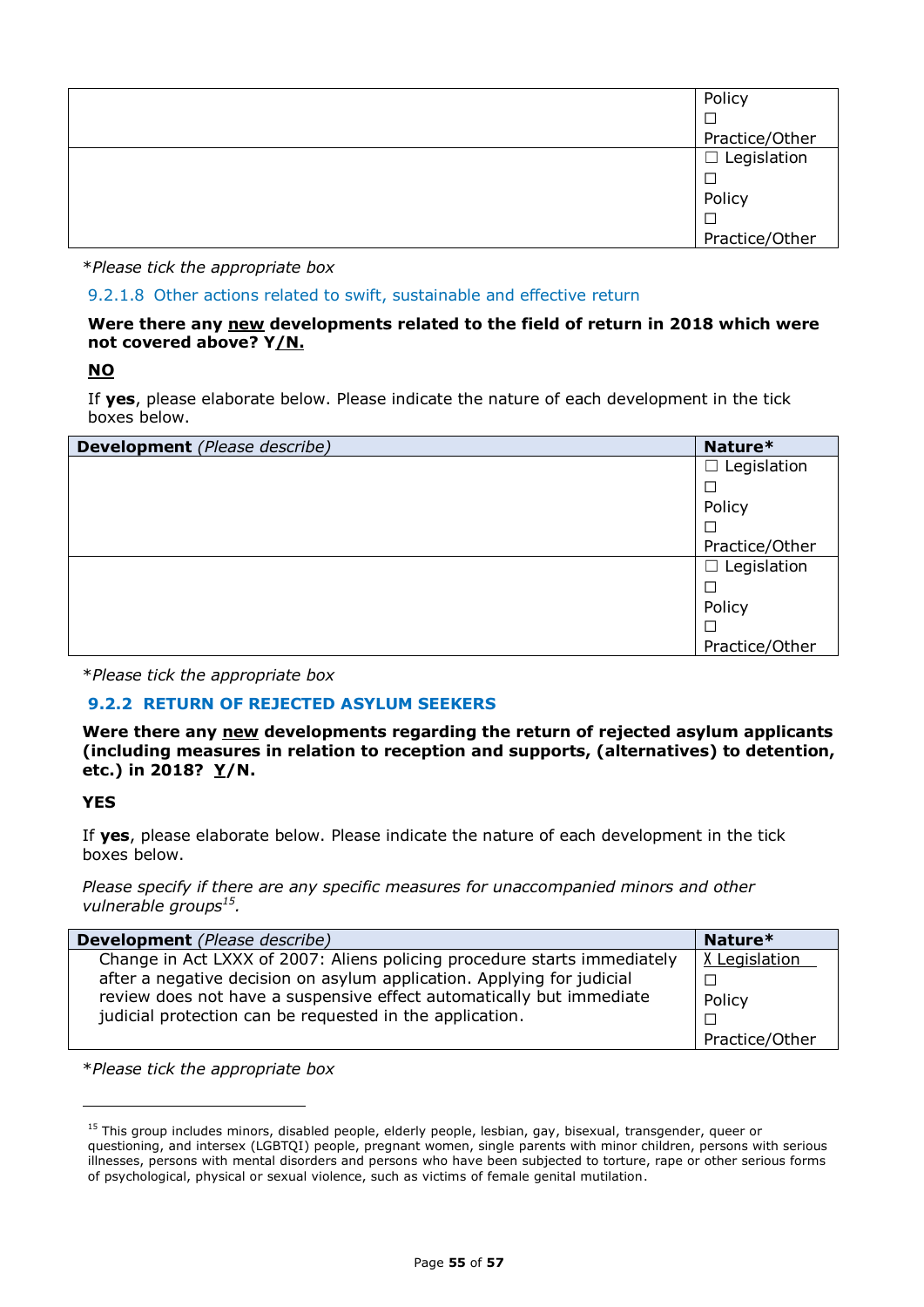| | |
|---|---|
| | Policy ☐ Practice/Other |
| | ☐ Legislation ☐ Policy ☐ Practice/Other |

*Please tick the appropriate box

#### 9.2.1.8 Other actions related to swift, sustainable and effective return

**Were there any new developments related to the field of return in 2018 which were not covered above? Y/N.**

**NO**

If **yes**, please elaborate below. Please indicate the nature of each development in the tick boxes below.

| **Development** *(Please describe)* | **Nature*** |
|---|---|
| | ☐ Legislation ☐ Policy ☐ Practice/Other |
| | ☐ Legislation ☐ Policy ☐ Practice/Other |

*Please tick the appropriate box

### 9.2.2 RETURN OF REJECTED ASYLUM SEEKERS

**Were there any new developments regarding the return of rejected asylum applicants (including measures in relation to reception and supports, (alternatives) to detention, etc.) in 2018? Y/N.**

**YES**

If **yes**, please elaborate below. Please indicate the nature of each development in the tick boxes below.

*Please specify if there are any specific measures for unaccompanied minors and other vulnerable groups[15].*

| **Development** *(Please describe)* | **Nature*** |
|---|---|
| Change in Act LXXX of 2007: Aliens policing procedure starts immediately after a negative decision on asylum application. Applying for judicial review does not have a suspensive effect automatically but immediate judicial protection can be requested in the application. | X Legislation ☐ Policy ☐ Practice/Other |

*Please tick the appropriate box

[15] This group includes minors, disabled people, elderly people, lesbian, gay, bisexual, transgender, queer or questioning, and intersex (LGBTQI) people, pregnant women, single parents with minor children, persons with serious illnesses, persons with mental disorders and persons who have been subjected to torture, rape or other serious forms of psychological, physical or sexual violence, such as victims of female genital mutilation.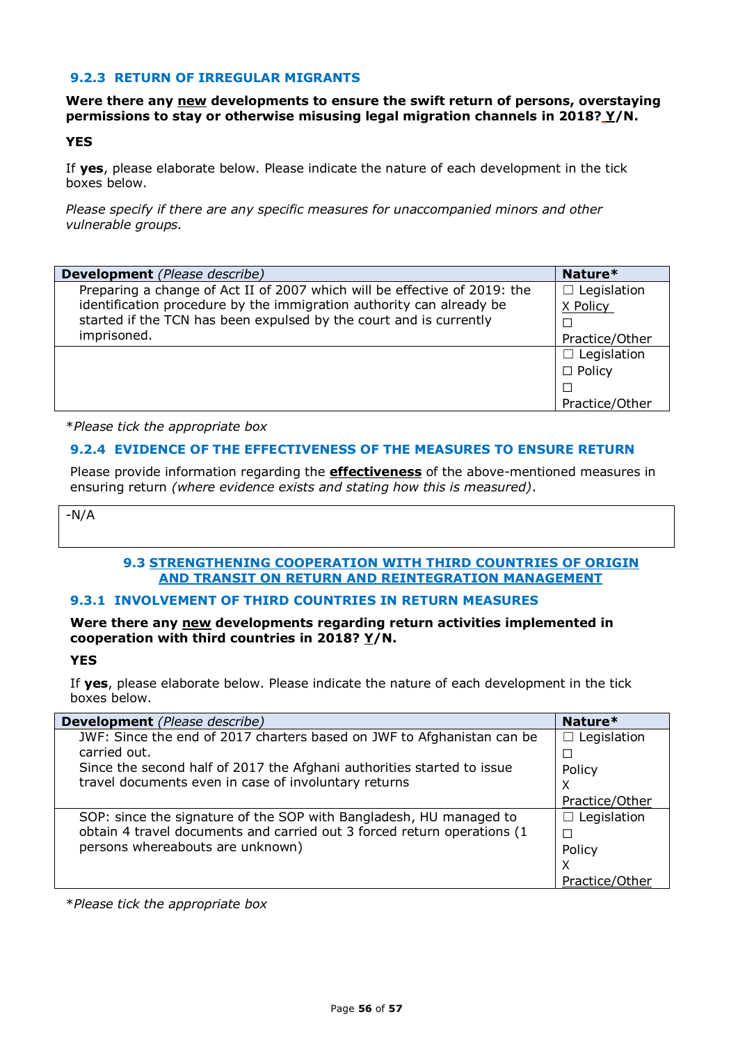### 9.2.3 RETURN OF IRREGULAR MIGRANTS

**Were there any new developments to ensure the swift return of persons, overstaying permissions to stay or otherwise misusing legal migration channels in 2018? Y/N.**

**YES**

If **yes**, please elaborate below. Please indicate the nature of each development in the tick boxes below.

*Please specify if there are any specific measures for unaccompanied minors and other vulnerable groups.*

| **Development** *(Please describe)* | **Nature*** |
|---|---|
| Preparing a change of Act II of 2007 which will be effective of 2019: the identification procedure by the immigration authority can already be started if the TCN has been expulsed by the court and is currently imprisoned. | ☐ Legislation<br>X Policy<br>☐ Practice/Other |
| | ☐ Legislation<br>☐ Policy<br>☐ Practice/Other |

**Please tick the appropriate box*

### 9.2.4 EVIDENCE OF THE EFFECTIVENESS OF THE MEASURES TO ENSURE RETURN

Please provide information regarding the **effectiveness** of the above-mentioned measures in ensuring return *(where evidence exists and stating how this is measured)*.

| -N/A |
|---|

## 9.3 STRENGTHENING COOPERATION WITH THIRD COUNTRIES OF ORIGIN AND TRANSIT ON RETURN AND REINTEGRATION MANAGEMENT

### 9.3.1 INVOLVEMENT OF THIRD COUNTRIES IN RETURN MEASURES

**Were there any new developments regarding return activities implemented in cooperation with third countries in 2018? Y/N.**

**YES**

If **yes**, please elaborate below. Please indicate the nature of each development in the tick boxes below.

| **Development** *(Please describe)* | **Nature*** |
|---|---|
| JWF: Since the end of 2017 charters based on JWF to Afghanistan can be carried out.<br>Since the second half of 2017 the Afghani authorities started to issue travel documents even in case of involuntary returns | ☐ Legislation<br>☐ Policy<br>X Practice/Other |
| SOP: since the signature of the SOP with Bangladesh, HU managed to obtain 4 travel documents and carried out 3 forced return operations (1 persons whereabouts are unknown) | ☐ Legislation<br>☐ Policy<br>X Practice/Other |

**Please tick the appropriate box*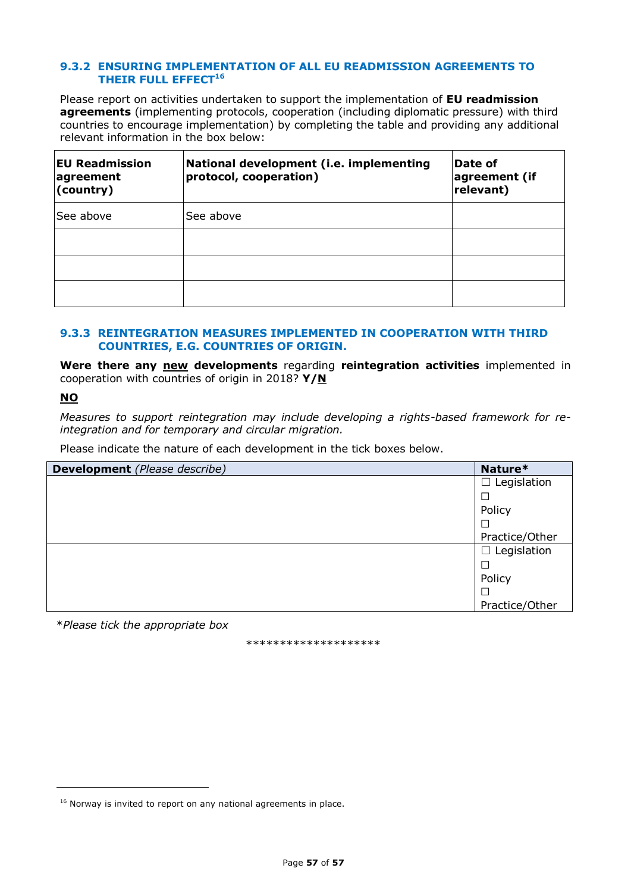### 9.3.2 ENSURING IMPLEMENTATION OF ALL EU READMISSION AGREEMENTS TO THEIR FULL EFFECT[16]

Please report on activities undertaken to support the implementation of **EU readmission agreements** (implementing protocols, cooperation (including diplomatic pressure) with third countries to encourage implementation) by completing the table and providing any additional relevant information in the box below:

| EU Readmission agreement (country) | National development (i.e. implementing protocol, cooperation) | Date of agreement (if relevant) |
|---|---|---|
| See above | See above | |
| | | |
| | | |
| | | |

### 9.3.3 REINTEGRATION MEASURES IMPLEMENTED IN COOPERATION WITH THIRD COUNTRIES, E.G. COUNTRIES OF ORIGIN.

**Were there any <u>new</u> developments** regarding **reintegration activities** implemented in cooperation with countries of origin in 2018? **Y/<u>N</u>**

**<u>NO</u>**

*Measures to support reintegration may include developing a rights-based framework for re-integration and for temporary and circular migration.*

Please indicate the nature of each development in the tick boxes below.

| **Development** *(Please describe)* | **Nature*** |
|---|---|
| | ☐ Legislation<br>☐ Policy<br>☐ Practice/Other |
| | ☐ Legislation<br>☐ Policy<br>☐ Practice/Other |

**Please tick the appropriate box*

********************

[16] Norway is invited to report on any national agreements in place.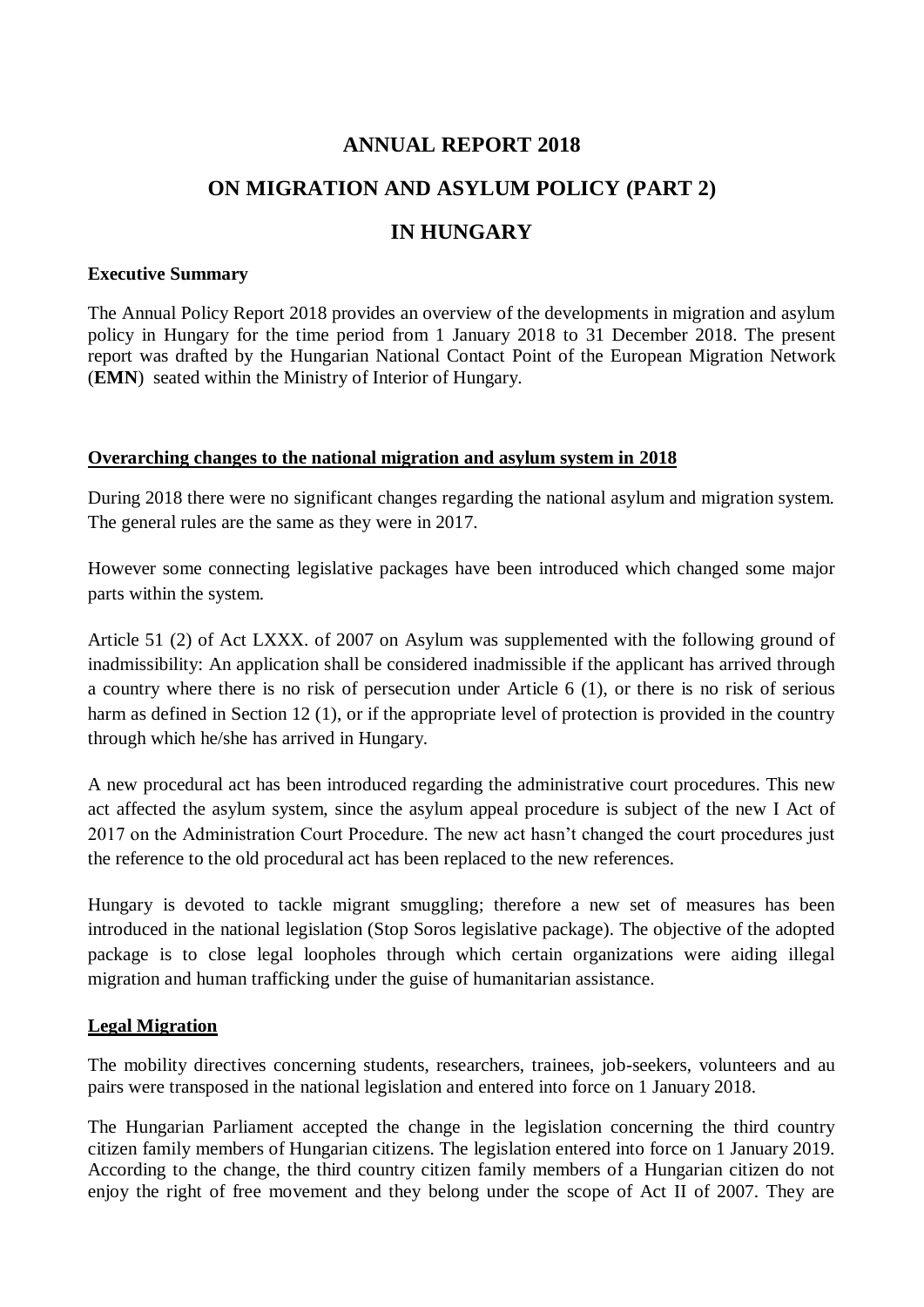# ANNUAL REPORT 2018

# ON MIGRATION AND ASYLUM POLICY (PART 2)

# IN HUNGARY

**Executive Summary**

The Annual Policy Report 2018 provides an overview of the developments in migration and asylum policy in Hungary for the time period from 1 January 2018 to 31 December 2018. The present report was drafted by the Hungarian National Contact Point of the European Migration Network (**EMN**) seated within the Ministry of Interior of Hungary.

**<u>Overarching changes to the national migration and asylum system in 2018</u>**

During 2018 there were no significant changes regarding the national asylum and migration system. The general rules are the same as they were in 2017.

However some connecting legislative packages have been introduced which changed some major parts within the system.

Article 51 (2) of Act LXXX. of 2007 on Asylum was supplemented with the following ground of inadmissibility: An application shall be considered inadmissible if the applicant has arrived through a country where there is no risk of persecution under Article 6 (1), or there is no risk of serious harm as defined in Section 12 (1), or if the appropriate level of protection is provided in the country through which he/she has arrived in Hungary.

A new procedural act has been introduced regarding the administrative court procedures. This new act affected the asylum system, since the asylum appeal procedure is subject of the new I Act of 2017 on the Administration Court Procedure. The new act hasn't changed the court procedures just the reference to the old procedural act has been replaced to the new references.

Hungary is devoted to tackle migrant smuggling; therefore a new set of measures has been introduced in the national legislation (Stop Soros legislative package). The objective of the adopted package is to close legal loopholes through which certain organizations were aiding illegal migration and human trafficking under the guise of humanitarian assistance.

**<u>Legal Migration</u>**

The mobility directives concerning students, researchers, trainees, job-seekers, volunteers and au pairs were transposed in the national legislation and entered into force on 1 January 2018.

The Hungarian Parliament accepted the change in the legislation concerning the third country citizen family members of Hungarian citizens. The legislation entered into force on 1 January 2019. According to the change, the third country citizen family members of a Hungarian citizen do not enjoy the right of free movement and they belong under the scope of Act II of 2007. They are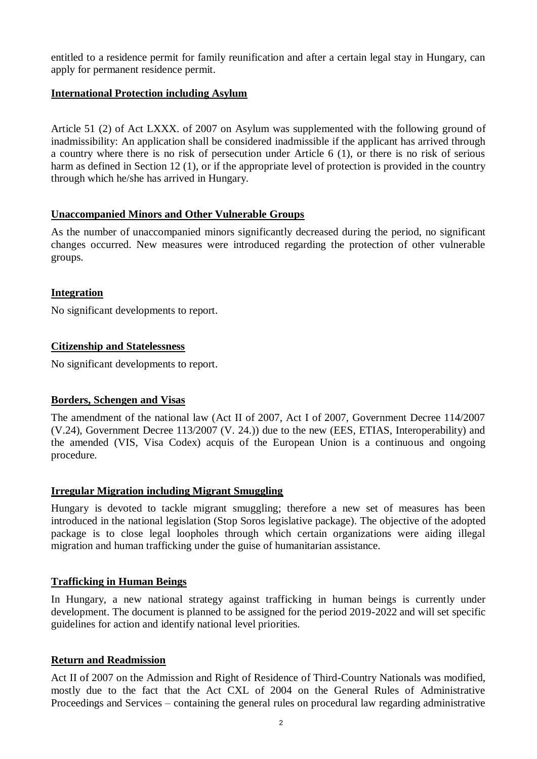entitled to a residence permit for family reunification and after a certain legal stay in Hungary, can apply for permanent residence permit.

**International Protection including Asylum**

Article 51 (2) of Act LXXX. of 2007 on Asylum was supplemented with the following ground of inadmissibility: An application shall be considered inadmissible if the applicant has arrived through a country where there is no risk of persecution under Article 6 (1), or there is no risk of serious harm as defined in Section 12 (1), or if the appropriate level of protection is provided in the country through which he/she has arrived in Hungary.

**Unaccompanied Minors and Other Vulnerable Groups**

As the number of unaccompanied minors significantly decreased during the period, no significant changes occurred. New measures were introduced regarding the protection of other vulnerable groups.

**Integration**

No significant developments to report.

**Citizenship and Statelessness**

No significant developments to report.

**Borders, Schengen and Visas**

The amendment of the national law (Act II of 2007, Act I of 2007, Government Decree 114/2007 (V.24), Government Decree 113/2007 (V. 24.)) due to the new (EES, ETIAS, Interoperability) and the amended (VIS, Visa Codex) acquis of the European Union is a continuous and ongoing procedure.

**Irregular Migration including Migrant Smuggling**

Hungary is devoted to tackle migrant smuggling; therefore a new set of measures has been introduced in the national legislation (Stop Soros legislative package). The objective of the adopted package is to close legal loopholes through which certain organizations were aiding illegal migration and human trafficking under the guise of humanitarian assistance.

**Trafficking in Human Beings**

In Hungary, a new national strategy against trafficking in human beings is currently under development. The document is planned to be assigned for the period 2019-2022 and will set specific guidelines for action and identify national level priorities.

**Return and Readmission**

Act II of 2007 on the Admission and Right of Residence of Third-Country Nationals was modified, mostly due to the fact that the Act CXL of 2004 on the General Rules of Administrative Proceedings and Services – containing the general rules on procedural law regarding administrative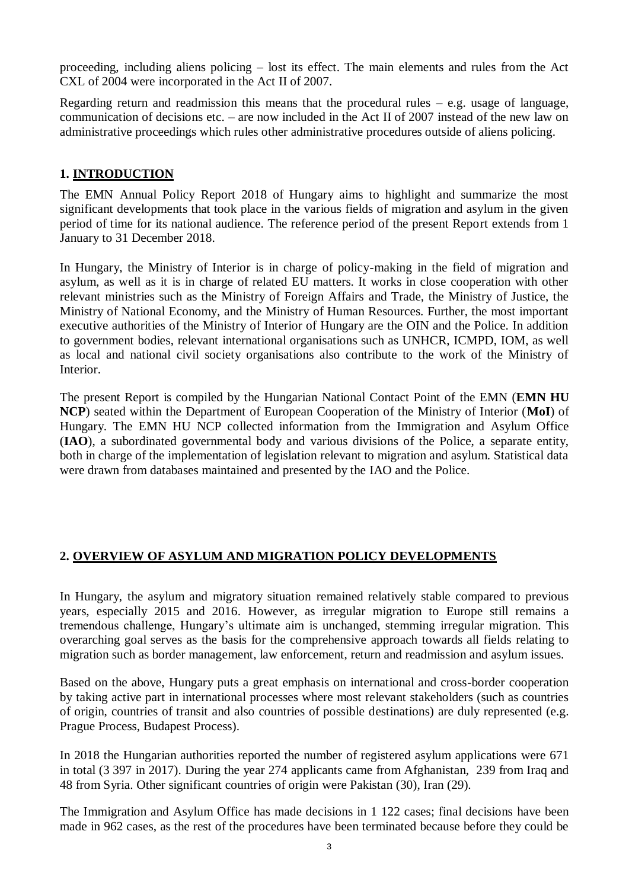proceeding, including aliens policing – lost its effect. The main elements and rules from the Act CXL of 2004 were incorporated in the Act II of 2007.

Regarding return and readmission this means that the procedural rules – e.g. usage of language, communication of decisions etc. – are now included in the Act II of 2007 instead of the new law on administrative proceedings which rules other administrative procedures outside of aliens policing.

## 1. INTRODUCTION

The EMN Annual Policy Report 2018 of Hungary aims to highlight and summarize the most significant developments that took place in the various fields of migration and asylum in the given period of time for its national audience. The reference period of the present Report extends from 1 January to 31 December 2018.

In Hungary, the Ministry of Interior is in charge of policy-making in the field of migration and asylum, as well as it is in charge of related EU matters. It works in close cooperation with other relevant ministries such as the Ministry of Foreign Affairs and Trade, the Ministry of Justice, the Ministry of National Economy, and the Ministry of Human Resources. Further, the most important executive authorities of the Ministry of Interior of Hungary are the OIN and the Police. In addition to government bodies, relevant international organisations such as UNHCR, ICMPD, IOM, as well as local and national civil society organisations also contribute to the work of the Ministry of Interior.

The present Report is compiled by the Hungarian National Contact Point of the EMN (**EMN HU NCP**) seated within the Department of European Cooperation of the Ministry of Interior (**MoI**) of Hungary. The EMN HU NCP collected information from the Immigration and Asylum Office (**IAO**), a subordinated governmental body and various divisions of the Police, a separate entity, both in charge of the implementation of legislation relevant to migration and asylum. Statistical data were drawn from databases maintained and presented by the IAO and the Police.

## 2. OVERVIEW OF ASYLUM AND MIGRATION POLICY DEVELOPMENTS

In Hungary, the asylum and migratory situation remained relatively stable compared to previous years, especially 2015 and 2016. However, as irregular migration to Europe still remains a tremendous challenge, Hungary's ultimate aim is unchanged, stemming irregular migration. This overarching goal serves as the basis for the comprehensive approach towards all fields relating to migration such as border management, law enforcement, return and readmission and asylum issues.

Based on the above, Hungary puts a great emphasis on international and cross-border cooperation by taking active part in international processes where most relevant stakeholders (such as countries of origin, countries of transit and also countries of possible destinations) are duly represented (e.g. Prague Process, Budapest Process).

In 2018 the Hungarian authorities reported the number of registered asylum applications were 671 in total (3 397 in 2017). During the year 274 applicants came from Afghanistan, 239 from Iraq and 48 from Syria. Other significant countries of origin were Pakistan (30), Iran (29).

The Immigration and Asylum Office has made decisions in 1 122 cases; final decisions have been made in 962 cases, as the rest of the procedures have been terminated because before they could be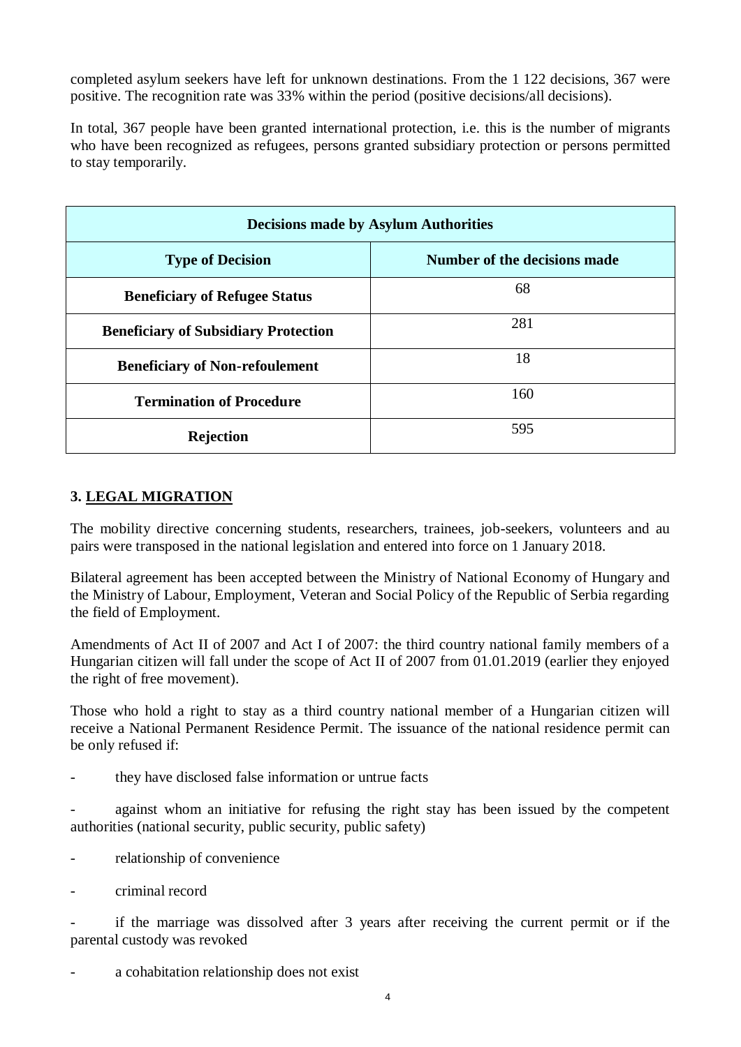completed asylum seekers have left for unknown destinations. From the 1 122 decisions, 367 were positive. The recognition rate was 33% within the period (positive decisions/all decisions).

In total, 367 people have been granted international protection, i.e. this is the number of migrants who have been recognized as refugees, persons granted subsidiary protection or persons permitted to stay temporarily.

| Decisions made by Asylum Authorities | |
|---|---|
| **Type of Decision** | **Number of the decisions made** |
| **Beneficiary of Refugee Status** | 68 |
| **Beneficiary of Subsidiary Protection** | 281 |
| **Beneficiary of Non-refoulement** | 18 |
| **Termination of Procedure** | 160 |
| **Rejection** | 595 |

## 3. LEGAL MIGRATION

The mobility directive concerning students, researchers, trainees, job-seekers, volunteers and au pairs were transposed in the national legislation and entered into force on 1 January 2018.

Bilateral agreement has been accepted between the Ministry of National Economy of Hungary and the Ministry of Labour, Employment, Veteran and Social Policy of the Republic of Serbia regarding the field of Employment.

Amendments of Act II of 2007 and Act I of 2007: the third country national family members of a Hungarian citizen will fall under the scope of Act II of 2007 from 01.01.2019 (earlier they enjoyed the right of free movement).

Those who hold a right to stay as a third country national member of a Hungarian citizen will receive a National Permanent Residence Permit. The issuance of the national residence permit can be only refused if:

- they have disclosed false information or untrue facts
- against whom an initiative for refusing the right stay has been issued by the competent authorities (national security, public security, public safety)
- relationship of convenience
- criminal record
- if the marriage was dissolved after 3 years after receiving the current permit or if the parental custody was revoked
- a cohabitation relationship does not exist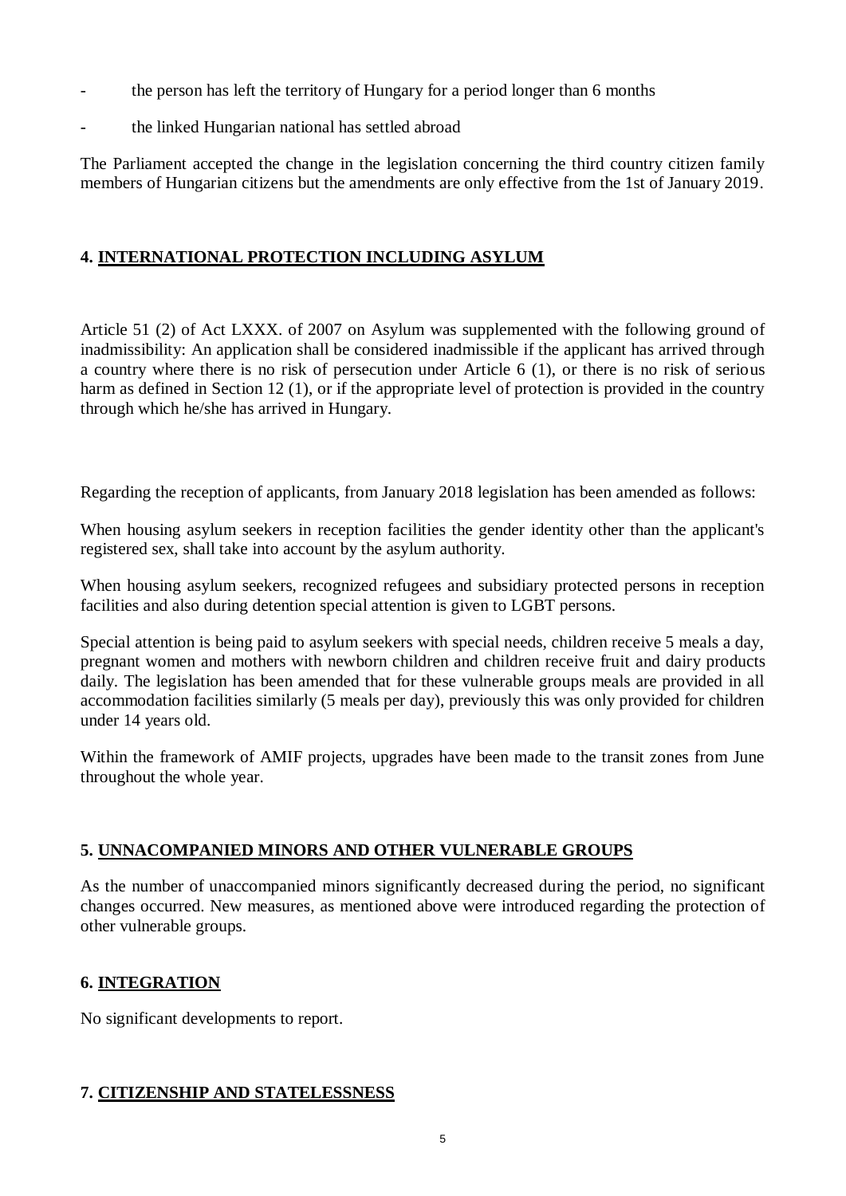- the person has left the territory of Hungary for a period longer than 6 months
- the linked Hungarian national has settled abroad

The Parliament accepted the change in the legislation concerning the third country citizen family members of Hungarian citizens but the amendments are only effective from the 1st of January 2019.

## 4. INTERNATIONAL PROTECTION INCLUDING ASYLUM

Article 51 (2) of Act LXXX. of 2007 on Asylum was supplemented with the following ground of inadmissibility: An application shall be considered inadmissible if the applicant has arrived through a country where there is no risk of persecution under Article 6 (1), or there is no risk of serious harm as defined in Section 12 (1), or if the appropriate level of protection is provided in the country through which he/she has arrived in Hungary.

Regarding the reception of applicants, from January 2018 legislation has been amended as follows:

When housing asylum seekers in reception facilities the gender identity other than the applicant's registered sex, shall take into account by the asylum authority.

When housing asylum seekers, recognized refugees and subsidiary protected persons in reception facilities and also during detention special attention is given to LGBT persons.

Special attention is being paid to asylum seekers with special needs, children receive 5 meals a day, pregnant women and mothers with newborn children and children receive fruit and dairy products daily. The legislation has been amended that for these vulnerable groups meals are provided in all accommodation facilities similarly (5 meals per day), previously this was only provided for children under 14 years old.

Within the framework of AMIF projects, upgrades have been made to the transit zones from June throughout the whole year.

## 5. UNNACOMPANIED MINORS AND OTHER VULNERABLE GROUPS

As the number of unaccompanied minors significantly decreased during the period, no significant changes occurred. New measures, as mentioned above were introduced regarding the protection of other vulnerable groups.

## 6. INTEGRATION

No significant developments to report.

## 7. CITIZENSHIP AND STATELESSNESS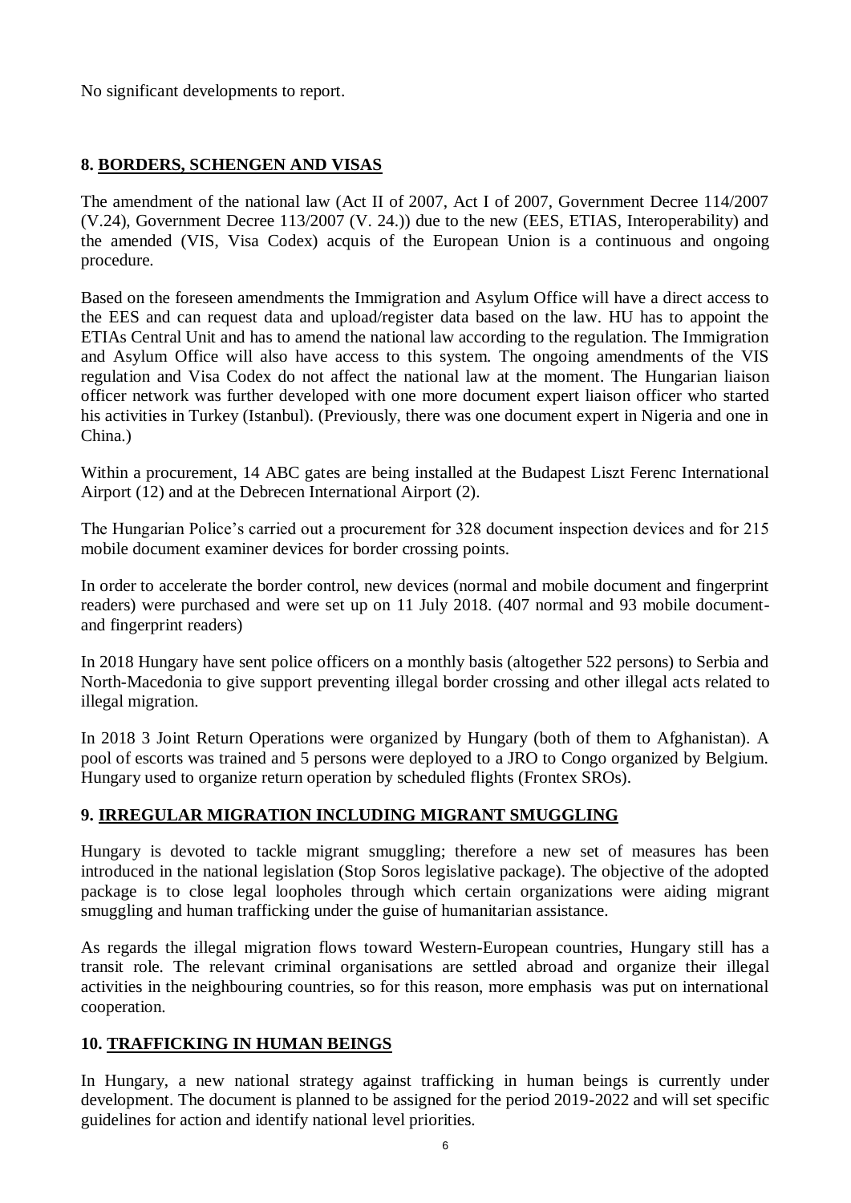No significant developments to report.

## 8. BORDERS, SCHENGEN AND VISAS

The amendment of the national law (Act II of 2007, Act I of 2007, Government Decree 114/2007 (V.24), Government Decree 113/2007 (V. 24.)) due to the new (EES, ETIAS, Interoperability) and the amended (VIS, Visa Codex) acquis of the European Union is a continuous and ongoing procedure.

Based on the foreseen amendments the Immigration and Asylum Office will have a direct access to the EES and can request data and upload/register data based on the law. HU has to appoint the ETIAs Central Unit and has to amend the national law according to the regulation. The Immigration and Asylum Office will also have access to this system. The ongoing amendments of the VIS regulation and Visa Codex do not affect the national law at the moment. The Hungarian liaison officer network was further developed with one more document expert liaison officer who started his activities in Turkey (Istanbul). (Previously, there was one document expert in Nigeria and one in China.)

Within a procurement, 14 ABC gates are being installed at the Budapest Liszt Ferenc International Airport (12) and at the Debrecen International Airport (2).

The Hungarian Police's carried out a procurement for 328 document inspection devices and for 215 mobile document examiner devices for border crossing points.

In order to accelerate the border control, new devices (normal and mobile document and fingerprint readers) were purchased and were set up on 11 July 2018. (407 normal and 93 mobile document- and fingerprint readers)

In 2018 Hungary have sent police officers on a monthly basis (altogether 522 persons) to Serbia and North-Macedonia to give support preventing illegal border crossing and other illegal acts related to illegal migration.

In 2018 3 Joint Return Operations were organized by Hungary (both of them to Afghanistan). A pool of escorts was trained and 5 persons were deployed to a JRO to Congo organized by Belgium. Hungary used to organize return operation by scheduled flights (Frontex SROs).

## 9. IRREGULAR MIGRATION INCLUDING MIGRANT SMUGGLING

Hungary is devoted to tackle migrant smuggling; therefore a new set of measures has been introduced in the national legislation (Stop Soros legislative package). The objective of the adopted package is to close legal loopholes through which certain organizations were aiding migrant smuggling and human trafficking under the guise of humanitarian assistance.

As regards the illegal migration flows toward Western-European countries, Hungary still has a transit role. The relevant criminal organisations are settled abroad and organize their illegal activities in the neighbouring countries, so for this reason, more emphasis was put on international cooperation.

## 10. TRAFFICKING IN HUMAN BEINGS

In Hungary, a new national strategy against trafficking in human beings is currently under development. The document is planned to be assigned for the period 2019-2022 and will set specific guidelines for action and identify national level priorities.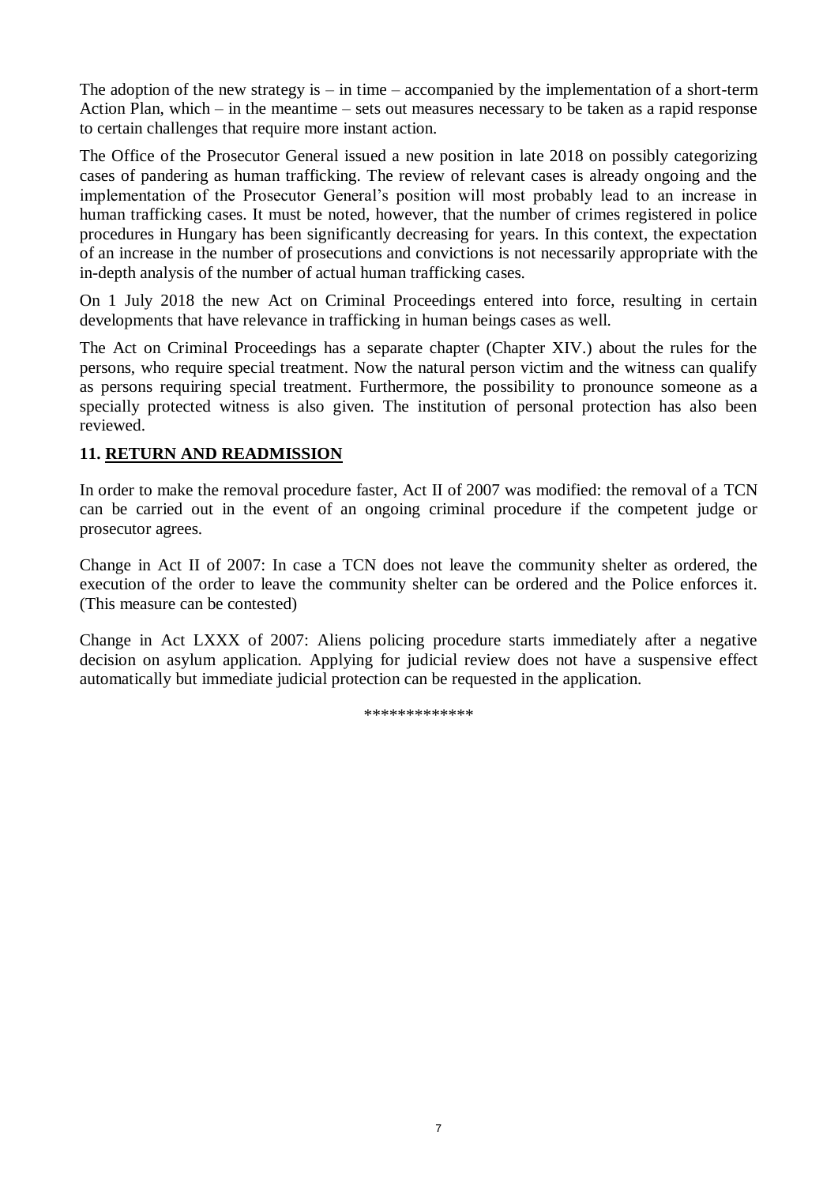The adoption of the new strategy is – in time – accompanied by the implementation of a short-term Action Plan, which – in the meantime – sets out measures necessary to be taken as a rapid response to certain challenges that require more instant action.

The Office of the Prosecutor General issued a new position in late 2018 on possibly categorizing cases of pandering as human trafficking. The review of relevant cases is already ongoing and the implementation of the Prosecutor General's position will most probably lead to an increase in human trafficking cases. It must be noted, however, that the number of crimes registered in police procedures in Hungary has been significantly decreasing for years. In this context, the expectation of an increase in the number of prosecutions and convictions is not necessarily appropriate with the in-depth analysis of the number of actual human trafficking cases.

On 1 July 2018 the new Act on Criminal Proceedings entered into force, resulting in certain developments that have relevance in trafficking in human beings cases as well.

The Act on Criminal Proceedings has a separate chapter (Chapter XIV.) about the rules for the persons, who require special treatment. Now the natural person victim and the witness can qualify as persons requiring special treatment. Furthermore, the possibility to pronounce someone as a specially protected witness is also given. The institution of personal protection has also been reviewed.

## 11. RETURN AND READMISSION

In order to make the removal procedure faster, Act II of 2007 was modified: the removal of a TCN can be carried out in the event of an ongoing criminal procedure if the competent judge or prosecutor agrees.

Change in Act II of 2007: In case a TCN does not leave the community shelter as ordered, the execution of the order to leave the community shelter can be ordered and the Police enforces it. (This measure can be contested)

Change in Act LXXX of 2007: Aliens policing procedure starts immediately after a negative decision on asylum application. Applying for judicial review does not have a suspensive effect automatically but immediate judicial protection can be requested in the application.

*************